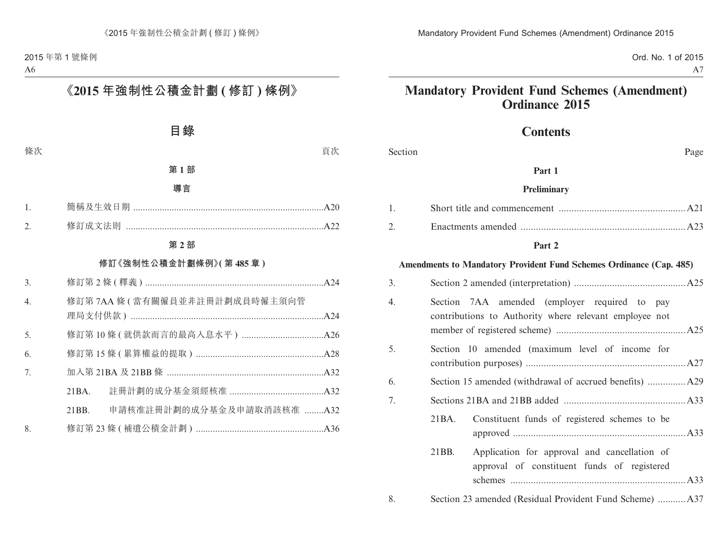# 《2015 年強制性公積金計劃 (修訂) 條例》

## 目錄

條次 頁次

**第 1 部**

**導言**

1. 簡稱及生效日期 ....A20
2. 修訂成文法則 ....A22

**第 2 部**

**修訂《強制性公積金計劃條例》(第 485 章)**

3. 修訂第 2 條 (釋義) ....A24
4. 修訂第 7AA 條 (當有關僱員並非註冊計劃成員時僱主須向管理局支付供款) ....A24
5. 修訂第 10 條 (就供款而言的最高入息水平) ....A26
6. 修訂第 15 條 (累算權益的提取) ....A28
7. 加入第 21BA 及 21BB 條 ....A32
   - 21BA. 註冊計劃的成分基金須經核准 ....A32
   - 21BB. 申請核准註冊計劃的成分基金及申請取消該核准 ....A32
8. 修訂第 23 條 (補遺公積金計劃) ....A36

# Mandatory Provident Fund Schemes (Amendment) Ordinance 2015

## Contents

Section Page

**Part 1**

**Preliminary**

1. Short title and commencement ....A21
2. Enactments amended ....A23

**Part 2**

**Amendments to Mandatory Provident Fund Schemes Ordinance (Cap. 485)**

3. Section 2 amended (interpretation) ....A25
4. Section 7AA amended (employer required to pay contributions to Authority where relevant employee not member of registered scheme) ....A25
5. Section 10 amended (maximum level of income for contribution purposes) ....A27
6. Section 15 amended (withdrawal of accrued benefits) ....A29
7. Sections 21BA and 21BB added ....A33
   - 21BA. Constituent funds of registered schemes to be approved ....A33
   - 21BB. Application for approval and cancellation of approval of constituent funds of registered schemes ....A33
8. Section 23 amended (Residual Provident Fund Scheme) ....A37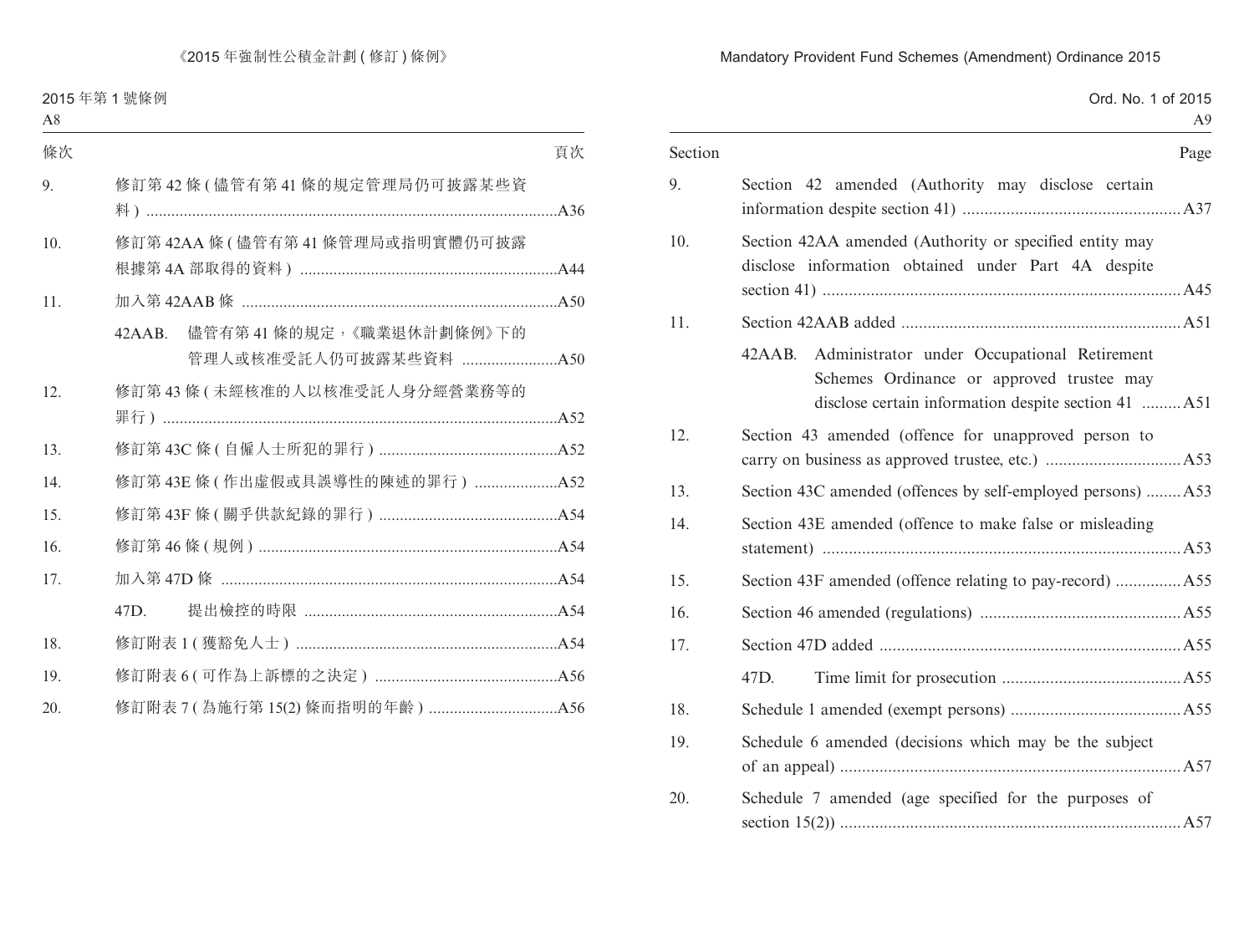| 條次 | | 頁次 |
|---|---|---|
| 9. | 修訂第 42 條 (儘管有第 41 條的規定管理局仍可披露某些資料) | A36 |
| 10. | 修訂第 42AA 條 (儘管有第 41 條管理局或指明實體仍可披露根據第 4A 部取得的資料) | A44 |
| 11. | 加入第 42AAB 條 | A50 |
| | 42AAB. 儘管有第 41 條的規定,《職業退休計劃條例》下的管理人或核准受託人仍可披露某些資料 | A50 |
| 12. | 修訂第 43 條 (未經核准的人以核准受託人身分經營業務等的罪行) | A52 |
| 13. | 修訂第 43C 條 (自僱人士所犯的罪行) | A52 |
| 14. | 修訂第 43E 條 (作出虛假或具誤導性的陳述的罪行) | A52 |
| 15. | 修訂第 43F 條 (關乎供款紀錄的罪行) | A54 |
| 16. | 修訂第 46 條 (規例) | A54 |
| 17. | 加入第 47D 條 | A54 |
| | 47D. 提出檢控的時限 | A54 |
| 18. | 修訂附表 1 (獲豁免人士) | A54 |
| 19. | 修訂附表 6 (可作為上訴標的之決定) | A56 |
| 20. | 修訂附表 7 (為施行第 15(2) 條而指明的年齡) | A56 |

| Section | | Page |
|---|---|---|
| 9. | Section 42 amended (Authority may disclose certain information despite section 41) | A37 |
| 10. | Section 42AA amended (Authority or specified entity may disclose information obtained under Part 4A despite section 41) | A45 |
| 11. | Section 42AAB added | A51 |
| | 42AAB. Administrator under Occupational Retirement Schemes Ordinance or approved trustee may disclose certain information despite section 41 | A51 |
| 12. | Section 43 amended (offence for unapproved person to carry on business as approved trustee, etc.) | A53 |
| 13. | Section 43C amended (offences by self-employed persons) | A53 |
| 14. | Section 43E amended (offence to make false or misleading statement) | A53 |
| 15. | Section 43F amended (offence relating to pay-record) | A55 |
| 16. | Section 46 amended (regulations) | A55 |
| 17. | Section 47D added | A55 |
| | 47D. Time limit for prosecution | A55 |
| 18. | Schedule 1 amended (exempt persons) | A55 |
| 19. | Schedule 6 amended (decisions which may be the subject of an appeal) | A57 |
| 20. | Schedule 7 amended (age specified for the purposes of section 15(2)) | A57 |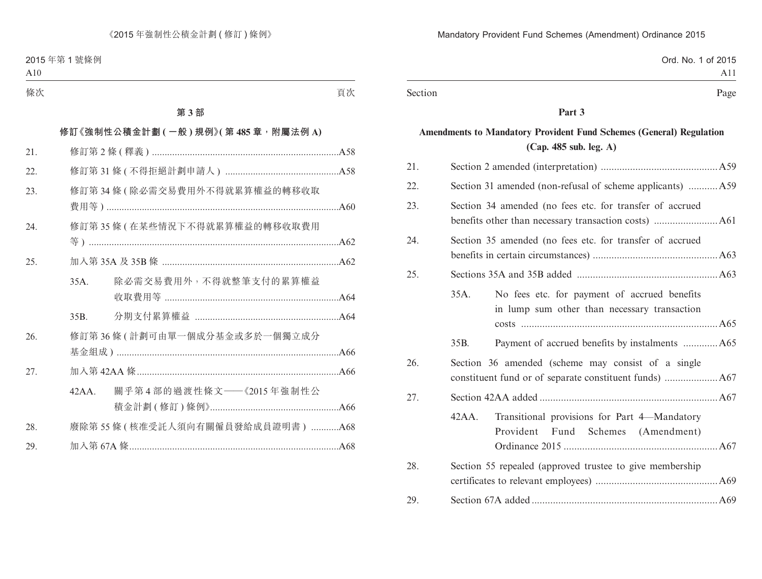條次 頁次

**第 3 部**

**修訂《強制性公積金計劃 ( 一般 ) 規例》( 第 485 章，附屬法例 A)**

21. 修訂第 2 條 ( 釋義 ) ..........A58
22. 修訂第 31 條 ( 不得拒絕計劃申請人 ) ..........A58
23. 修訂第 34 條 ( 除必需交易費用外不得就累算權益的轉移收取費用等 ) ..........A60
24. 修訂第 35 條 ( 在某些情況下不得就累算權益的轉移收取費用等 ) ..........A62
25. 加入第 35A 及 35B 條 ..........A62
    - 35A. 除必需交易費用外，不得就整筆支付的累算權益收取費用等 ..........A64
    - 35B. 分期支付累算權益 ..........A64
26. 修訂第 36 條 ( 計劃可由單一個成分基金或多於一個獨立成分基金組成 ) ..........A66
27. 加入第 42AA 條 ..........A66
    - 42AA. 關乎第 4 部的過渡性條文——《2015 年強制性公積金計劃 ( 修訂 ) 條例》..........A66
28. 廢除第 55 條 ( 核准受託人須向有關僱員發給成員證明書 ) ..........A68
29. 加入第 67A 條 ..........A68

Section Page

**Part 3**

**Amendments to Mandatory Provident Fund Schemes (General) Regulation (Cap. 485 sub. leg. A)**

21. Section 2 amended (interpretation) ..........A59
22. Section 31 amended (non-refusal of scheme applicants) ..........A59
23. Section 34 amended (no fees etc. for transfer of accrued benefits other than necessary transaction costs) ..........A61
24. Section 35 amended (no fees etc. for transfer of accrued benefits in certain circumstances) ..........A63
25. Sections 35A and 35B added ..........A63
    - 35A. No fees etc. for payment of accrued benefits in lump sum other than necessary transaction costs ..........A65
    - 35B. Payment of accrued benefits by instalments ..........A65
26. Section 36 amended (scheme may consist of a single constituent fund or of separate constituent funds) ..........A67
27. Section 42AA added ..........A67
    - 42AA. Transitional provisions for Part 4—Mandatory Provident Fund Schemes (Amendment) Ordinance 2015 ..........A67
28. Section 55 repealed (approved trustee to give membership certificates to relevant employees) ..........A69
29. Section 67A added ..........A69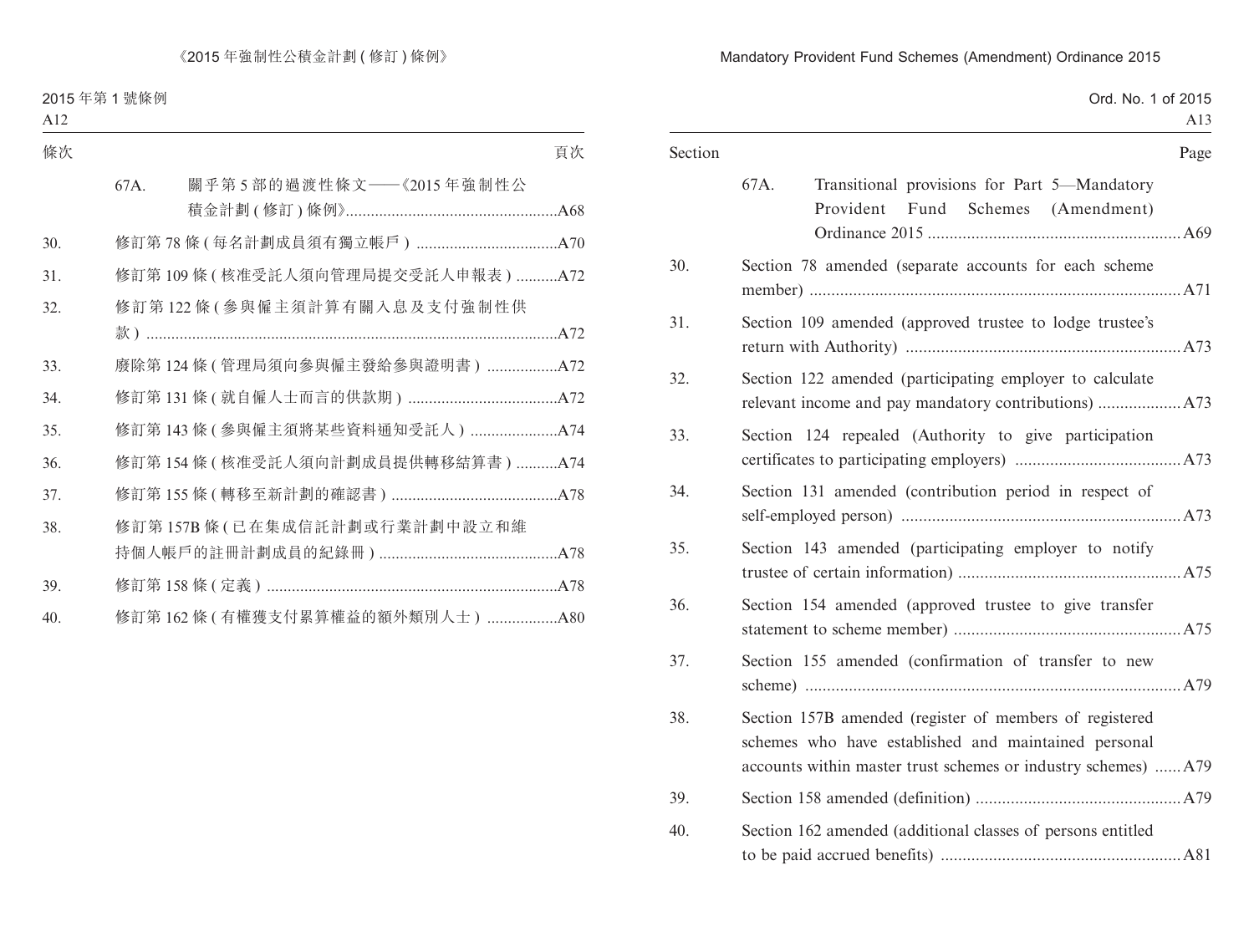| 條次 | | 頁次 |
|---|---|---|
| | 67A. 關乎第 5 部的過渡性條文——《2015 年強制性公積金計劃 ( 修訂 ) 條例》 | A68 |
| 30. | 修訂第 78 條 ( 每名計劃成員須有獨立帳戶 ) | A70 |
| 31. | 修訂第 109 條 ( 核准受託人須向管理局提交受託人申報表 ) | A72 |
| 32. | 修訂第 122 條 ( 參與僱主須計算有關入息及支付強制性供款 ) | A72 |
| 33. | 廢除第 124 條 ( 管理局須向參與僱主發給參與證明書 ) | A72 |
| 34. | 修訂第 131 條 ( 就自僱人士而言的供款期 ) | A72 |
| 35. | 修訂第 143 條 ( 參與僱主須將某些資料通知受託人 ) | A74 |
| 36. | 修訂第 154 條 ( 核准受託人須向計劃成員提供轉移結算書 ) | A74 |
| 37. | 修訂第 155 條 ( 轉移至新計劃的確認書 ) | A78 |
| 38. | 修訂第 157B 條 ( 已在集成信託計劃或行業計劃中設立和維持個人帳戶的註冊計劃成員的紀錄冊 ) | A78 |
| 39. | 修訂第 158 條 ( 定義 ) | A78 |
| 40. | 修訂第 162 條 ( 有權獲支付累算權益的額外類別人士 ) | A80 |

| Section | | Page |
|---|---|---|
| | 67A. Transitional provisions for Part 5—Mandatory Provident Fund Schemes (Amendment) Ordinance 2015 | A69 |
| 30. | Section 78 amended (separate accounts for each scheme member) | A71 |
| 31. | Section 109 amended (approved trustee to lodge trustee's return with Authority) | A73 |
| 32. | Section 122 amended (participating employer to calculate relevant income and pay mandatory contributions) | A73 |
| 33. | Section 124 repealed (Authority to give participation certificates to participating employers) | A73 |
| 34. | Section 131 amended (contribution period in respect of self-employed person) | A73 |
| 35. | Section 143 amended (participating employer to notify trustee of certain information) | A75 |
| 36. | Section 154 amended (approved trustee to give transfer statement to scheme member) | A75 |
| 37. | Section 155 amended (confirmation of transfer to new scheme) | A79 |
| 38. | Section 157B amended (register of members of registered schemes who have established and maintained personal accounts within master trust schemes or industry schemes) | A79 |
| 39. | Section 158 amended (definition) | A79 |
| 40. | Section 162 amended (additional classes of persons entitled to be paid accrued benefits) | A81 |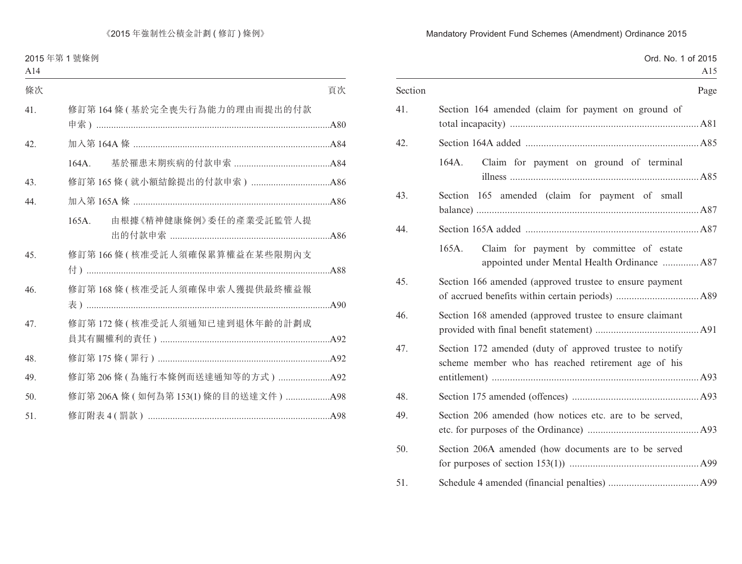| 條次 | | 頁次 |
|---|---|---|
| 41. | 修訂第 164 條 (基於完全喪失行為能力的理由而提出的付款申索) | A80 |
| 42. | 加入第 164A 條 | A84 |
| | 164A. 基於罹患末期疾病的付款申索 | A84 |
| 43. | 修訂第 165 條 (就小額結餘提出的付款申索) | A86 |
| 44. | 加入第 165A 條 | A86 |
| | 165A. 由根據《精神健康條例》委任的產業受託監管人提出的付款申索 | A86 |
| 45. | 修訂第 166 條 (核准受託人須確保累算權益在某些限期內支付) | A88 |
| 46. | 修訂第 168 條 (核准受託人須確保申索人獲提供最終權益報表) | A90 |
| 47. | 修訂第 172 條 (核准受託人須通知已達到退休年齡的計劃成員其有關權利的責任) | A92 |
| 48. | 修訂第 175 條 (罪行) | A92 |
| 49. | 修訂第 206 條 (為施行本條例而送達通知等的方式) | A92 |
| 50. | 修訂第 206A 條 (如何為第 153(1) 條的目的送達文件) | A98 |
| 51. | 修訂附表 4 (罰款) | A98 |

| Section | | Page |
|---|---|---|
| 41. | Section 164 amended (claim for payment on ground of total incapacity) | A81 |
| 42. | Section 164A added | A85 |
| | 164A. Claim for payment on ground of terminal illness | A85 |
| 43. | Section 165 amended (claim for payment of small balance) | A87 |
| 44. | Section 165A added | A87 |
| | 165A. Claim for payment by committee of estate appointed under Mental Health Ordinance | A87 |
| 45. | Section 166 amended (approved trustee to ensure payment of accrued benefits within certain periods) | A89 |
| 46. | Section 168 amended (approved trustee to ensure claimant provided with final benefit statement) | A91 |
| 47. | Section 172 amended (duty of approved trustee to notify scheme member who has reached retirement age of his entitlement) | A93 |
| 48. | Section 175 amended (offences) | A93 |
| 49. | Section 206 amended (how notices etc. are to be served, etc. for purposes of the Ordinance) | A93 |
| 50. | Section 206A amended (how documents are to be served for purposes of section 153(1)) | A99 |
| 51. | Schedule 4 amended (financial penalties) | A99 |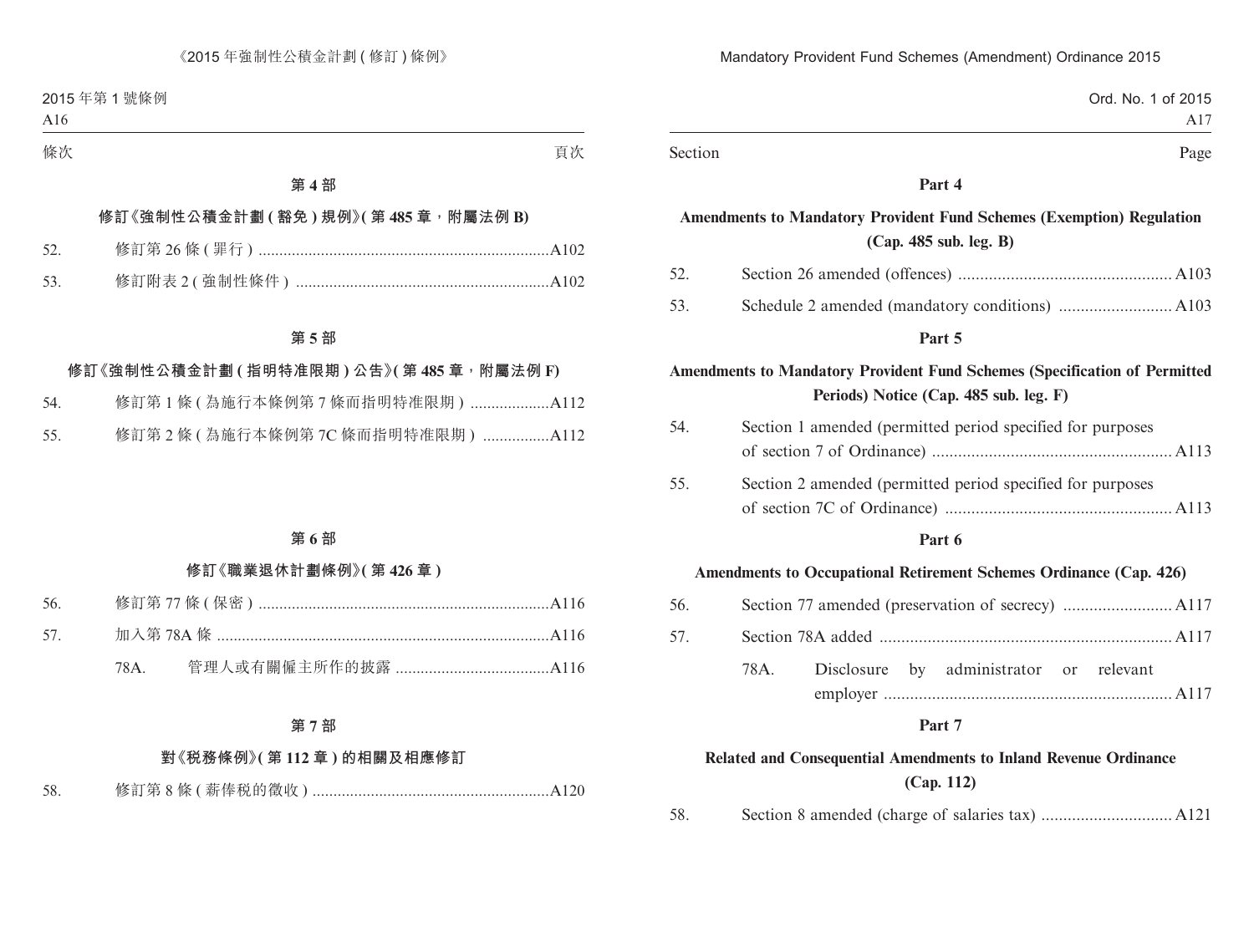條次 頁次

**第 4 部**

**修訂《強制性公積金計劃 ( 豁免 ) 規例》( 第 485 章，附屬法例 B)**

52. 修訂第 26 條 ( 罪行 ) ......................................................................A102

53. 修訂附表 2 ( 強制性條件 ) .............................................................A102

**第 5 部**

**修訂《強制性公積金計劃 ( 指明特准限期 ) 公告》( 第 485 章，附屬法例 F)**

54. 修訂第 1 條 ( 為施行本條例第 7 條而指明特准限期 ) ...................A112

55. 修訂第 2 條 ( 為施行本條例第 7C 條而指明特准限期 ) ................A112

**第 6 部**

**修訂《職業退休計劃條例》( 第 426 章 )**

56. 修訂第 77 條 ( 保密 ) ......................................................................A116

57. 加入第 78A 條 ................................................................................A116

78A. 管理人或有關僱主所作的披露 .....................................A116

**第 7 部**

**對《稅務條例》( 第 112 章 ) 的相關及相應修訂**

58. 修訂第 8 條 ( 薪俸稅的徵收 ) .........................................................A120

Section Page

**Part 4**

**Amendments to Mandatory Provident Fund Schemes (Exemption) Regulation (Cap. 485 sub. leg. B)**

52. Section 26 amended (offences) .................................................A103

53. Schedule 2 amended (mandatory conditions) ..........................A103

**Part 5**

**Amendments to Mandatory Provident Fund Schemes (Specification of Permitted Periods) Notice (Cap. 485 sub. leg. F)**

54. Section 1 amended (permitted period specified for purposes of section 7 of Ordinance) .......................................................A113

55. Section 2 amended (permitted period specified for purposes of section 7C of Ordinance) ....................................................A113

**Part 6**

**Amendments to Occupational Retirement Schemes Ordinance (Cap. 426)**

56. Section 77 amended (preservation of secrecy) .........................A117

57. Section 78A added ..................................................................A117

78A. Disclosure by administrator or relevant employer ..................................................................A117

**Part 7**

**Related and Consequential Amendments to Inland Revenue Ordinance (Cap. 112)**

58. Section 8 amended (charge of salaries tax) ..............................A121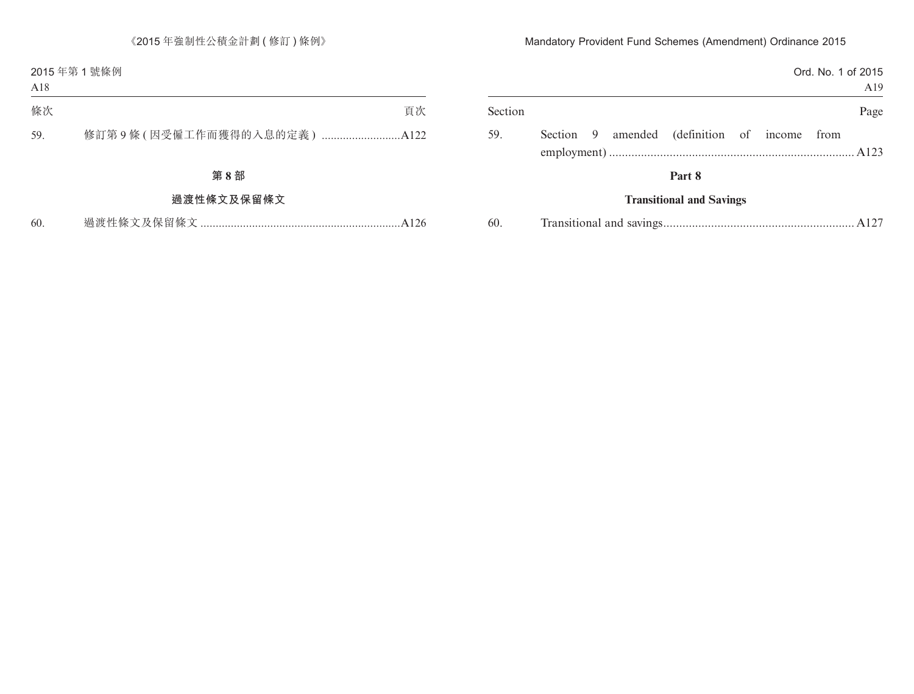| 條次 | | 頁次 |
|---|---|---|
| 59. | 修訂第 9 條 (因受僱工作而獲得的入息的定義) | A122 |

**第 8 部**

**過渡性條文及保留條文**

| | | |
|---|---|---|
| 60. | 過渡性條文及保留條文 | A126 |

| Section | | Page |
|---|---|---|
| 59. | Section 9 amended (definition of income from employment) | A123 |

**Part 8**

**Transitional and Savings**

| | | |
|---|---|---|
| 60. | Transitional and savings | A127 |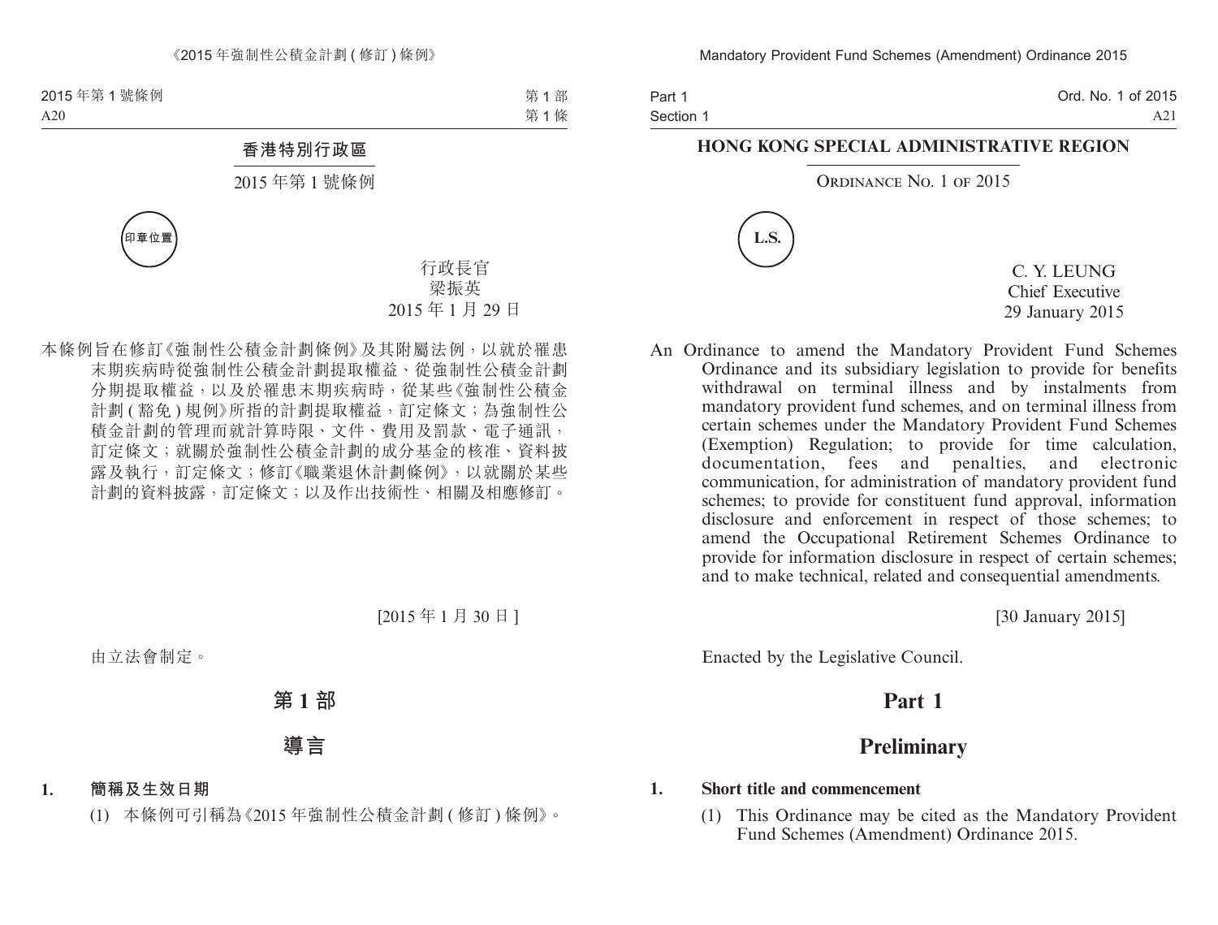# 香港特別行政區

2015 年第 1 號條例

印章位置

行政長官
梁振英
2015 年 1 月 29 日

本條例旨在修訂《強制性公積金計劃條例》及其附屬法例，以就於罹患末期疾病時從強制性公積金計劃提取權益、從強制性公積金計劃分期提取權益，以及於罹患末期疾病時，從某些《強制性公積金計劃 (豁免) 規例》所指的計劃提取權益，訂定條文；為強制性公積金計劃的管理而就計算時限、文件、費用及罰款、電子通訊，訂定條文；就關於強制性公積金計劃的成分基金的核准、資料披露及執行，訂定條文；修訂《職業退休計劃條例》，以就關於某些計劃的資料披露，訂定條文；以及作出技術性、相關及相應修訂。

[2015 年 1 月 30 日]

由立法會制定。

## 第 1 部

## 導言

**1. 簡稱及生效日期**

(1) 本條例可引稱為《2015 年強制性公積金計劃 (修訂) 條例》。

# HONG KONG SPECIAL ADMINISTRATIVE REGION

Ordinance No. 1 of 2015

L.S.

C. Y. LEUNG
Chief Executive
29 January 2015

An Ordinance to amend the Mandatory Provident Fund Schemes Ordinance and its subsidiary legislation to provide for benefits withdrawal on terminal illness and by instalments from mandatory provident fund schemes, and on terminal illness from certain schemes under the Mandatory Provident Fund Schemes (Exemption) Regulation; to provide for time calculation, documentation, fees and penalties, and electronic communication, for administration of mandatory provident fund schemes; to provide for constituent fund approval, information disclosure and enforcement in respect of those schemes; to amend the Occupational Retirement Schemes Ordinance to provide for information disclosure in respect of certain schemes; and to make technical, related and consequential amendments.

[30 January 2015]

Enacted by the Legislative Council.

## Part 1

## Preliminary

**1. Short title and commencement**

(1) This Ordinance may be cited as the Mandatory Provident Fund Schemes (Amendment) Ordinance 2015.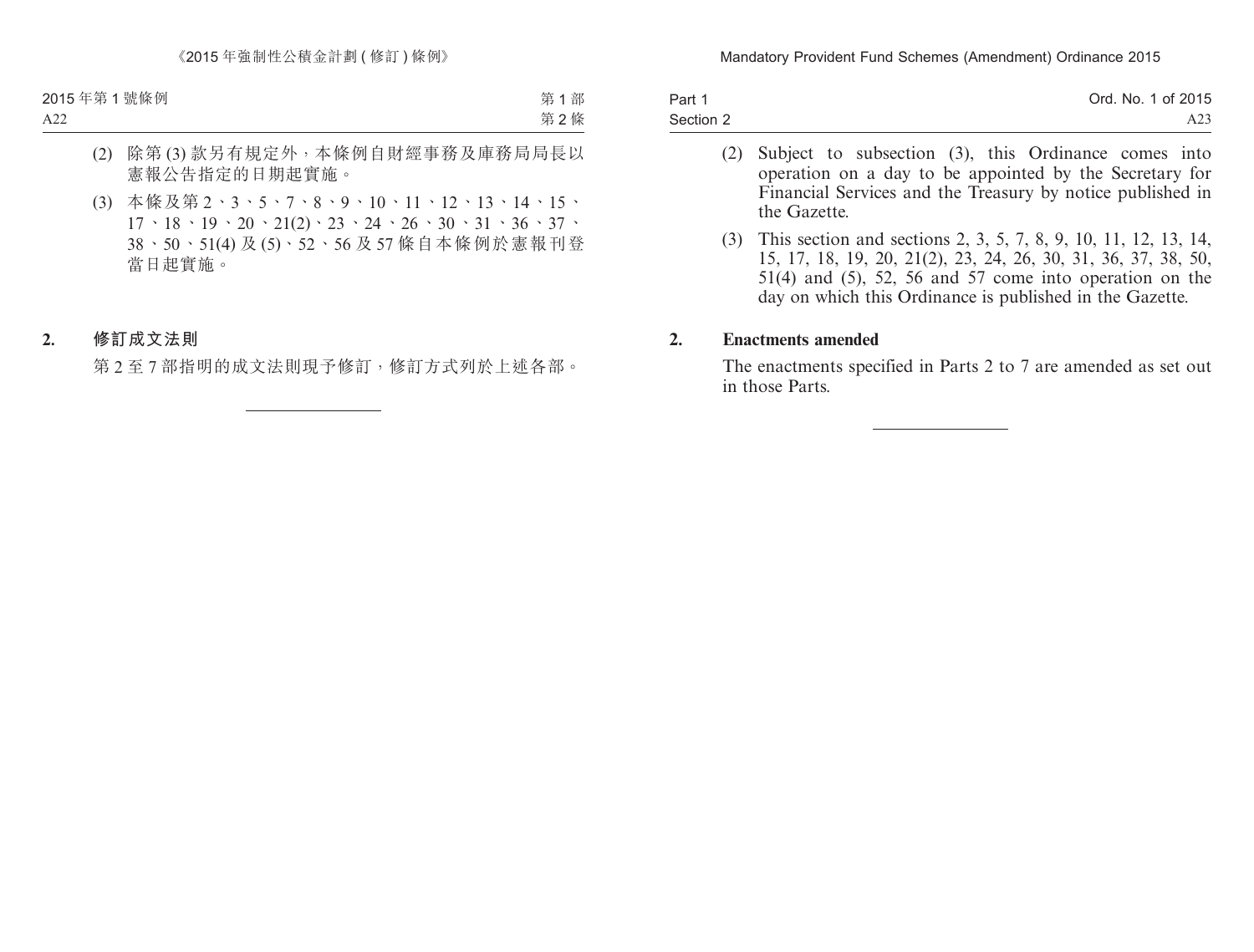(2) 除第 (3) 款另有規定外，本條例自財經事務及庫務局局長以憲報公告指定的日期起實施。

(3) 本條及第 2、3、5、7、8、9、10、11、12、13、14、15、17、18、19、20、21(2)、23、24、26、30、31、36、37、38、50、51(4) 及 (5)、52、56 及 57 條自本條例於憲報刊登當日起實施。

## 2. 修訂成文法則

第 2 至 7 部指明的成文法則現予修訂，修訂方式列於上述各部。

---

(2) Subject to subsection (3), this Ordinance comes into operation on a day to be appointed by the Secretary for Financial Services and the Treasury by notice published in the Gazette.

(3) This section and sections 2, 3, 5, 7, 8, 9, 10, 11, 12, 13, 14, 15, 17, 18, 19, 20, 21(2), 23, 24, 26, 30, 31, 36, 37, 38, 50, 51(4) and (5), 52, 56 and 57 come into operation on the day on which this Ordinance is published in the Gazette.

## 2. Enactments amended

The enactments specified in Parts 2 to 7 are amended as set out in those Parts.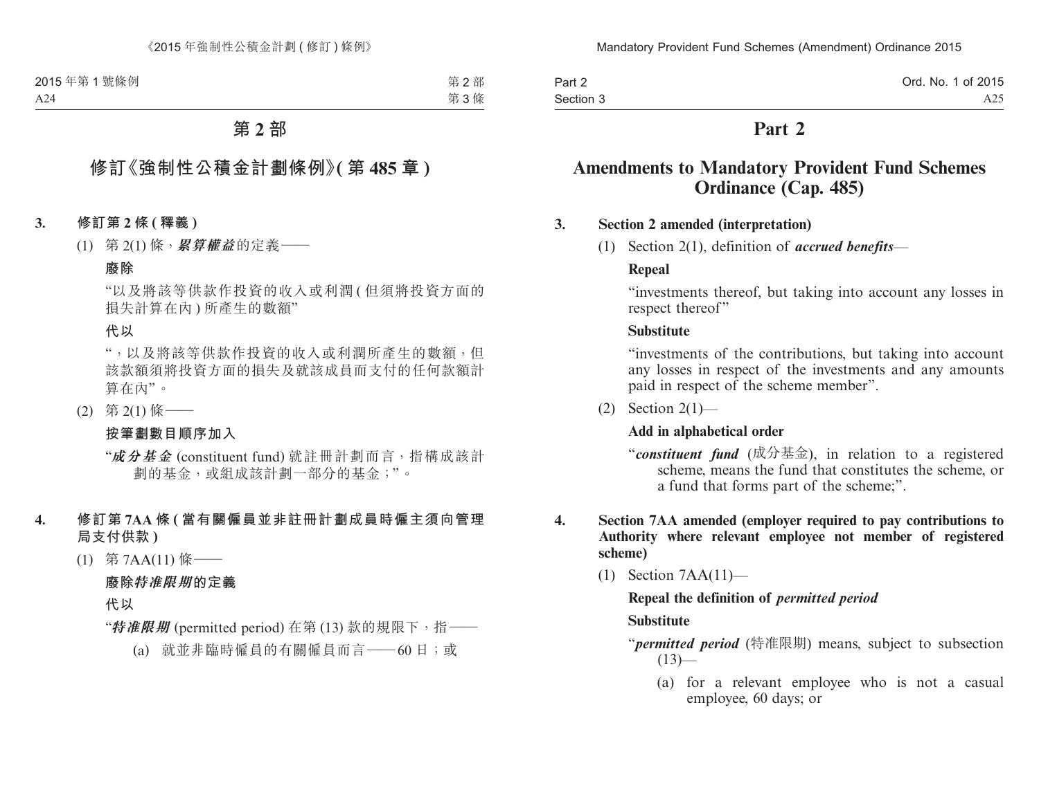# 第 2 部

## 修訂《強制性公積金計劃條例》(第 485 章)

**3. 修訂第 2 條 (釋義)**

(1) 第 2(1) 條，***累算權益***的定義——

**廢除**

“以及將該等供款作投資的收入或利潤 (但須將投資方面的損失計算在內) 所產生的數額”

**代以**

“，以及將該等供款作投資的收入或利潤所產生的數額，但該款額須將投資方面的損失及就該成員而支付的任何款額計算在內”。

(2) 第 2(1) 條——

**按筆劃數目順序加入**

“***成分基金*** (constituent fund) 就註冊計劃而言，指構成該計劃的基金，或組成該計劃一部分的基金；”。

**4. 修訂第 7AA 條 (當有關僱員並非註冊計劃成員時僱主須向管理局支付供款)**

(1) 第 7AA(11) 條——

**廢除*特准限期*的定義**

**代以**

“***特准限期*** (permitted period) 在第 (13) 款的規限下，指——

(a) 就並非臨時僱員的有關僱員而言——60 日；或

# Part 2

## Amendments to Mandatory Provident Fund Schemes Ordinance (Cap. 485)

**3. Section 2 amended (interpretation)**

(1) Section 2(1), definition of ***accrued benefits***—

**Repeal**

“investments thereof, but taking into account any losses in respect thereof”

**Substitute**

“investments of the contributions, but taking into account any losses in respect of the investments and any amounts paid in respect of the scheme member”.

(2) Section 2(1)—

**Add in alphabetical order**

“***constituent fund*** (成分基金), in relation to a registered scheme, means the fund that constitutes the scheme, or a fund that forms part of the scheme;”.

**4. Section 7AA amended (employer required to pay contributions to Authority where relevant employee not member of registered scheme)**

(1) Section 7AA(11)—

**Repeal the definition of *permitted period***

**Substitute**

“***permitted period*** (特准限期) means, subject to subsection (13)—

(a) for a relevant employee who is not a casual employee, 60 days; or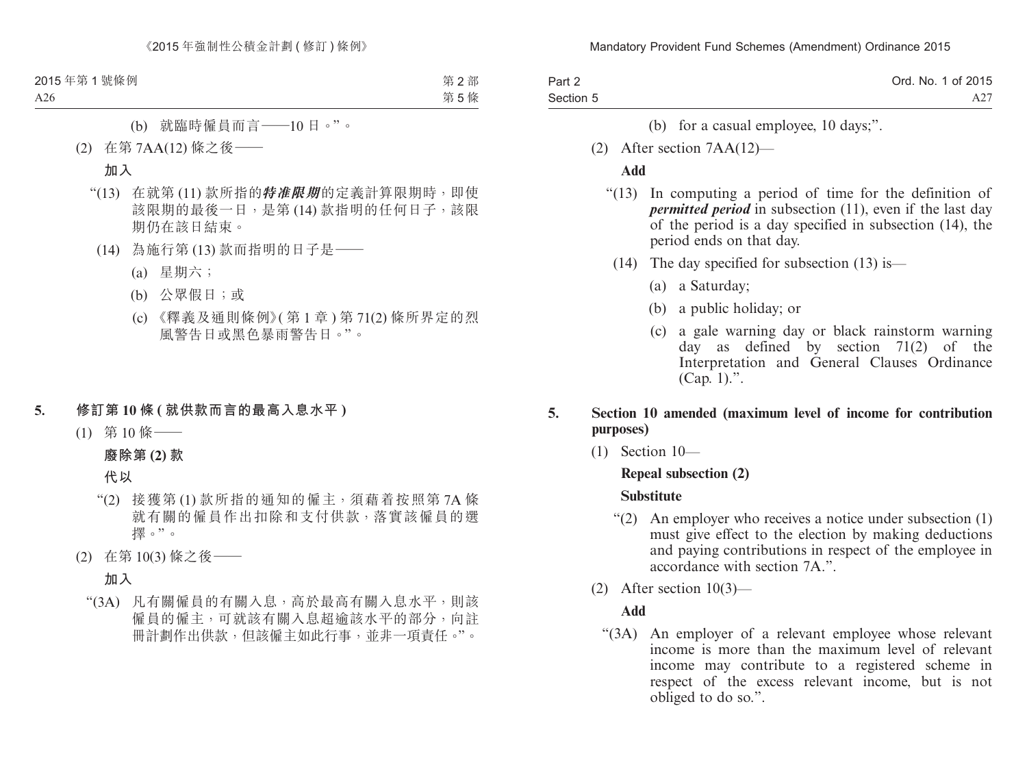(b) 就臨時僱員而言——10 日。”。

(2) 在第 7AA(12) 條之後——

**加入**

“(13) 在就第 (11) 款所指的***特准限期***的定義計算限期時，即使該限期的最後一日，是第 (14) 款指明的任何日子，該限期仍在該日結束。

(14) 為施行第 (13) 款而指明的日子是——

(a) 星期六；

(b) 公眾假日；或

(c) 《釋義及通則條例》(第 1 章 ) 第 71(2) 條所界定的烈風警告日或黑色暴雨警告日。”。

**5. 修訂第 10 條 ( 就供款而言的最高入息水平 )**

(1) 第 10 條——

**廢除第 (2) 款**

**代以**

“(2) 接獲第 (1) 款所指的通知的僱主，須藉着按照第 7A 條就有關的僱員作出扣除和支付供款，落實該僱員的選擇。”。

(2) 在第 10(3) 條之後——

**加入**

“(3A) 凡有關僱員的有關入息，高於最高有關入息水平，則該僱員的僱主，可就該有關入息超逾該水平的部分，向註冊計劃作出供款，但該僱主如此行事，並非一項責任。”。

(b) for a casual employee, 10 days;”.

(2) After section 7AA(12)—

**Add**

“(13) In computing a period of time for the definition of ***permitted period*** in subsection (11), even if the last day of the period is a day specified in subsection (14), the period ends on that day.

(14) The day specified for subsection (13) is—

(a) a Saturday;

(b) a public holiday; or

(c) a gale warning day or black rainstorm warning day as defined by section 71(2) of the Interpretation and General Clauses Ordinance (Cap. 1).”.

**5. Section 10 amended (maximum level of income for contribution purposes)**

(1) Section 10—

**Repeal subsection (2)**

**Substitute**

“(2) An employer who receives a notice under subsection (1) must give effect to the election by making deductions and paying contributions in respect of the employee in accordance with section 7A.”.

(2) After section 10(3)—

**Add**

“(3A) An employer of a relevant employee whose relevant income is more than the maximum level of relevant income may contribute to a registered scheme in respect of the excess relevant income, but is not obliged to do so.”.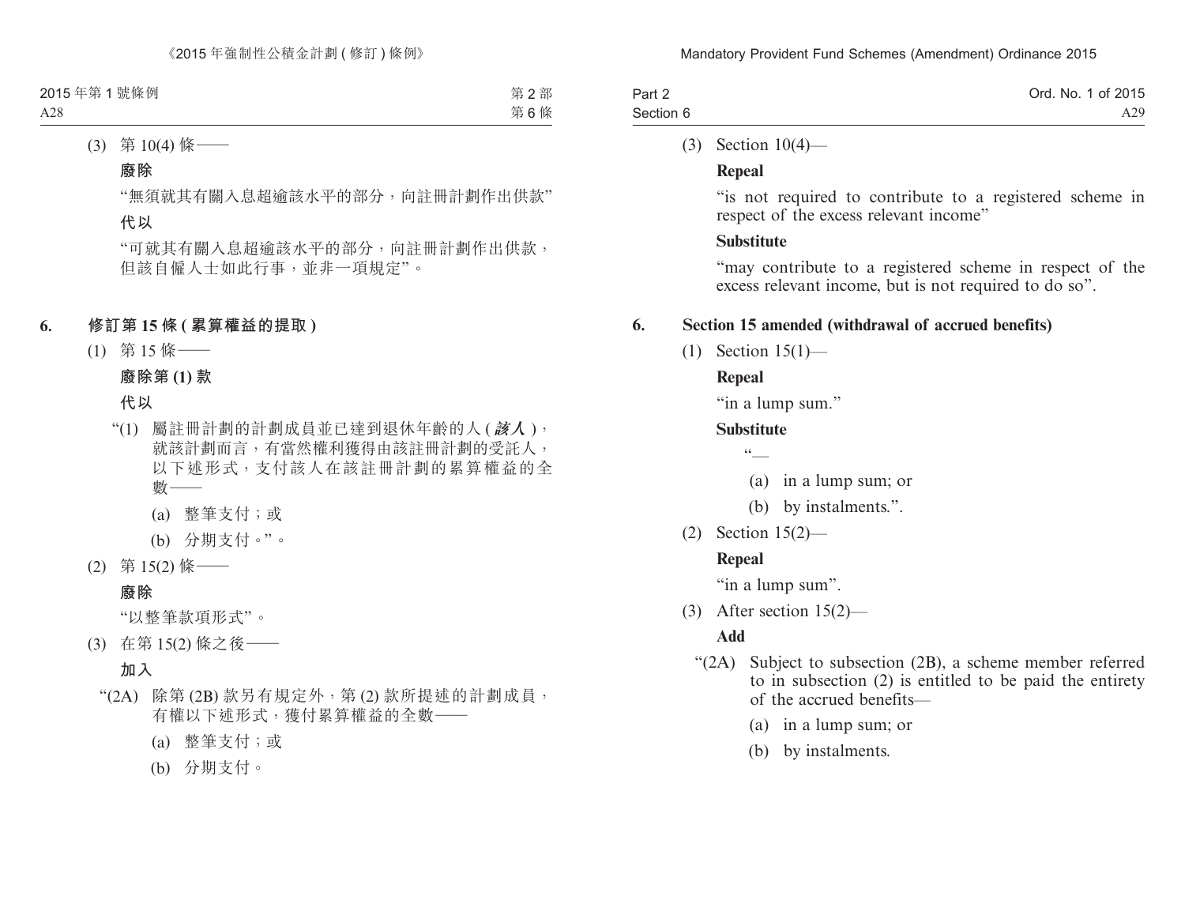(3) 第 10(4) 條——

**廢除**

“無須就其有關入息超逾該水平的部分，向註冊計劃作出供款”

**代以**

“可就其有關入息超逾該水平的部分，向註冊計劃作出供款，但該自僱人士如此行事，並非一項規定”。

## 6. 修訂第 15 條 (累算權益的提取)

(1) 第 15 條——

**廢除第 (1) 款**

**代以**

“(1) 屬註冊計劃的計劃成員並已達到退休年齡的人 (***該人***)，就該計劃而言，有當然權利獲得由該註冊計劃的受託人，以下述形式，支付該人在該註冊計劃的累算權益的全數——

(a) 整筆支付；或

(b) 分期支付。”。

(2) 第 15(2) 條——

**廢除**

“以整筆款項形式”。

(3) 在第 15(2) 條之後——

**加入**

“(2A) 除第 (2B) 款另有規定外，第 (2) 款所提述的計劃成員，有權以下述形式，獲付累算權益的全數——

(a) 整筆支付；或

(b) 分期支付。

(3) Section 10(4)—

**Repeal**

“is not required to contribute to a registered scheme in respect of the excess relevant income”

**Substitute**

“may contribute to a registered scheme in respect of the excess relevant income, but is not required to do so”.

## 6. Section 15 amended (withdrawal of accrued benefits)

(1) Section 15(1)—

**Repeal**

“in a lump sum.”

**Substitute**

“—

(a) in a lump sum; or

(b) by instalments.”.

(2) Section 15(2)—

**Repeal**

“in a lump sum”.

(3) After section 15(2)—

**Add**

“(2A) Subject to subsection (2B), a scheme member referred to in subsection (2) is entitled to be paid the entirety of the accrued benefits—

(a) in a lump sum; or

(b) by instalments.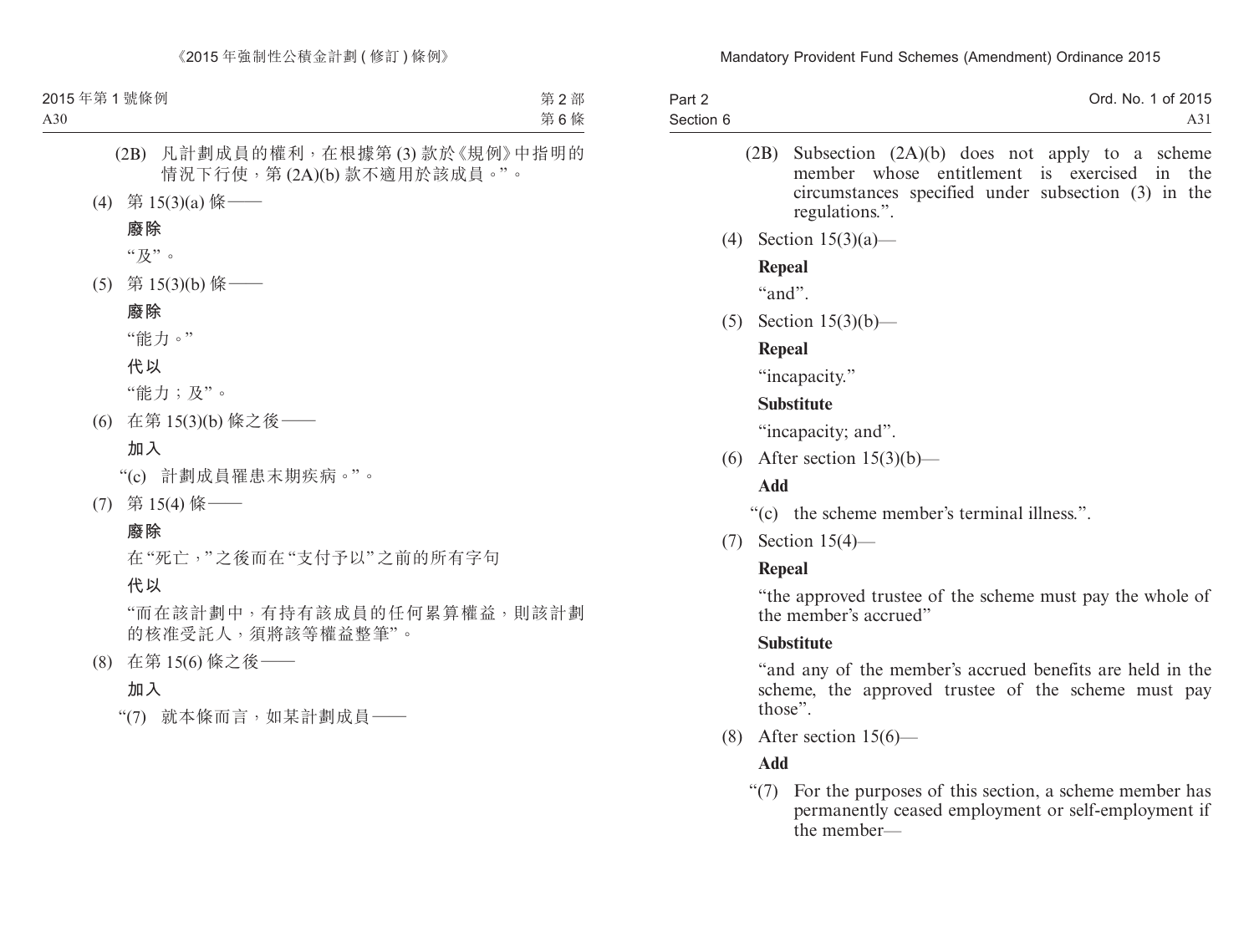(2B) 凡計劃成員的權利，在根據第 (3) 款於《規例》中指明的情況下行使，第 (2A)(b) 款不適用於該成員。”。

(4) 第 15(3)(a) 條——

**廢除**

“及”。

(5) 第 15(3)(b) 條——

**廢除**

“能力。”

**代以**

“能力；及”。

(6) 在第 15(3)(b) 條之後——

**加入**

“(c) 計劃成員罹患末期疾病。”。

(7) 第 15(4) 條——

**廢除**

在“死亡，”之後而在“支付予以”之前的所有字句

**代以**

“而在該計劃中，有持有該成員的任何累算權益，則該計劃的核准受託人，須將該等權益整筆”。

(8) 在第 15(6) 條之後——

**加入**

“(7) 就本條而言，如某計劃成員——

(2B) Subsection (2A)(b) does not apply to a scheme member whose entitlement is exercised in the circumstances specified under subsection (3) in the regulations.”.

(4) Section 15(3)(a)—

**Repeal**

“and”.

(5) Section 15(3)(b)—

**Repeal**

“incapacity.”

**Substitute**

“incapacity; and”.

(6) After section 15(3)(b)—

**Add**

“(c) the scheme member’s terminal illness.”.

(7) Section 15(4)—

**Repeal**

“the approved trustee of the scheme must pay the whole of the member’s accrued”

**Substitute**

“and any of the member’s accrued benefits are held in the scheme, the approved trustee of the scheme must pay those”.

(8) After section 15(6)—

**Add**

“(7) For the purposes of this section, a scheme member has permanently ceased employment or self-employment if the member—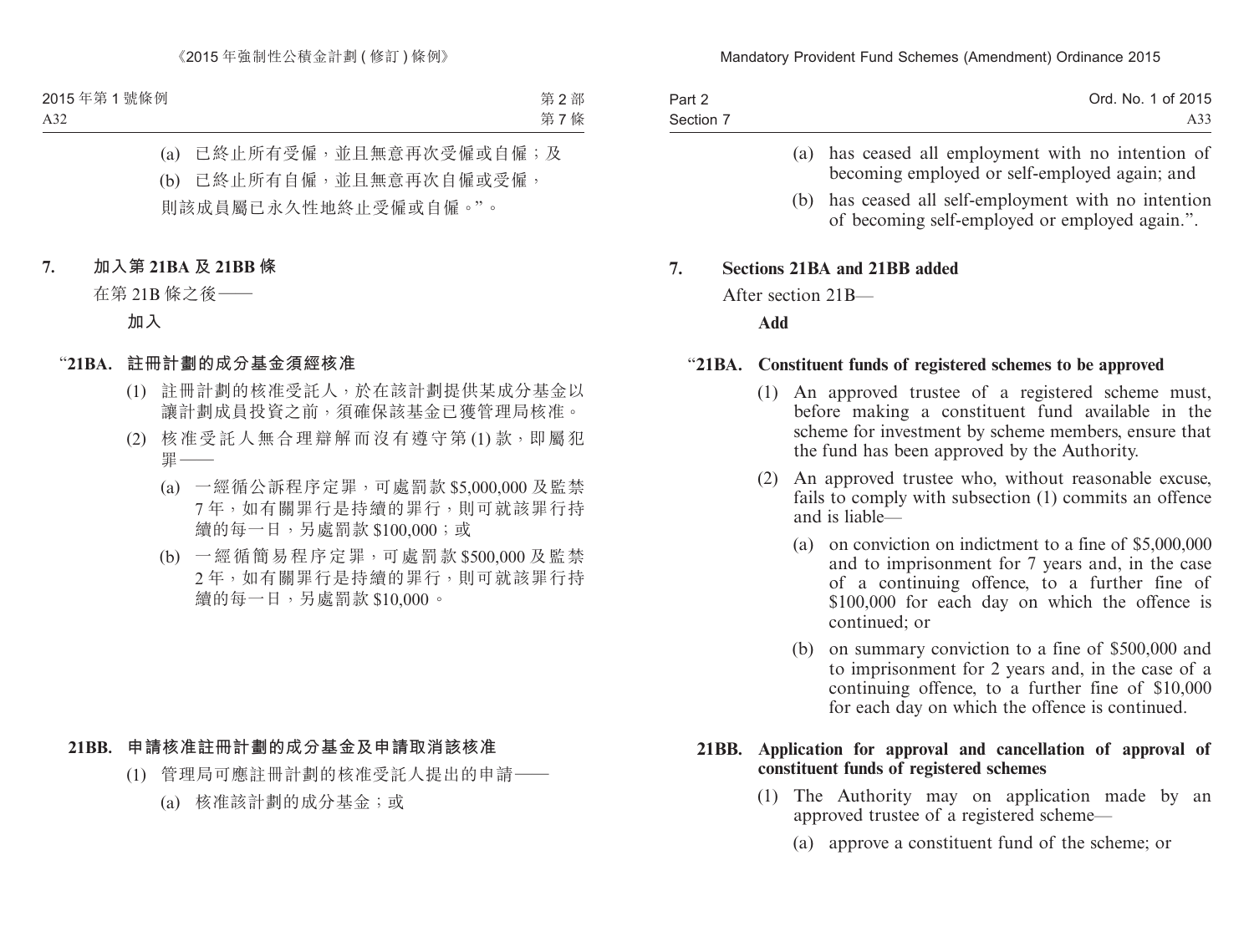(a) 已終止所有受僱，並且無意再次受僱或自僱；及

(b) 已終止所有自僱，並且無意再次自僱或受僱，

則該成員屬已永久性地終止受僱或自僱。”。

## 7. 加入第 21BA 及 21BB 條

在第 21B 條之後——

**加入**

### “21BA. 註冊計劃的成分基金須經核准

(1) 註冊計劃的核准受託人，於在該計劃提供某成分基金以讓計劃成員投資之前，須確保該基金已獲管理局核准。

(2) 核准受託人無合理辯解而沒有遵守第 (1) 款，即屬犯罪——

(a) 一經循公訴程序定罪，可處罰款 $5,000,000 及監禁 7 年，如有關罪行是持續的罪行，則可就該罪行持續的每一日，另處罰款 $100,000；或

(b) 一經循簡易程序定罪，可處罰款 $500,000 及監禁 2 年，如有關罪行是持續的罪行，則可就該罪行持續的每一日，另處罰款 $10,000。

### 21BB. 申請核准註冊計劃的成分基金及申請取消該核准

(1) 管理局可應註冊計劃的核准受託人提出的申請——

(a) 核准該計劃的成分基金；或

---

(a) has ceased all employment with no intention of becoming employed or self-employed again; and

(b) has ceased all self-employment with no intention of becoming self-employed or employed again.”.

## 7. Sections 21BA and 21BB added

After section 21B—

**Add**

### “21BA. Constituent funds of registered schemes to be approved

(1) An approved trustee of a registered scheme must, before making a constituent fund available in the scheme for investment by scheme members, ensure that the fund has been approved by the Authority.

(2) An approved trustee who, without reasonable excuse, fails to comply with subsection (1) commits an offence and is liable—

(a) on conviction on indictment to a fine of $5,000,000 and to imprisonment for 7 years and, in the case of a continuing offence, to a further fine of $100,000 for each day on which the offence is continued; or

(b) on summary conviction to a fine of $500,000 and to imprisonment for 2 years and, in the case of a continuing offence, to a further fine of $10,000 for each day on which the offence is continued.

### 21BB. Application for approval and cancellation of approval of constituent funds of registered schemes

(1) The Authority may on application made by an approved trustee of a registered scheme—

(a) approve a constituent fund of the scheme; or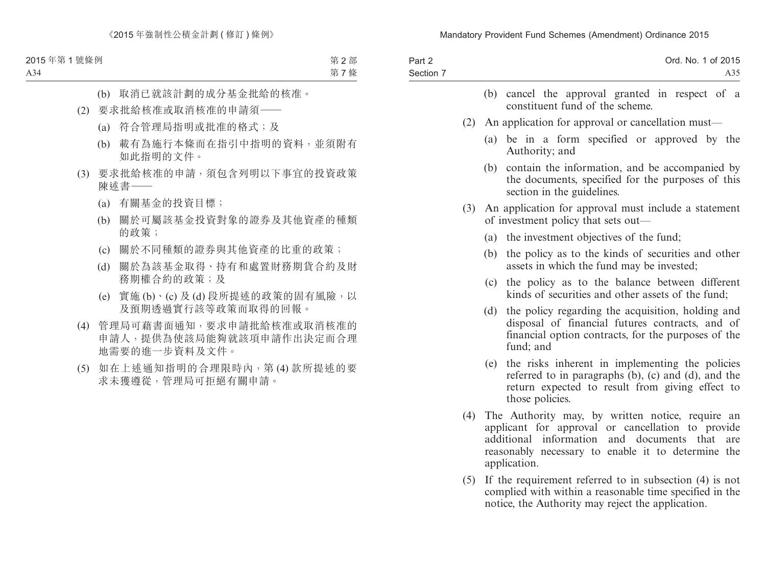(b) 取消已就該計劃的成分基金批給的核准。

(2) 要求批給核准或取消核准的申請須——

(a) 符合管理局指明或批准的格式；及

(b) 載有為施行本條而在指引中指明的資料，並須附有如此指明的文件。

(3) 要求批給核准的申請，須包含列明以下事宜的投資政策陳述書——

(a) 有關基金的投資目標；

(b) 關於可屬該基金投資對象的證券及其他資產的種類的政策；

(c) 關於不同種類的證券與其他資產的比重的政策；

(d) 關於為該基金取得、持有和處置財務期貨合約及財務期權合約的政策；及

(e) 實施 (b)、(c) 及 (d) 段所提述的政策的固有風險，以及預期透過實行該等政策而取得的回報。

(4) 管理局可藉書面通知，要求申請批給核准或取消核准的申請人，提供為使該局能夠就該項申請作出決定而合理地需要的進一步資料及文件。

(5) 如在上述通知指明的合理限時內，第 (4) 款所提述的要求未獲遵從，管理局可拒絕有關申請。

(b) cancel the approval granted in respect of a constituent fund of the scheme.

(2) An application for approval or cancellation must—

(a) be in a form specified or approved by the Authority; and

(b) contain the information, and be accompanied by the documents, specified for the purposes of this section in the guidelines.

(3) An application for approval must include a statement of investment policy that sets out—

(a) the investment objectives of the fund;

(b) the policy as to the kinds of securities and other assets in which the fund may be invested;

(c) the policy as to the balance between different kinds of securities and other assets of the fund;

(d) the policy regarding the acquisition, holding and disposal of financial futures contracts, and of financial option contracts, for the purposes of the fund; and

(e) the risks inherent in implementing the policies referred to in paragraphs (b), (c) and (d), and the return expected to result from giving effect to those policies.

(4) The Authority may, by written notice, require an applicant for approval or cancellation to provide additional information and documents that are reasonably necessary to enable it to determine the application.

(5) If the requirement referred to in subsection (4) is not complied with within a reasonable time specified in the notice, the Authority may reject the application.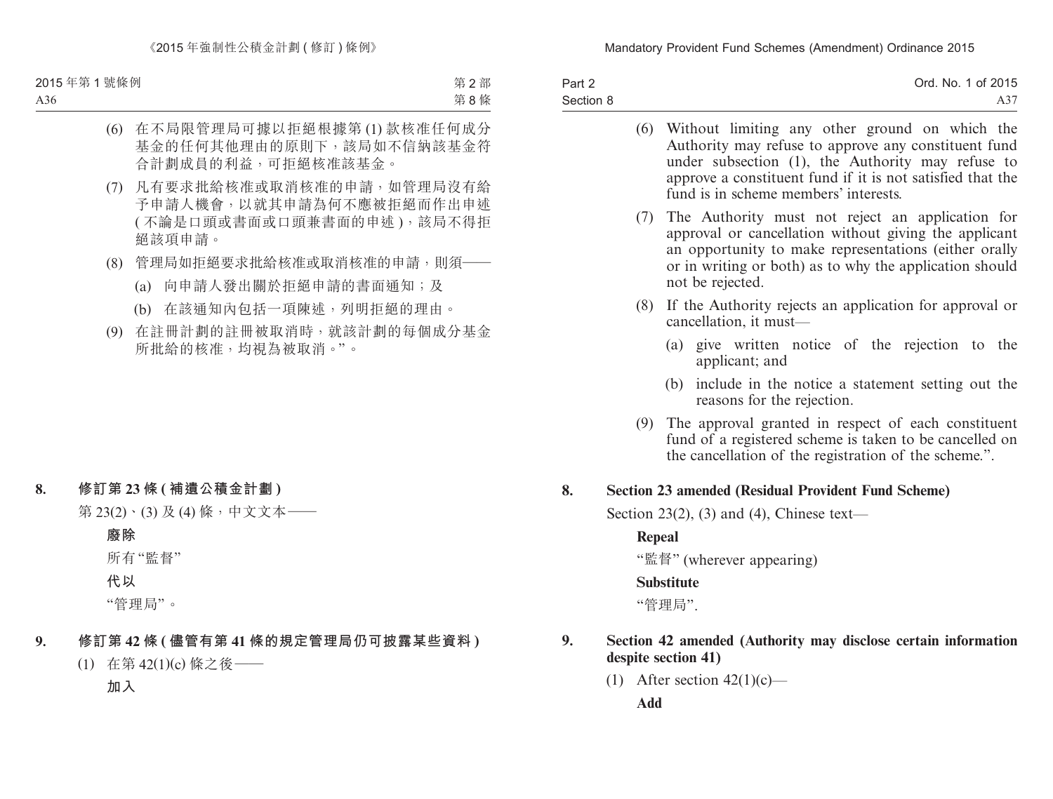(6) 在不局限管理局可據以拒絕根據第 (1) 款核准任何成分基金的任何其他理由的原則下，該局如不信納該基金符合計劃成員的利益，可拒絕核准該基金。

(7) 凡有要求批給核准或取消核准的申請，如管理局沒有給予申請人機會，以就其申請為何不應被拒絕而作出申述 (不論是口頭或書面或口頭兼書面的申述)，該局不得拒絕該項申請。

(8) 管理局如拒絕要求批給核准或取消核准的申請，則須——

(a) 向申請人發出關於拒絕申請的書面通知；及

(b) 在該通知內包括一項陳述，列明拒絕的理由。

(9) 在註冊計劃的註冊被取消時，就該計劃的每個成分基金所批給的核准，均視為被取消。”。

**8. 修訂第 23 條 (補遺公積金計劃)**

第 23(2)、(3) 及 (4) 條，中文文本——

**廢除**

所有“監督”

**代以**

“管理局”。

**9. 修訂第 42 條 (儘管有第 41 條的規定管理局仍可披露某些資料)**

(1) 在第 42(1)(c) 條之後——

**加入**

(6) Without limiting any other ground on which the Authority may refuse to approve any constituent fund under subsection (1), the Authority may refuse to approve a constituent fund if it is not satisfied that the fund is in scheme members' interests.

(7) The Authority must not reject an application for approval or cancellation without giving the applicant an opportunity to make representations (either orally or in writing or both) as to why the application should not be rejected.

(8) If the Authority rejects an application for approval or cancellation, it must—

(a) give written notice of the rejection to the applicant; and

(b) include in the notice a statement setting out the reasons for the rejection.

(9) The approval granted in respect of each constituent fund of a registered scheme is taken to be cancelled on the cancellation of the registration of the scheme.”.

**8. Section 23 amended (Residual Provident Fund Scheme)**

Section 23(2), (3) and (4), Chinese text—

**Repeal**

“監督” (wherever appearing)

**Substitute**

“管理局”.

**9. Section 42 amended (Authority may disclose certain information despite section 41)**

(1) After section 42(1)(c)—

**Add**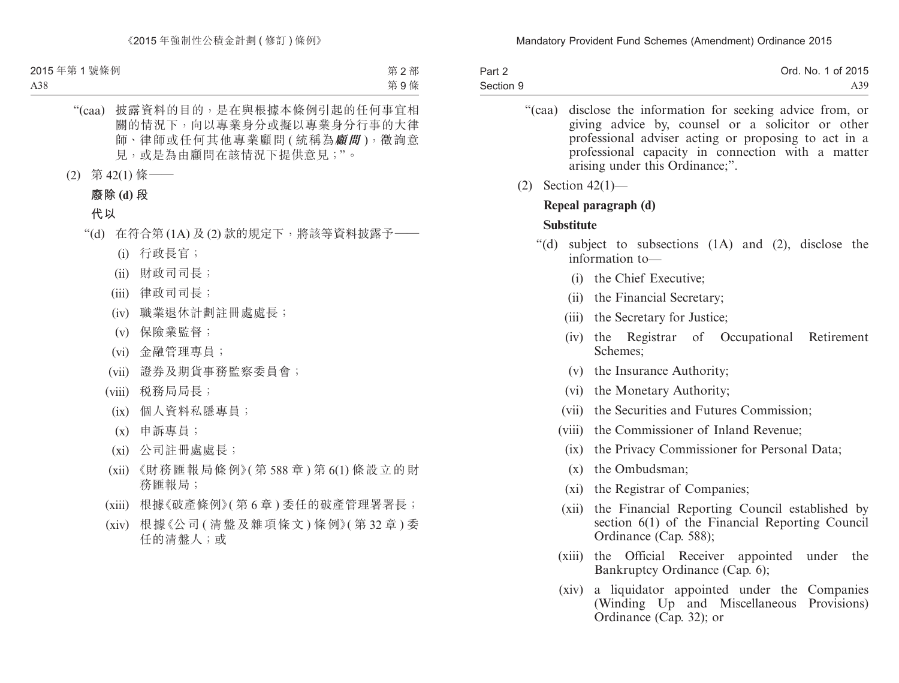“(caa) 披露資料的目的，是在與根據本條例引起的任何事宜相關的情況下，向以專業身分或擬以專業身分行事的大律師、律師或任何其他專業顧問(統稱為***顧問***)，徵詢意見，或是為由顧問在該情況下提供意見；”。

(2) 第42(1)條——

**廢除(d)段**

**代以**

“(d) 在符合第(1A)及(2)款的規定下，將該等資料披露予——

(i) 行政長官；

(ii) 財政司司長；

(iii) 律政司司長；

(iv) 職業退休計劃註冊處處長；

(v) 保險業監督；

(vi) 金融管理專員；

(vii) 證券及期貨事務監察委員會；

(viii) 稅務局局長；

(ix) 個人資料私隱專員；

(x) 申訴專員；

(xi) 公司註冊處處長；

(xii) 《財務匯報局條例》(第588章)第6(1)條設立的財務匯報局；

(xiii) 根據《破產條例》(第6章)委任的破產管理署署長；

(xiv) 根據《公司(清盤及雜項條文)條例》(第32章)委任的清盤人；或

“(caa) disclose the information for seeking advice from, or giving advice by, counsel or a solicitor or other professional adviser acting or proposing to act in a professional capacity in connection with a matter arising under this Ordinance;”.

(2) Section 42(1)—

**Repeal paragraph (d)**

**Substitute**

“(d) subject to subsections (1A) and (2), disclose the information to—

(i) the Chief Executive;

(ii) the Financial Secretary;

(iii) the Secretary for Justice;

(iv) the Registrar of Occupational Retirement Schemes;

(v) the Insurance Authority;

(vi) the Monetary Authority;

(vii) the Securities and Futures Commission;

(viii) the Commissioner of Inland Revenue;

(ix) the Privacy Commissioner for Personal Data;

(x) the Ombudsman;

(xi) the Registrar of Companies;

(xii) the Financial Reporting Council established by section 6(1) of the Financial Reporting Council Ordinance (Cap. 588);

(xiii) the Official Receiver appointed under the Bankruptcy Ordinance (Cap. 6);

(xiv) a liquidator appointed under the Companies (Winding Up and Miscellaneous Provisions) Ordinance (Cap. 32); or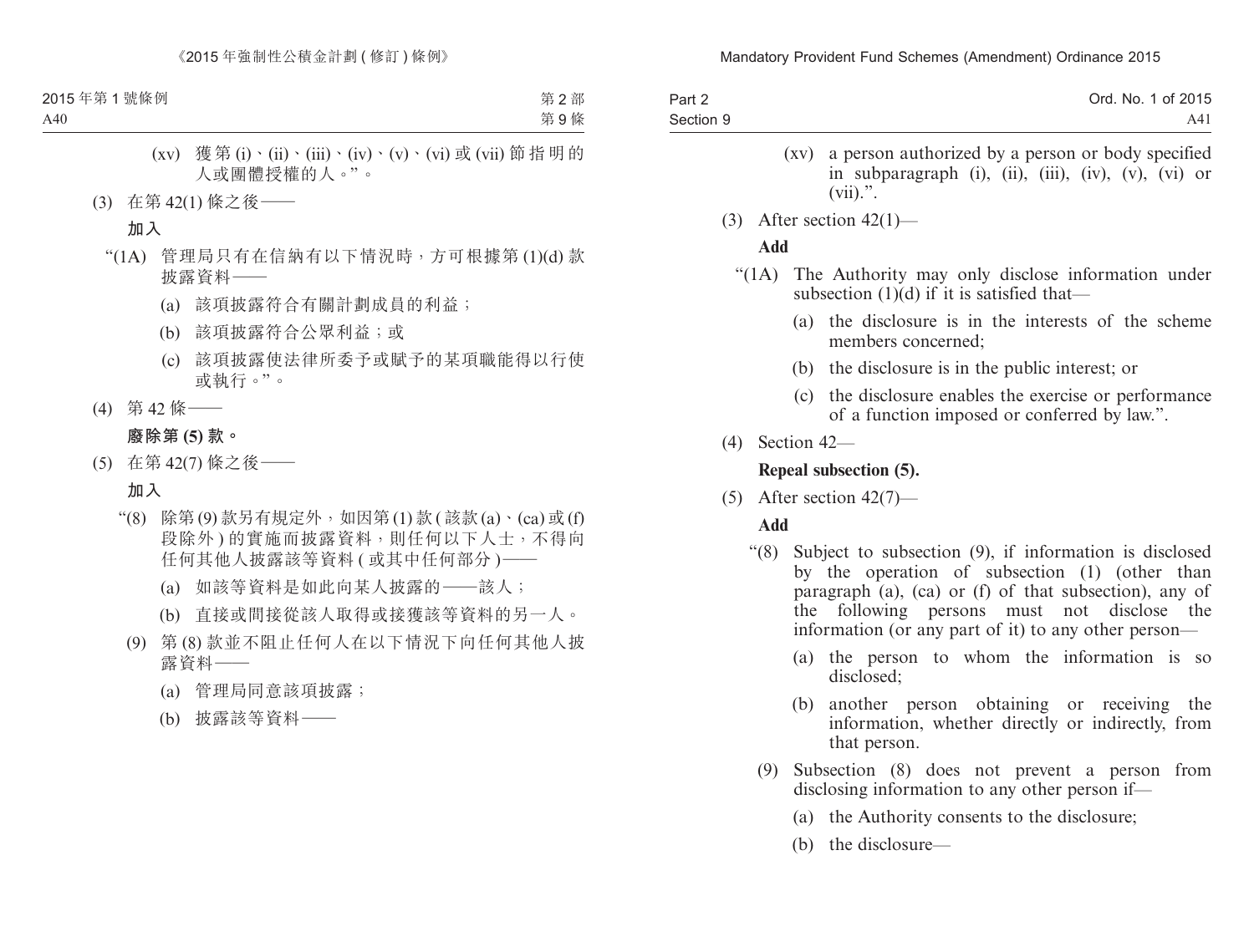(xv) 獲第 (i)、(ii)、(iii)、(iv)、(v)、(vi) 或 (vii) 節指明的人或團體授權的人。”。

(3) 在第 42(1) 條之後——

**加入**

“(1A) 管理局只有在信納有以下情況時，方可根據第 (1)(d) 款披露資料——

(a) 該項披露符合有關計劃成員的利益；

(b) 該項披露符合公眾利益；或

(c) 該項披露使法律所委予或賦予的某項職能得以行使或執行。”。

(4) 第 42 條——

**廢除第 (5) 款。**

(5) 在第 42(7) 條之後——

**加入**

“(8) 除第 (9) 款另有規定外，如因第 (1) 款 (該款 (a)、(ca) 或 (f) 段除外) 的實施而披露資料，則任何以下人士，不得向任何其他人披露該等資料 (或其中任何部分)——

(a) 如該等資料是如此向某人披露的——該人；

(b) 直接或間接從該人取得或接獲該等資料的另一人。

(9) 第 (8) 款並不阻止任何人在以下情況下向任何其他人披露資料——

(a) 管理局同意該項披露；

(b) 披露該等資料——

(xv) a person authorized by a person or body specified in subparagraph (i), (ii), (iii), (iv), (v), (vi) or (vii).”.

(3) After section 42(1)—

**Add**

“(1A) The Authority may only disclose information under subsection (1)(d) if it is satisfied that—

(a) the disclosure is in the interests of the scheme members concerned;

(b) the disclosure is in the public interest; or

(c) the disclosure enables the exercise or performance of a function imposed or conferred by law.”.

(4) Section 42—

**Repeal subsection (5).**

(5) After section 42(7)—

**Add**

“(8) Subject to subsection (9), if information is disclosed by the operation of subsection (1) (other than paragraph (a), (ca) or (f) of that subsection), any of the following persons must not disclose the information (or any part of it) to any other person—

(a) the person to whom the information is so disclosed;

(b) another person obtaining or receiving the information, whether directly or indirectly, from that person.

(9) Subsection (8) does not prevent a person from disclosing information to any other person if—

(a) the Authority consents to the disclosure;

(b) the disclosure—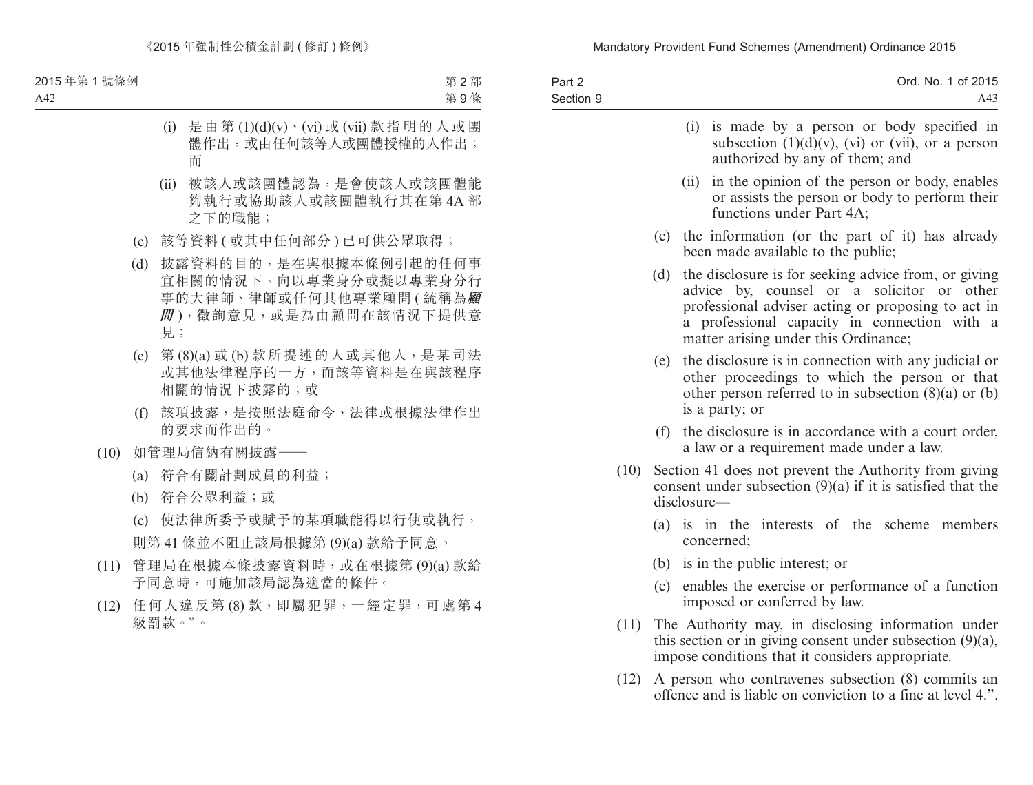(i) 是由第 (1)(d)(v)、(vi) 或 (vii) 款指明的人或團體作出，或由任何該等人或團體授權的人作出；而

(ii) 被該人或該團體認為，是會使該人或該團體能夠執行或協助該人或該團體執行其在第 4A 部之下的職能；

(c) 該等資料 ( 或其中任何部分 ) 已可供公眾取得；

(d) 披露資料的目的，是在與根據本條例引起的任何事宜相關的情況下，向以專業身分或擬以專業身分行事的大律師、律師或任何其他專業顧問 ( 統稱為***顧問*** )，徵詢意見，或是為由顧問在該情況下提供意見；

(e) 第 (8)(a) 或 (b) 款所提述的人或其他人，是某司法或其他法律程序的一方，而該等資料是在與該程序相關的情況下披露的；或

(f) 該項披露，是按照法庭命令、法律或根據法律作出的要求而作出的。

(10) 如管理局信納有關披露——

(a) 符合有關計劃成員的利益；

(b) 符合公眾利益；或

(c) 使法律所委予或賦予的某項職能得以行使或執行，

則第 41 條並不阻止該局根據第 (9)(a) 款給予同意。

(11) 管理局在根據本條披露資料時，或在根據第 (9)(a) 款給予同意時，可施加該局認為適當的條件。

(12) 任何人違反第 (8) 款，即屬犯罪，一經定罪，可處第 4 級罰款。”。

(i) is made by a person or body specified in subsection (1)(d)(v), (vi) or (vii), or a person authorized by any of them; and

(ii) in the opinion of the person or body, enables or assists the person or body to perform their functions under Part 4A;

(c) the information (or the part of it) has already been made available to the public;

(d) the disclosure is for seeking advice from, or giving advice by, counsel or a solicitor or other professional adviser acting or proposing to act in a professional capacity in connection with a matter arising under this Ordinance;

(e) the disclosure is in connection with any judicial or other proceedings to which the person or that other person referred to in subsection (8)(a) or (b) is a party; or

(f) the disclosure is in accordance with a court order, a law or a requirement made under a law.

(10) Section 41 does not prevent the Authority from giving consent under subsection (9)(a) if it is satisfied that the disclosure—

(a) is in the interests of the scheme members concerned;

(b) is in the public interest; or

(c) enables the exercise or performance of a function imposed or conferred by law.

(11) The Authority may, in disclosing information under this section or in giving consent under subsection (9)(a), impose conditions that it considers appropriate.

(12) A person who contravenes subsection (8) commits an offence and is liable on conviction to a fine at level 4.”.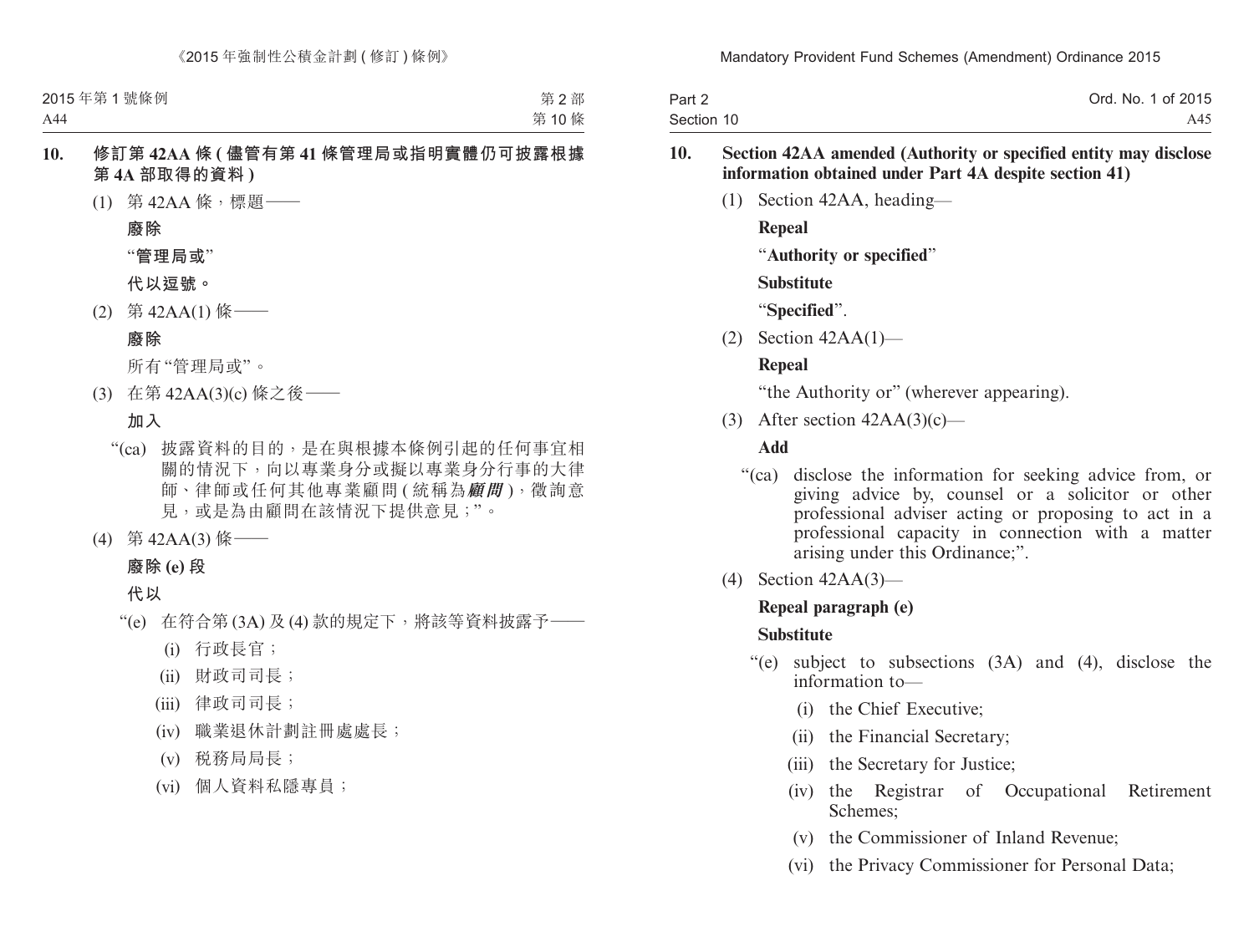**10. 修訂第 42AA 條 (儘管有第 41 條管理局或指明實體仍可披露根據第 4A 部取得的資料)**

(1) 第 42AA 條，標題——

**廢除**

“**管理局或**”

**代以逗號。**

(2) 第 42AA(1) 條——

**廢除**

所有“管理局或”。

(3) 在第 42AA(3)(c) 條之後——

**加入**

“(ca) 披露資料的目的，是在與根據本條例引起的任何事宜相關的情況下，向以專業身分或擬以專業身分行事的大律師、律師或任何其他專業顧問 (統稱為***顧問***)，徵詢意見，或是為由顧問在該情況下提供意見；”。

(4) 第 42AA(3) 條——

**廢除 (e) 段**

**代以**

“(e) 在符合第 (3A) 及 (4) 款的規定下，將該等資料披露予——

(i) 行政長官；

(ii) 財政司司長；

(iii) 律政司司長；

(iv) 職業退休計劃註冊處處長；

(v) 稅務局局長；

(vi) 個人資料私隱專員；

**10. Section 42AA amended (Authority or specified entity may disclose information obtained under Part 4A despite section 41)**

(1) Section 42AA, heading—

**Repeal**

“**Authority or specified**”

**Substitute**

“**Specified**”.

(2) Section 42AA(1)—

**Repeal**

“the Authority or” (wherever appearing).

(3) After section 42AA(3)(c)—

**Add**

“(ca) disclose the information for seeking advice from, or giving advice by, counsel or a solicitor or other professional adviser acting or proposing to act in a professional capacity in connection with a matter arising under this Ordinance;”.

(4) Section 42AA(3)—

**Repeal paragraph (e)**

**Substitute**

“(e) subject to subsections (3A) and (4), disclose the information to—

(i) the Chief Executive;

(ii) the Financial Secretary;

(iii) the Secretary for Justice;

(iv) the Registrar of Occupational Retirement Schemes;

(v) the Commissioner of Inland Revenue;

(vi) the Privacy Commissioner for Personal Data;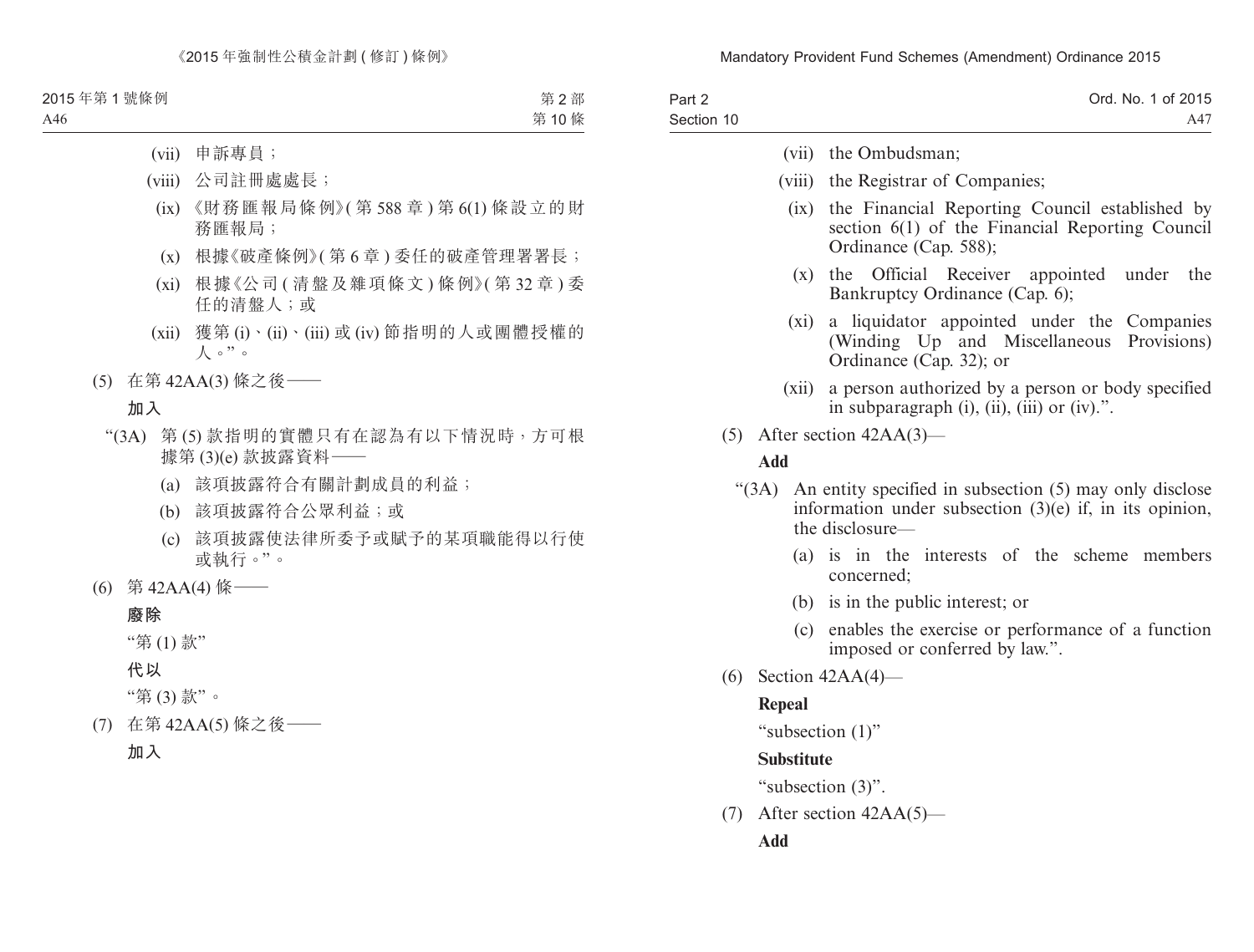(vii) 申訴專員；

(viii) 公司註冊處處長；

(ix) 《財務匯報局條例》(第 588 章) 第 6(1) 條設立的財務匯報局；

(x) 根據《破產條例》(第 6 章) 委任的破產管理署署長；

(xi) 根據《公司 (清盤及雜項條文) 條例》(第 32 章) 委任的清盤人；或

(xii) 獲第 (i)、(ii)、(iii) 或 (iv) 節指明的人或團體授權的人。”。

(5) 在第 42AA(3) 條之後——

**加入**

“(3A) 第 (5) 款指明的實體只有在認為有以下情況時，方可根據第 (3)(e) 款披露資料——

(a) 該項披露符合有關計劃成員的利益；

(b) 該項披露符合公眾利益；或

(c) 該項披露使法律所委予或賦予的某項職能得以行使或執行。”。

(6) 第 42AA(4) 條——

**廢除**

“第 (1) 款”

**代以**

“第 (3) 款”。

(7) 在第 42AA(5) 條之後——

**加入**

(vii) the Ombudsman;

(viii) the Registrar of Companies;

(ix) the Financial Reporting Council established by section 6(1) of the Financial Reporting Council Ordinance (Cap. 588);

(x) the Official Receiver appointed under the Bankruptcy Ordinance (Cap. 6);

(xi) a liquidator appointed under the Companies (Winding Up and Miscellaneous Provisions) Ordinance (Cap. 32); or

(xii) a person authorized by a person or body specified in subparagraph (i), (ii), (iii) or (iv).”.

(5) After section 42AA(3)—

**Add**

“(3A) An entity specified in subsection (5) may only disclose information under subsection (3)(e) if, in its opinion, the disclosure—

(a) is in the interests of the scheme members concerned;

(b) is in the public interest; or

(c) enables the exercise or performance of a function imposed or conferred by law.”.

(6) Section 42AA(4)—

**Repeal**

“subsection (1)”

**Substitute**

“subsection (3)”.

(7) After section 42AA(5)—

**Add**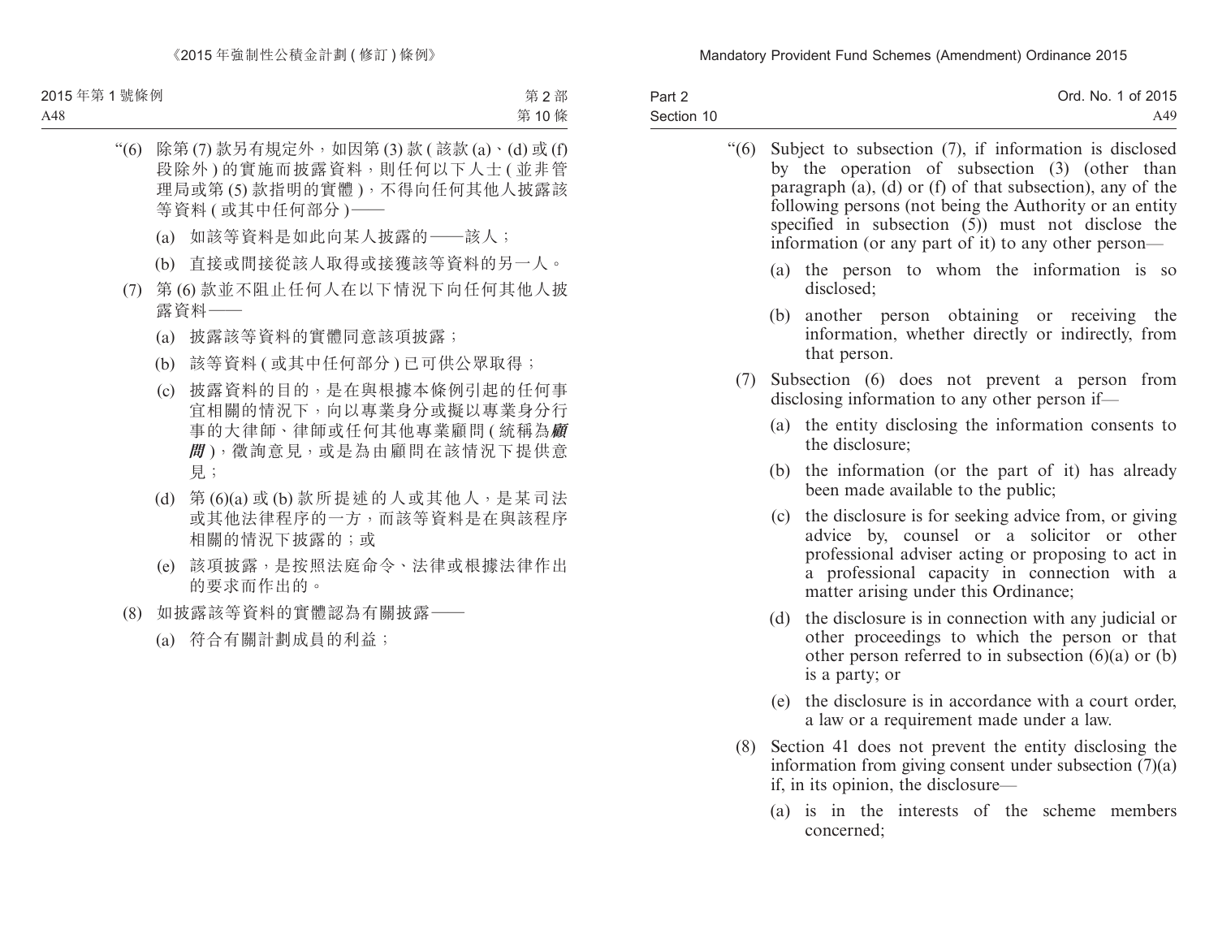“(6) 除第 (7) 款另有規定外，如因第 (3) 款 ( 該款 (a)、(d) 或 (f) 段除外 ) 的實施而披露資料，則任何以下人士 ( 並非管理局或第 (5) 款指明的實體 )，不得向任何其他人披露該等資料 ( 或其中任何部分 )——

(a) 如該等資料是如此向某人披露的——該人；

(b) 直接或間接從該人取得或接獲該等資料的另一人。

(7) 第 (6) 款並不阻止任何人在以下情況下向任何其他人披露資料——

(a) 披露該等資料的實體同意該項披露；

(b) 該等資料 ( 或其中任何部分 ) 已可供公眾取得；

(c) 披露資料的目的，是在與根據本條例引起的任何事宜相關的情況下，向以專業身分或擬以專業身分行事的大律師、律師或任何其他專業顧問 ( 統稱為***顧問*** )，徵詢意見，或是為由顧問在該情況下提供意見；

(d) 第 (6)(a) 或 (b) 款所提述的人或其他人，是某司法或其他法律程序的一方，而該等資料是在與該程序相關的情況下披露的；或

(e) 該項披露，是按照法庭命令、法律或根據法律作出的要求而作出的。

(8) 如披露該等資料的實體認為有關披露——

(a) 符合有關計劃成員的利益；

“(6) Subject to subsection (7), if information is disclosed by the operation of subsection (3) (other than paragraph (a), (d) or (f) of that subsection), any of the following persons (not being the Authority or an entity specified in subsection (5)) must not disclose the information (or any part of it) to any other person—

(a) the person to whom the information is so disclosed;

(b) another person obtaining or receiving the information, whether directly or indirectly, from that person.

(7) Subsection (6) does not prevent a person from disclosing information to any other person if—

(a) the entity disclosing the information consents to the disclosure;

(b) the information (or the part of it) has already been made available to the public;

(c) the disclosure is for seeking advice from, or giving advice by, counsel or a solicitor or other professional adviser acting or proposing to act in a professional capacity in connection with a matter arising under this Ordinance;

(d) the disclosure is in connection with any judicial or other proceedings to which the person or that other person referred to in subsection (6)(a) or (b) is a party; or

(e) the disclosure is in accordance with a court order, a law or a requirement made under a law.

(8) Section 41 does not prevent the entity disclosing the information from giving consent under subsection (7)(a) if, in its opinion, the disclosure—

(a) is in the interests of the scheme members concerned;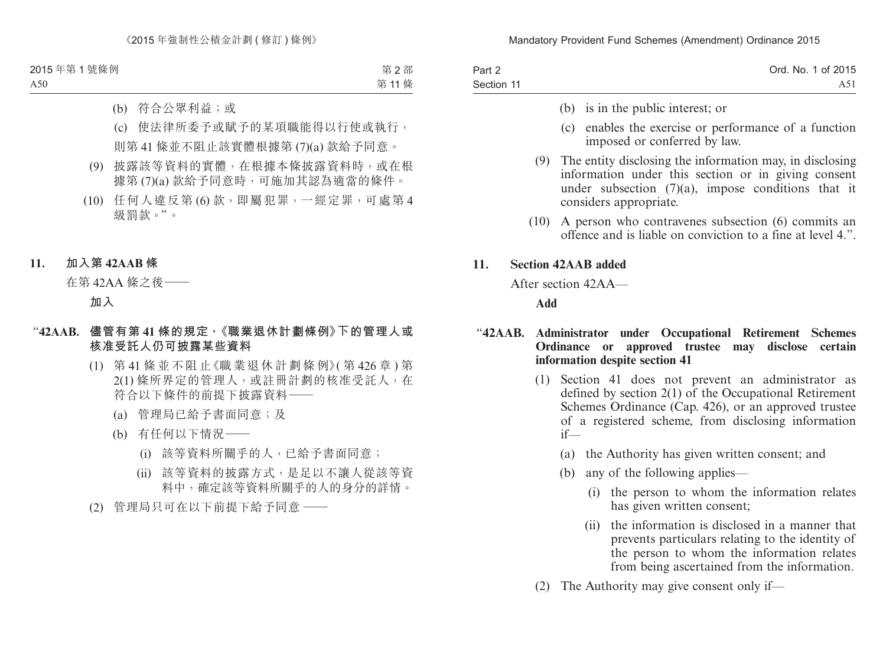(b) 符合公眾利益；或

(c) 使法律所委予或賦予的某項職能得以行使或執行，

則第 41 條並不阻止該實體根據第 (7)(a) 款給予同意。

(9) 披露該等資料的實體，在根據本條披露資料時，或在根據第 (7)(a) 款給予同意時，可施加其認為適當的條件。

(10) 任何人違反第 (6) 款，即屬犯罪，一經定罪，可處第 4 級罰款。”。

**11. 加入第 42AAB 條**

在第 42AA 條之後——

**加入**

“**42AAB. 儘管有第 41 條的規定，《職業退休計劃條例》下的管理人或核准受託人仍可披露某些資料**

(1) 第 41 條並不阻止《職業退休計劃條例》(第 426 章) 第 2(1) 條所界定的管理人，或註冊計劃的核准受託人，在符合以下條件的前提下披露資料——

(a) 管理局已給予書面同意；及

(b) 有任何以下情況——

(i) 該等資料所關乎的人，已給予書面同意；

(ii) 該等資料的披露方式，是足以不讓人從該等資料中，確定該等資料所關乎的人的身分的詳情。

(2) 管理局只可在以下前提下給予同意 ——

---

(b) is in the public interest; or

(c) enables the exercise or performance of a function imposed or conferred by law.

(9) The entity disclosing the information may, in disclosing information under this section or in giving consent under subsection (7)(a), impose conditions that it considers appropriate.

(10) A person who contravenes subsection (6) commits an offence and is liable on conviction to a fine at level 4.”.

**11. Section 42AAB added**

After section 42AA—

**Add**

“**42AAB. Administrator under Occupational Retirement Schemes Ordinance or approved trustee may disclose certain information despite section 41**

(1) Section 41 does not prevent an administrator as defined by section 2(1) of the Occupational Retirement Schemes Ordinance (Cap. 426), or an approved trustee of a registered scheme, from disclosing information if—

(a) the Authority has given written consent; and

(b) any of the following applies—

(i) the person to whom the information relates has given written consent;

(ii) the information is disclosed in a manner that prevents particulars relating to the identity of the person to whom the information relates from being ascertained from the information.

(2) The Authority may give consent only if—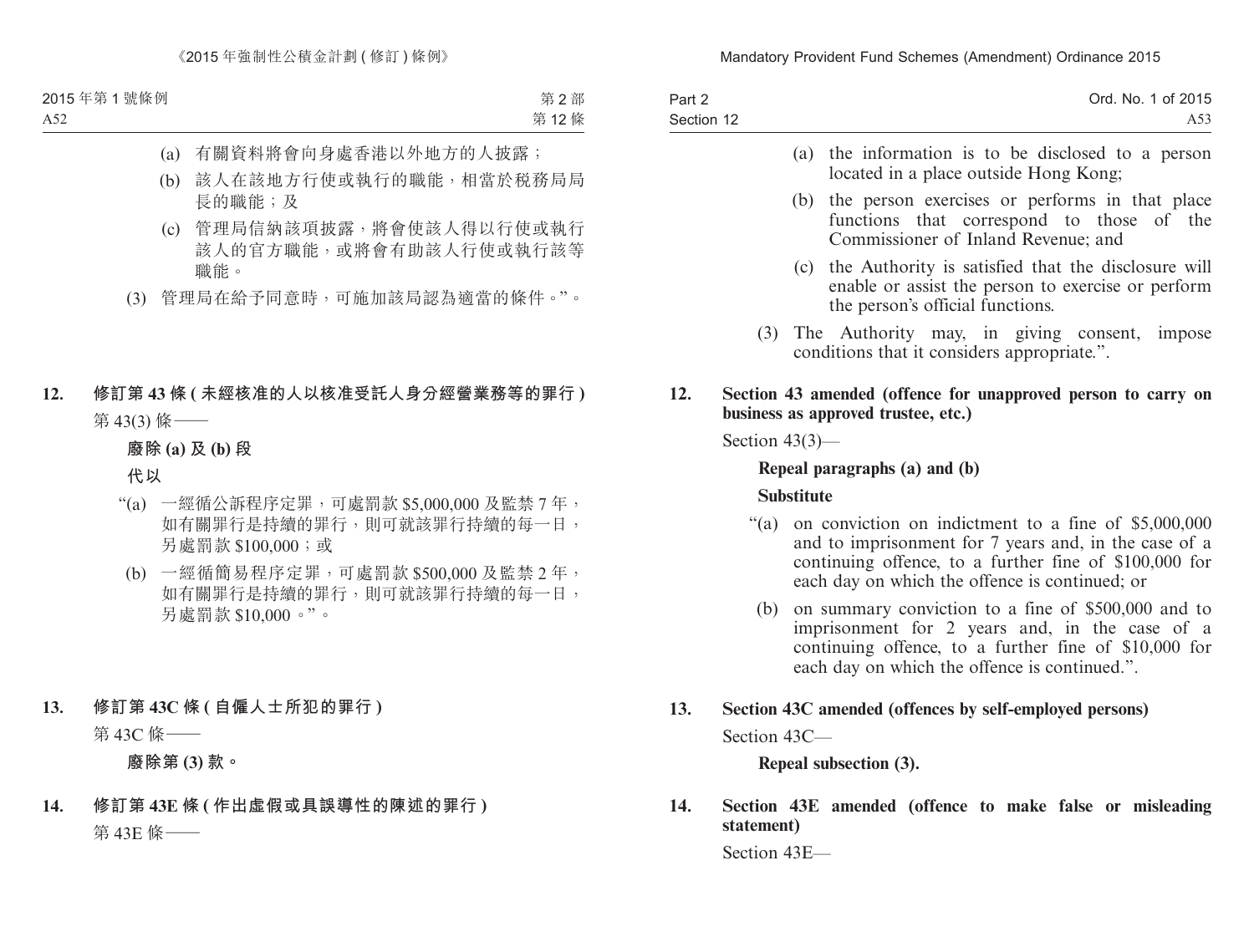(a) 有關資料將會向身處香港以外地方的人披露；

(b) 該人在該地方行使或執行的職能，相當於稅務局局長的職能；及

(c) 管理局信納該項披露，將會使該人得以行使或執行該人的官方職能，或將會有助該人行使或執行該等職能。

(3) 管理局在給予同意時，可施加該局認為適當的條件。”。

**12. 修訂第 43 條 (未經核准的人以核准受託人身分經營業務等的罪行)**

第 43(3) 條——

**廢除 (a) 及 (b) 段**

**代以**

“(a) 一經循公訴程序定罪，可處罰款 $5,000,000 及監禁 7 年，如有關罪行是持續的罪行，則可就該罪行持續的每一日，另處罰款 $100,000；或

(b) 一經循簡易程序定罪，可處罰款 $500,000 及監禁 2 年，如有關罪行是持續的罪行，則可就該罪行持續的每一日，另處罰款 $10,000。”。

**13. 修訂第 43C 條 (自僱人士所犯的罪行)**

第 43C 條——

**廢除第 (3) 款。**

**14. 修訂第 43E 條 (作出虛假或具誤導性的陳述的罪行)**

第 43E 條——

(a) the information is to be disclosed to a person located in a place outside Hong Kong;

(b) the person exercises or performs in that place functions that correspond to those of the Commissioner of Inland Revenue; and

(c) the Authority is satisfied that the disclosure will enable or assist the person to exercise or perform the person's official functions.

(3) The Authority may, in giving consent, impose conditions that it considers appropriate.”.

**12. Section 43 amended (offence for unapproved person to carry on business as approved trustee, etc.)**

Section 43(3)—

**Repeal paragraphs (a) and (b)**

**Substitute**

“(a) on conviction on indictment to a fine of $5,000,000 and to imprisonment for 7 years and, in the case of a continuing offence, to a further fine of $100,000 for each day on which the offence is continued; or

(b) on summary conviction to a fine of $500,000 and to imprisonment for 2 years and, in the case of a continuing offence, to a further fine of $10,000 for each day on which the offence is continued.”.

**13. Section 43C amended (offences by self-employed persons)**

Section 43C—

**Repeal subsection (3).**

**14. Section 43E amended (offence to make false or misleading statement)**

Section 43E—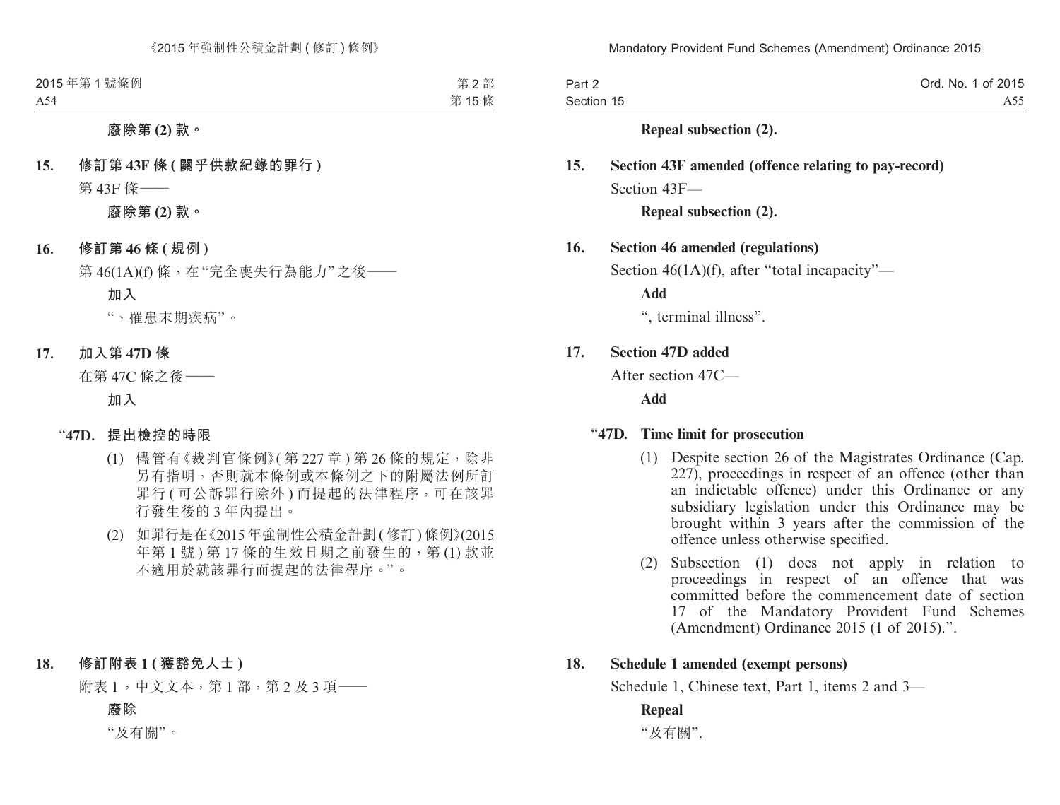廢除第 (2) 款。

**15. 修訂第 43F 條 (關乎供款紀錄的罪行)**

第 43F 條——

廢除第 (2) 款。

**16. 修訂第 46 條 (規例)**

第 46(1A)(f) 條，在“完全喪失行為能力”之後——

**加入**

“、罹患末期疾病”。

**17. 加入第 47D 條**

在第 47C 條之後——

**加入**

“**47D. 提出檢控的時限**

(1) 儘管有《裁判官條例》(第 227 章) 第 26 條的規定，除非另有指明，否則就本條例或本條例之下的附屬法例所訂罪行 (可公訴罪行除外) 而提起的法律程序，可在該罪行發生後的 3 年內提出。

(2) 如罪行是在《2015 年強制性公積金計劃 (修訂) 條例》(2015 年第 1 號) 第 17 條的生效日期之前發生的，第 (1) 款並不適用於就該罪行而提起的法律程序。”。

**18. 修訂附表 1 (獲豁免人士)**

附表 1，中文文本，第 1 部，第 2 及 3 項——

**廢除**

“及有關”。

**Repeal subsection (2).**

**15. Section 43F amended (offence relating to pay-record)**

Section 43F—

**Repeal subsection (2).**

**16. Section 46 amended (regulations)**

Section 46(1A)(f), after “total incapacity”—

**Add**

“, terminal illness”.

**17. Section 47D added**

After section 47C—

**Add**

“**47D. Time limit for prosecution**

(1) Despite section 26 of the Magistrates Ordinance (Cap. 227), proceedings in respect of an offence (other than an indictable offence) under this Ordinance or any subsidiary legislation under this Ordinance may be brought within 3 years after the commission of the offence unless otherwise specified.

(2) Subsection (1) does not apply in relation to proceedings in respect of an offence that was committed before the commencement date of section 17 of the Mandatory Provident Fund Schemes (Amendment) Ordinance 2015 (1 of 2015).”.

**18. Schedule 1 amended (exempt persons)**

Schedule 1, Chinese text, Part 1, items 2 and 3—

**Repeal**

“及有關”.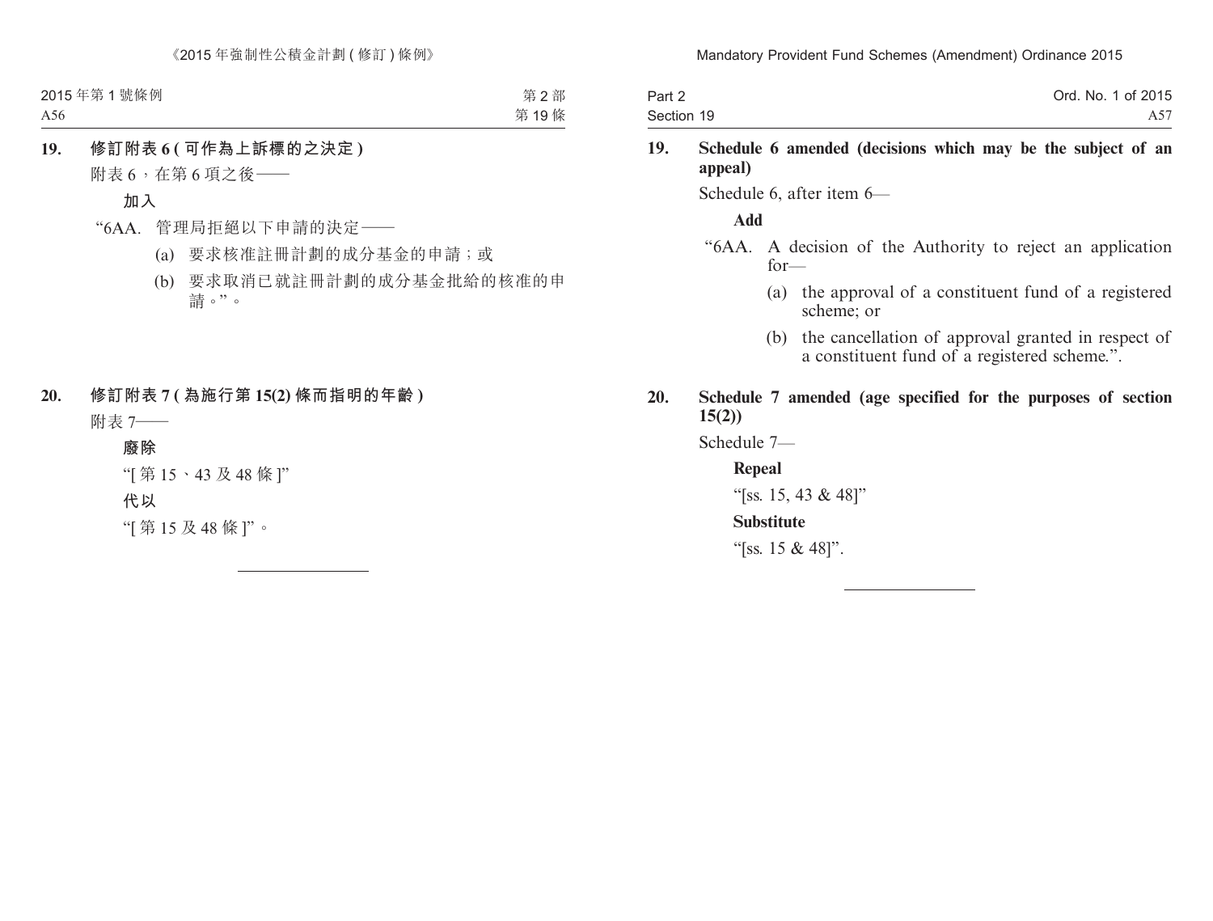**19. 修訂附表 6 (可作為上訴標的之決定)**

附表 6，在第 6 項之後——

**加入**

“6AA. 管理局拒絕以下申請的決定——

(a) 要求核准註冊計劃的成分基金的申請；或

(b) 要求取消已就註冊計劃的成分基金批給的核准的申請。”。

**20. 修訂附表 7 (為施行第 15(2) 條而指明的年齡)**

附表 7——

**廢除**

“[第 15、43 及 48 條]”

**代以**

“[第 15 及 48 條]”。

**19. Schedule 6 amended (decisions which may be the subject of an appeal)**

Schedule 6, after item 6—

**Add**

“6AA. A decision of the Authority to reject an application for—

(a) the approval of a constituent fund of a registered scheme; or

(b) the cancellation of approval granted in respect of a constituent fund of a registered scheme.”.

**20. Schedule 7 amended (age specified for the purposes of section 15(2))**

Schedule 7—

**Repeal**

“[ss. 15, 43 & 48]”

**Substitute**

“[ss. 15 & 48]”.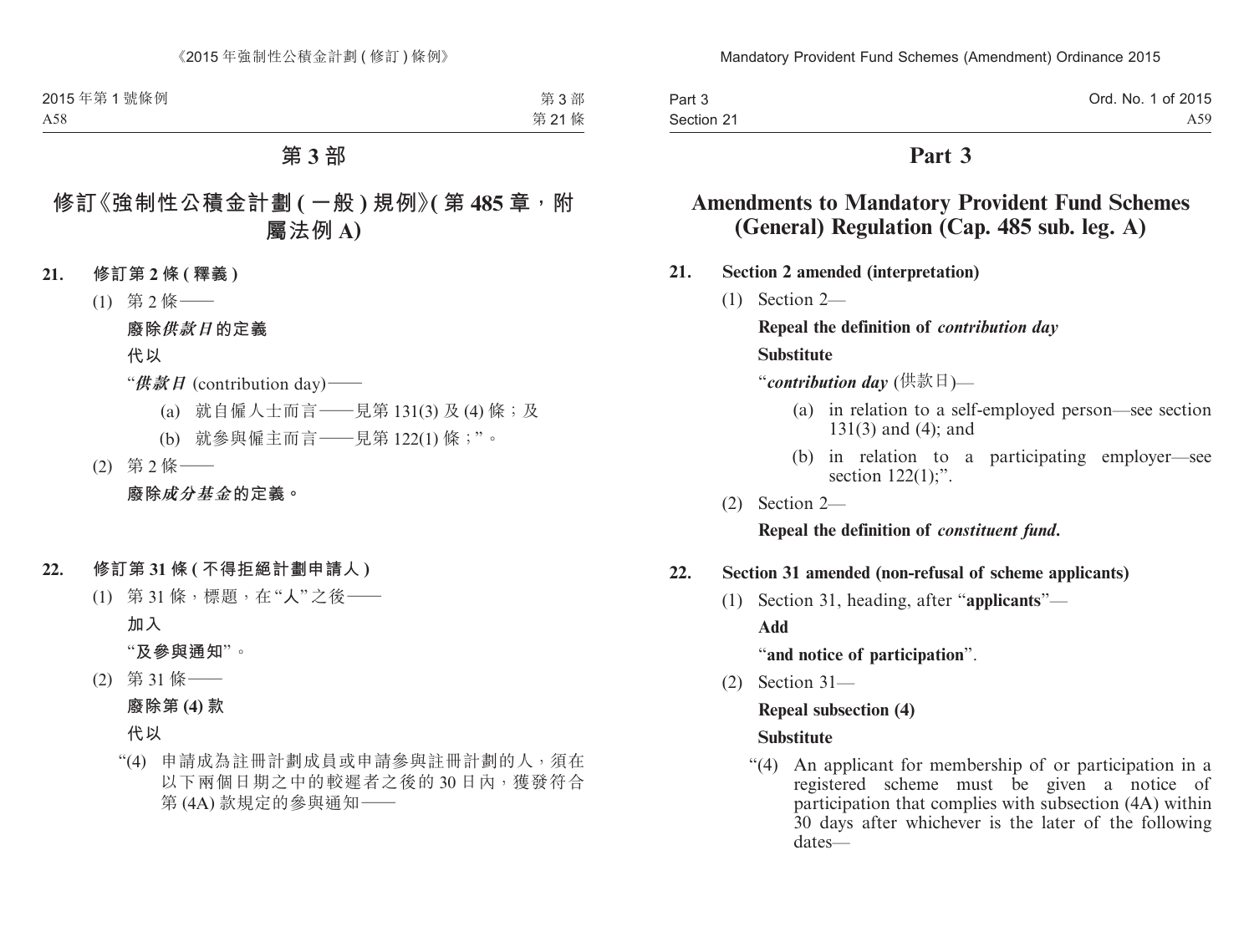# 第 3 部

## 修訂《強制性公積金計劃 (一般) 規例》(第 485 章，附屬法例 A)

**21. 修訂第 2 條 (釋義)**

(1) 第 2 條——

**廢除*供款日*的定義**

**代以**

“***供款日*** (contribution day)——

(a) 就自僱人士而言——見第 131(3) 及 (4) 條；及

(b) 就參與僱主而言——見第 122(1) 條；”。

(2) 第 2 條——

**廢除*成分基金*的定義。**

**22. 修訂第 31 條 (不得拒絕計劃申請人)**

(1) 第 31 條，標題，在“人”之後——

**加入**

“**及參與通知**”。

(2) 第 31 條——

**廢除第 (4) 款**

**代以**

“(4) 申請成為註冊計劃成員或申請參與註冊計劃的人，須在以下兩個日期之中的較遲者之後的 30 日內，獲發符合第 (4A) 款規定的參與通知——

# Part 3

## Amendments to Mandatory Provident Fund Schemes (General) Regulation (Cap. 485 sub. leg. A)

**21. Section 2 amended (interpretation)**

(1) Section 2—

**Repeal the definition of *contribution day***

**Substitute**

“***contribution day*** (供款日)—

(a) in relation to a self-employed person—see section 131(3) and (4); and

(b) in relation to a participating employer—see section 122(1);”.

(2) Section 2—

**Repeal the definition of *constituent fund*.**

**22. Section 31 amended (non-refusal of scheme applicants)**

(1) Section 31, heading, after “**applicants**”—

**Add**

“**and notice of participation**”.

(2) Section 31—

**Repeal subsection (4)**

**Substitute**

“(4) An applicant for membership of or participation in a registered scheme must be given a notice of participation that complies with subsection (4A) within 30 days after whichever is the later of the following dates—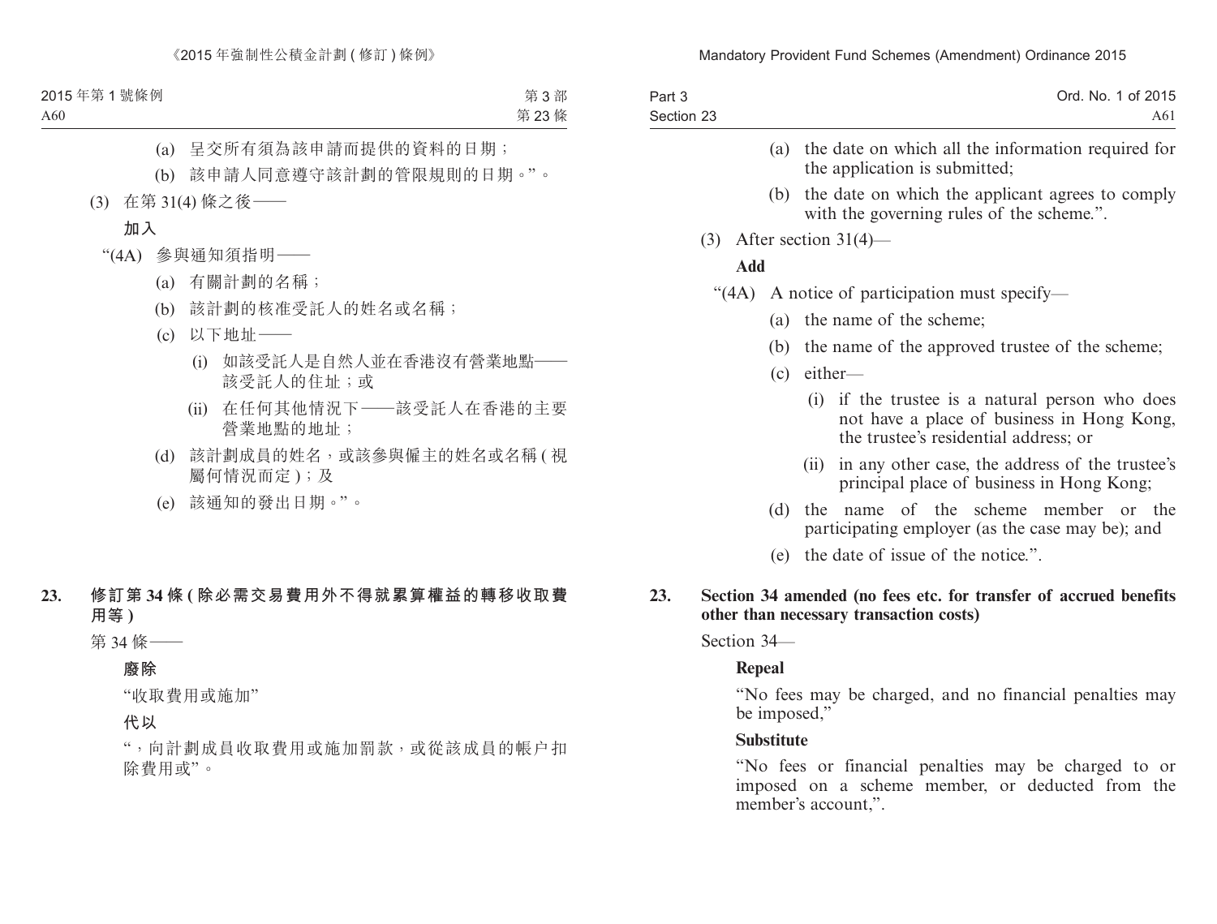(a) 呈交所有須為該申請而提供的資料的日期；

(b) 該申請人同意遵守該計劃的管限規則的日期。”。

(3) 在第 31(4) 條之後——

**加入**

“(4A) 參與通知須指明——

(a) 有關計劃的名稱；

(b) 該計劃的核准受託人的姓名或名稱；

(c) 以下地址——

(i) 如該受託人是自然人並在香港沒有營業地點——該受託人的住址；或

(ii) 在任何其他情況下——該受託人在香港的主要營業地點的地址；

(d) 該計劃成員的姓名，或該參與僱主的姓名或名稱 (視屬何情況而定)；及

(e) 該通知的發出日期。”。

**23. 修訂第 34 條 (除必需交易費用外不得就累算權益的轉移收取費用等)**

第 34 條——

**廢除**

“收取費用或施加”

**代以**

“，向計劃成員收取費用或施加罰款，或從該成員的帳户扣除費用或”。

(a) the date on which all the information required for the application is submitted;

(b) the date on which the applicant agrees to comply with the governing rules of the scheme.”.

(3) After section 31(4)—

**Add**

“(4A) A notice of participation must specify—

(a) the name of the scheme;

(b) the name of the approved trustee of the scheme;

(c) either—

(i) if the trustee is a natural person who does not have a place of business in Hong Kong, the trustee's residential address; or

(ii) in any other case, the address of the trustee's principal place of business in Hong Kong;

(d) the name of the scheme member or the participating employer (as the case may be); and

(e) the date of issue of the notice.”.

**23. Section 34 amended (no fees etc. for transfer of accrued benefits other than necessary transaction costs)**

Section 34—

**Repeal**

“No fees may be charged, and no financial penalties may be imposed,”

**Substitute**

“No fees or financial penalties may be charged to or imposed on a scheme member, or deducted from the member's account,”.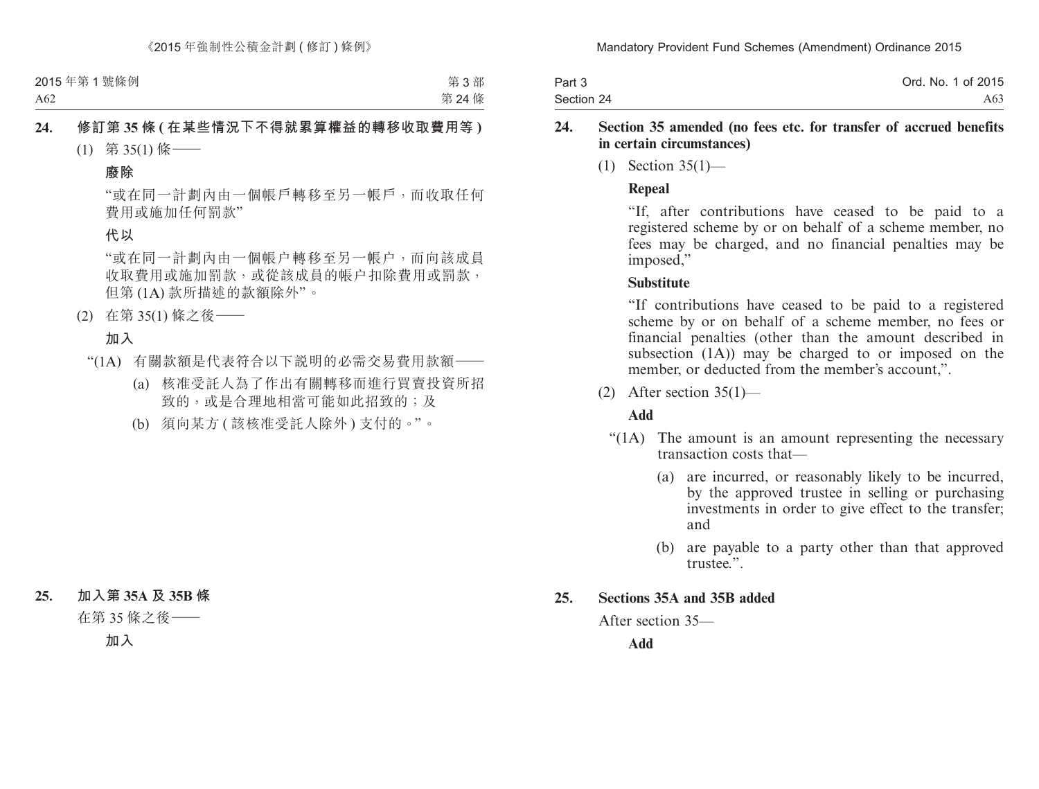**24. 修訂第 35 條 (在某些情況下不得就累算權益的轉移收取費用等)**

(1) 第 35(1) 條——

**廢除**

“或在同一計劃內由一個帳戶轉移至另一帳戶，而收取任何費用或施加任何罰款”

**代以**

“或在同一計劃內由一個帳户轉移至另一帳户，而向該成員收取費用或施加罰款，或從該成員的帳户扣除費用或罰款，但第 (1A) 款所描述的款額除外”。

(2) 在第 35(1) 條之後——

**加入**

“(1A) 有關款額是代表符合以下説明的必需交易費用款額——

(a) 核准受託人為了作出有關轉移而進行買賣投資所招致的，或是合理地相當可能如此招致的；及

(b) 須向某方 (該核准受託人除外) 支付的。”。

**25. 加入第 35A 及 35B 條**

在第 35 條之後——

**加入**

**24. Section 35 amended (no fees etc. for transfer of accrued benefits in certain circumstances)**

(1) Section 35(1)—

**Repeal**

“If, after contributions have ceased to be paid to a registered scheme by or on behalf of a scheme member, no fees may be charged, and no financial penalties may be imposed,”

**Substitute**

“If contributions have ceased to be paid to a registered scheme by or on behalf of a scheme member, no fees or financial penalties (other than the amount described in subsection (1A)) may be charged to or imposed on the member, or deducted from the member’s account,”.

(2) After section 35(1)—

**Add**

“(1A) The amount is an amount representing the necessary transaction costs that—

(a) are incurred, or reasonably likely to be incurred, by the approved trustee in selling or purchasing investments in order to give effect to the transfer; and

(b) are payable to a party other than that approved trustee.”.

**25. Sections 35A and 35B added**

After section 35—

**Add**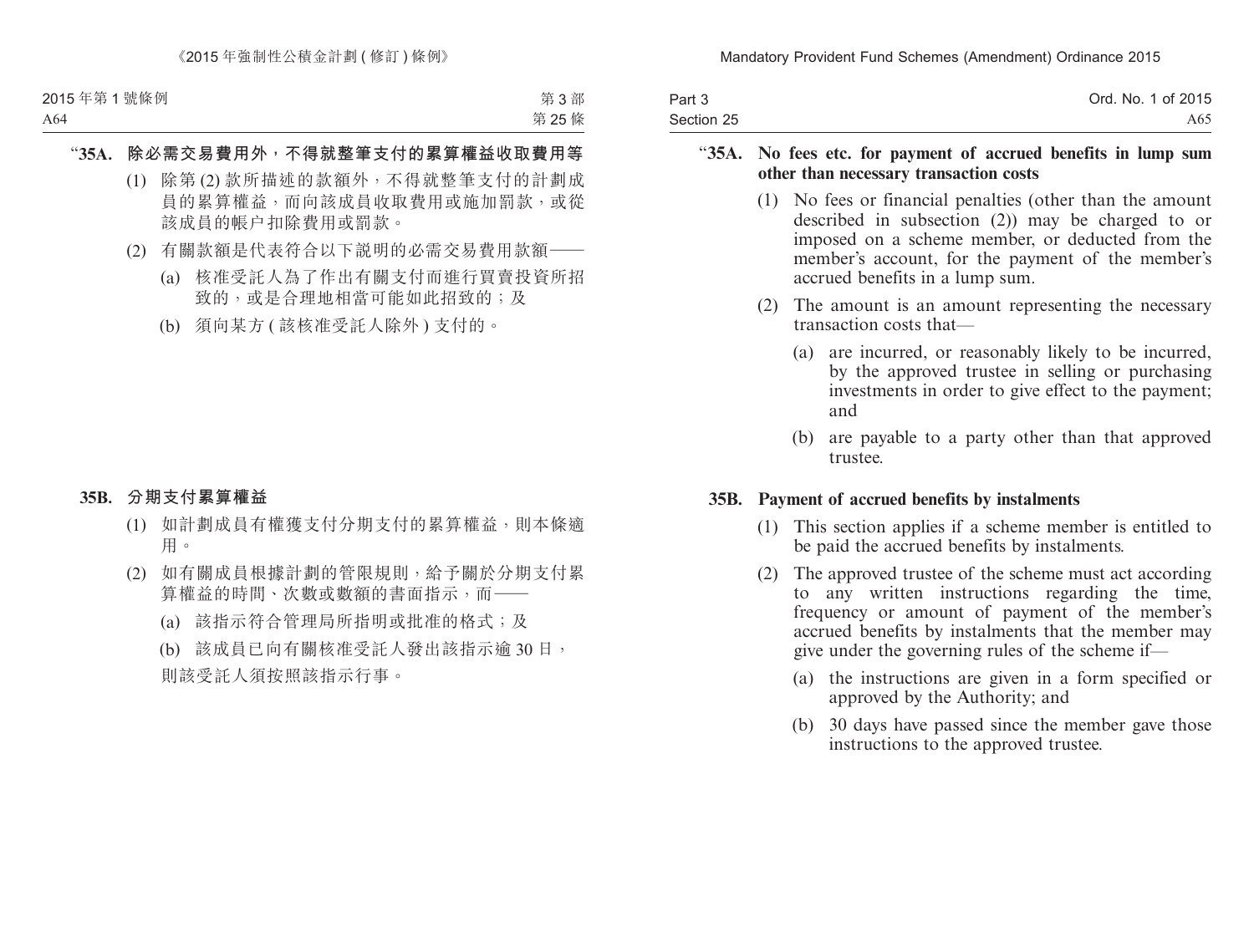"**35A. 除必需交易費用外，不得就整筆支付的累算權益收取費用等**

(1) 除第 (2) 款所描述的款額外，不得就整筆支付的計劃成員的累算權益，而向該成員收取費用或施加罰款，或從該成員的帳户扣除費用或罰款。

(2) 有關款額是代表符合以下說明的必需交易費用款額——

(a) 核准受託人為了作出有關支付而進行買賣投資所招致的，或是合理地相當可能如此招致的；及

(b) 須向某方 (該核准受託人除外) 支付的。

**35B. 分期支付累算權益**

(1) 如計劃成員有權獲支付分期支付的累算權益，則本條適用。

(2) 如有關成員根據計劃的管限規則，給予關於分期支付累算權益的時間、次數或數額的書面指示，而——

(a) 該指示符合管理局所指明或批准的格式；及

(b) 該成員已向有關核准受託人發出該指示逾 30 日，

則該受託人須按照該指示行事。

"**35A. No fees etc. for payment of accrued benefits in lump sum other than necessary transaction costs**

(1) No fees or financial penalties (other than the amount described in subsection (2)) may be charged to or imposed on a scheme member, or deducted from the member's account, for the payment of the member's accrued benefits in a lump sum.

(2) The amount is an amount representing the necessary transaction costs that—

(a) are incurred, or reasonably likely to be incurred, by the approved trustee in selling or purchasing investments in order to give effect to the payment; and

(b) are payable to a party other than that approved trustee.

**35B. Payment of accrued benefits by instalments**

(1) This section applies if a scheme member is entitled to be paid the accrued benefits by instalments.

(2) The approved trustee of the scheme must act according to any written instructions regarding the time, frequency or amount of payment of the member's accrued benefits by instalments that the member may give under the governing rules of the scheme if—

(a) the instructions are given in a form specified or approved by the Authority; and

(b) 30 days have passed since the member gave those instructions to the approved trustee.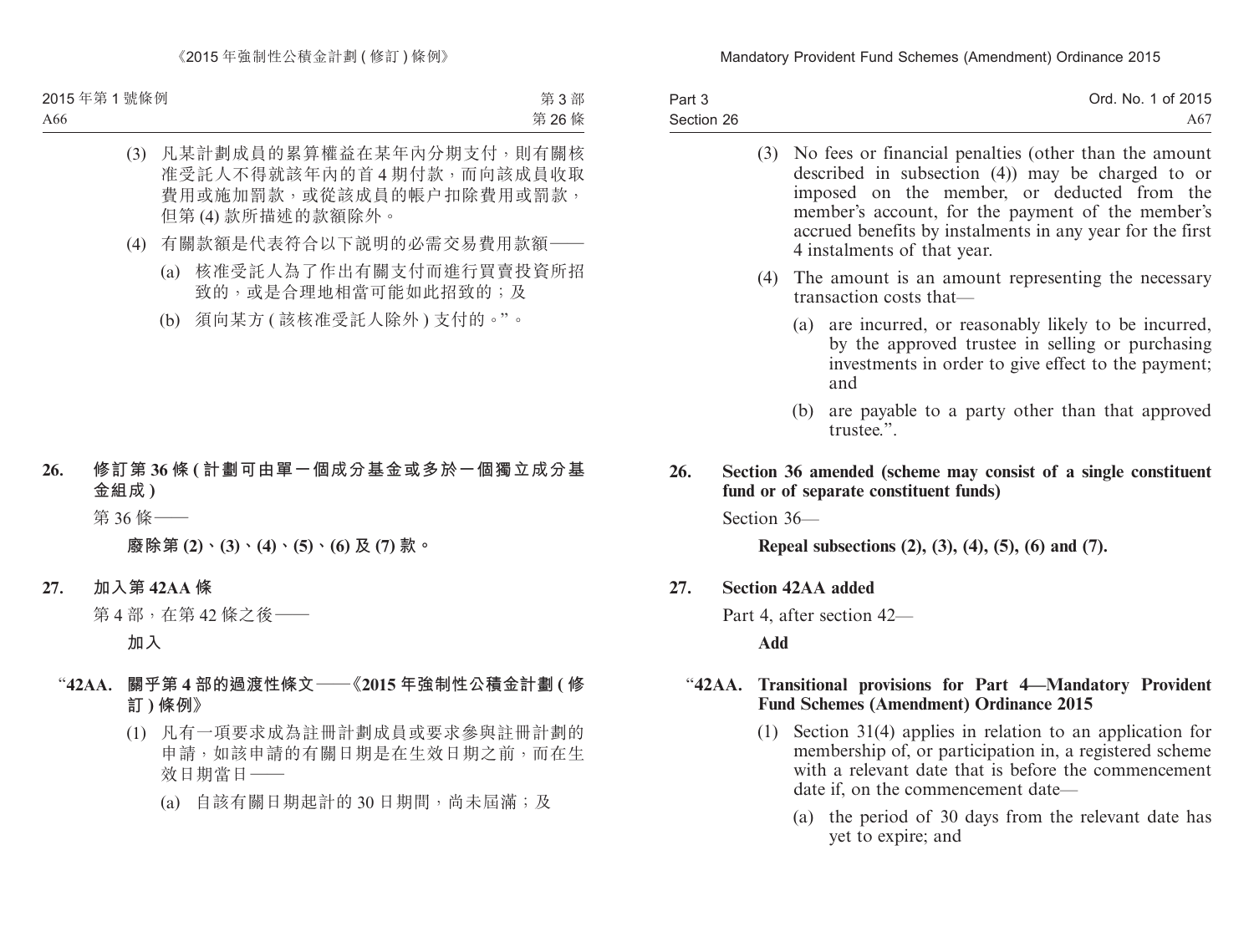(3) 凡某計劃成員的累算權益在某年內分期支付，則有關核准受託人不得就該年內的首 4 期付款，而向該成員收取費用或施加罰款，或從該成員的帳户扣除費用或罰款，但第 (4) 款所描述的款額除外。

(4) 有關款額是代表符合以下說明的必需交易費用款額——

(a) 核准受託人為了作出有關支付而進行買賣投資所招致的，或是合理地相當可能如此招致的；及

(b) 須向某方 (該核准受託人除外) 支付的。”。

**26. 修訂第 36 條 (計劃可由單一個成分基金或多於一個獨立成分基金組成)**

第 36 條——

**廢除第 (2)、(3)、(4)、(5)、(6) 及 (7) 款。**

**27. 加入第 42AA 條**

第 4 部，在第 42 條之後——

**加入**

**“42AA. 關乎第 4 部的過渡性條文——《2015 年強制性公積金計劃 (修訂) 條例》**

(1) 凡有一項要求成為註冊計劃成員或要求參與註冊計劃的申請，如該申請的有關日期是在生效日期之前，而在生效日期當日——

(a) 自該有關日期起計的 30 日期間，尚未屆滿；及

(3) No fees or financial penalties (other than the amount described in subsection (4)) may be charged to or imposed on the member, or deducted from the member's account, for the payment of the member's accrued benefits by instalments in any year for the first 4 instalments of that year.

(4) The amount is an amount representing the necessary transaction costs that—

(a) are incurred, or reasonably likely to be incurred, by the approved trustee in selling or purchasing investments in order to give effect to the payment; and

(b) are payable to a party other than that approved trustee.”.

**26. Section 36 amended (scheme may consist of a single constituent fund or of separate constituent funds)**

Section 36—

**Repeal subsections (2), (3), (4), (5), (6) and (7).**

**27. Section 42AA added**

Part 4, after section 42—

**Add**

**“42AA. Transitional provisions for Part 4—Mandatory Provident Fund Schemes (Amendment) Ordinance 2015**

(1) Section 31(4) applies in relation to an application for membership of, or participation in, a registered scheme with a relevant date that is before the commencement date if, on the commencement date—

(a) the period of 30 days from the relevant date has yet to expire; and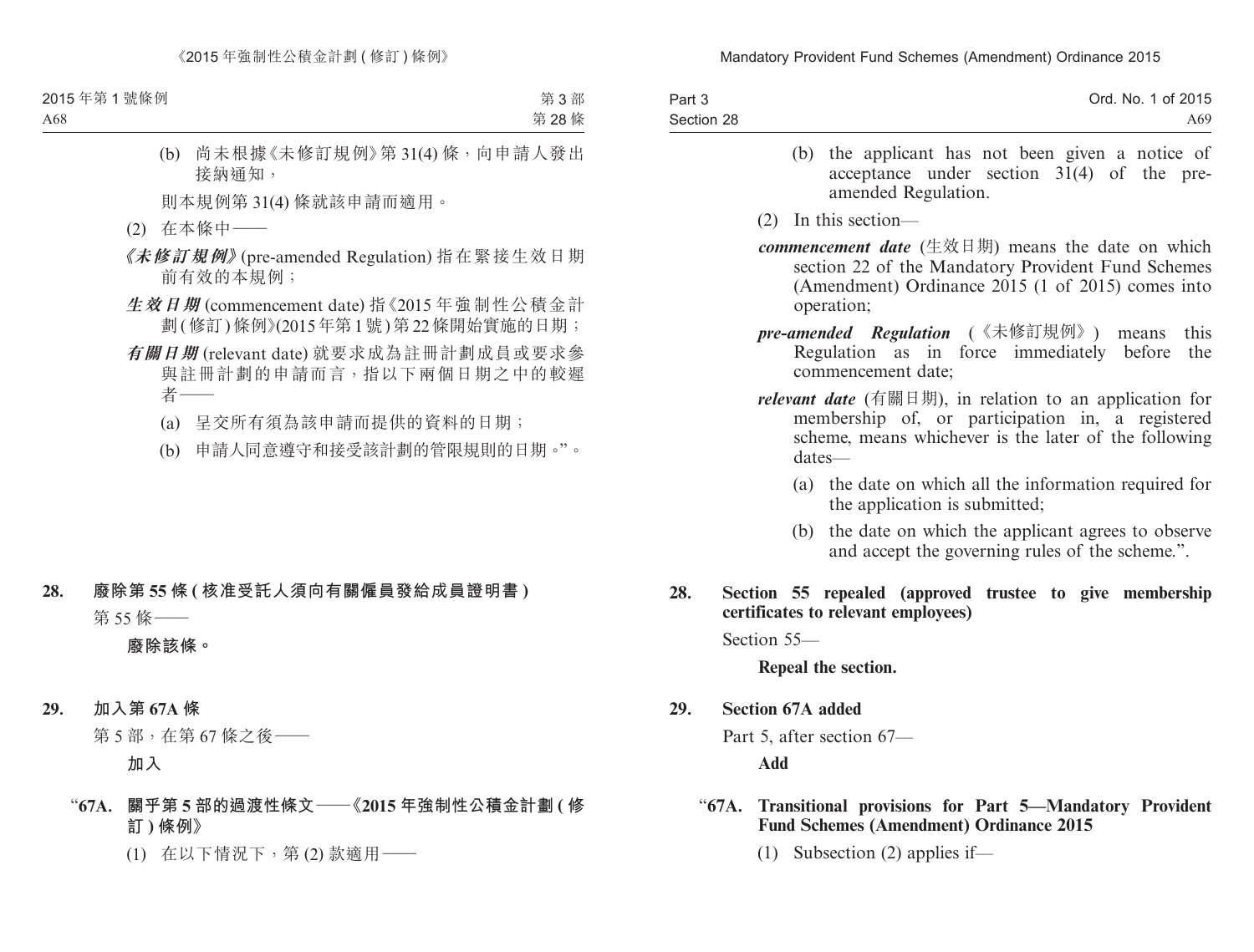(b) 尚未根據《未修訂規例》第 31(4) 條，向申請人發出接納通知，

則本規例第 31(4) 條就該申請而適用。

(2) 在本條中——

***《未修訂規例》*** (pre-amended Regulation) 指在緊接生效日期前有效的本規例；

***生效日期*** (commencement date) 指《2015 年強制性公積金計劃 (修訂) 條例》(2015 年第 1 號) 第 22 條開始實施的日期；

***有關日期*** (relevant date) 就要求成為註冊計劃成員或要求參與註冊計劃的申請而言，指以下兩個日期之中的較遲者——

(a) 呈交所有須為該申請而提供的資料的日期；

(b) 申請人同意遵守和接受該計劃的管限規則的日期。”。

**28. 廢除第 55 條 (核准受託人須向有關僱員發給成員證明書)**

第 55 條——

**廢除該條。**

**29. 加入第 67A 條**

第 5 部，在第 67 條之後——

**加入**

**“67A. 關乎第 5 部的過渡性條文——《2015 年強制性公積金計劃 (修訂) 條例》**

(1) 在以下情況下，第 (2) 款適用——

(b) the applicant has not been given a notice of acceptance under section 31(4) of the pre-amended Regulation.

(2) In this section—

***commencement date*** (生效日期) means the date on which section 22 of the Mandatory Provident Fund Schemes (Amendment) Ordinance 2015 (1 of 2015) comes into operation;

***pre-amended Regulation*** (《未修訂規例》) means this Regulation as in force immediately before the commencement date;

***relevant date*** (有關日期), in relation to an application for membership of, or participation in, a registered scheme, means whichever is the later of the following dates—

(a) the date on which all the information required for the application is submitted;

(b) the date on which the applicant agrees to observe and accept the governing rules of the scheme.”.

**28. Section 55 repealed (approved trustee to give membership certificates to relevant employees)**

Section 55—

**Repeal the section.**

**29. Section 67A added**

Part 5, after section 67—

**Add**

**“67A. Transitional provisions for Part 5—Mandatory Provident Fund Schemes (Amendment) Ordinance 2015**

(1) Subsection (2) applies if—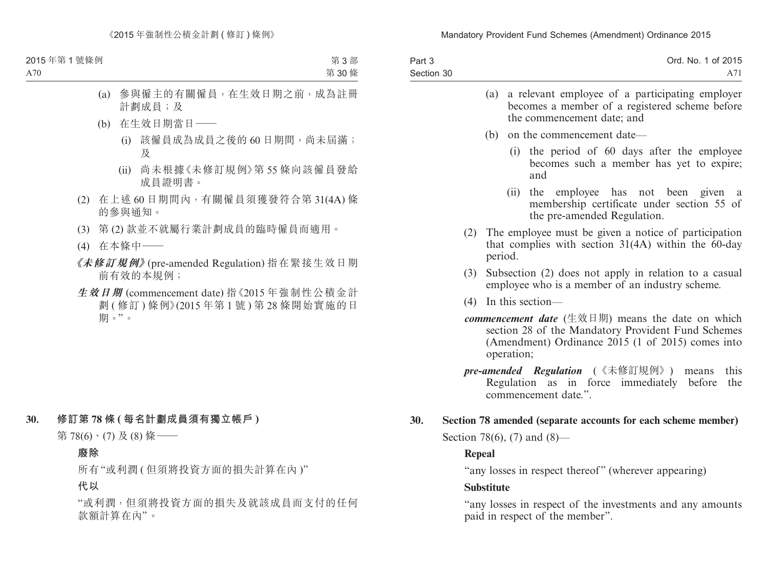(a) 參與僱主的有關僱員，在生效日期之前，成為註冊計劃成員；及

(b) 在生效日期當日——

(i) 該僱員成為成員之後的 60 日期間，尚未屆滿；及

(ii) 尚未根據《未修訂規例》第 55 條向該僱員發給成員證明書。

(2) 在上述 60 日期間內，有關僱員須獲發符合第 31(4A) 條的參與通知。

(3) 第 (2) 款並不就屬行業計劃成員的臨時僱員而適用。

(4) 在本條中——

***《未修訂規例》*** (pre-amended Regulation) 指在緊接生效日期前有效的本規例；

***生效日期*** (commencement date) 指《2015 年強制性公積金計劃 ( 修訂 ) 條例》(2015 年第 1 號 ) 第 28 條開始實施的日期。”。

**30. 修訂第 78 條 ( 每名計劃成員須有獨立帳戶 )**

第 78(6)、(7) 及 (8) 條——

**廢除**

所有“或利潤 ( 但須將投資方面的損失計算在內 )”

**代以**

“或利潤，但須將投資方面的損失及就該成員而支付的任何款額計算在內”。

(a) a relevant employee of a participating employer becomes a member of a registered scheme before the commencement date; and

(b) on the commencement date—

(i) the period of 60 days after the employee becomes such a member has yet to expire; and

(ii) the employee has not been given a membership certificate under section 55 of the pre-amended Regulation.

(2) The employee must be given a notice of participation that complies with section 31(4A) within the 60-day period.

(3) Subsection (2) does not apply in relation to a casual employee who is a member of an industry scheme.

(4) In this section—

***commencement date*** (生效日期) means the date on which section 28 of the Mandatory Provident Fund Schemes (Amendment) Ordinance 2015 (1 of 2015) comes into operation;

***pre-amended Regulation*** (《未修訂規例》) means this Regulation as in force immediately before the commencement date.”.

**30. Section 78 amended (separate accounts for each scheme member)**

Section 78(6), (7) and (8)—

**Repeal**

“any losses in respect thereof” (wherever appearing)

**Substitute**

“any losses in respect of the investments and any amounts paid in respect of the member”.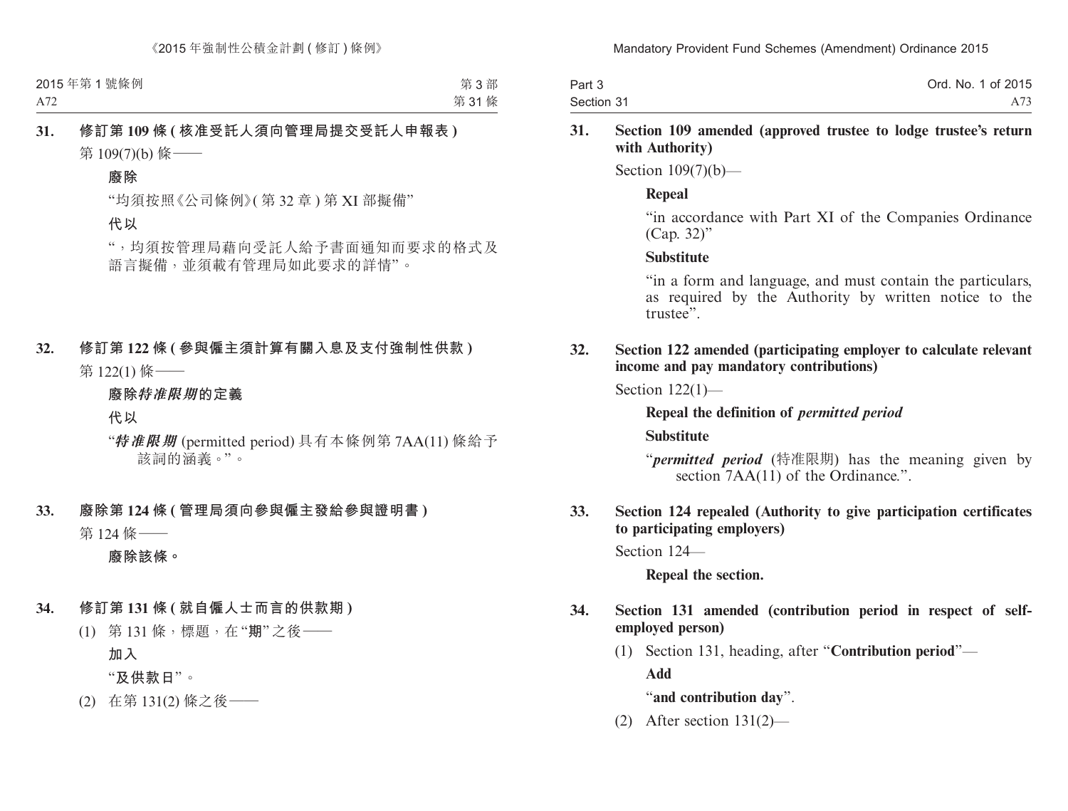**31. 修訂第 109 條 (核准受託人須向管理局提交受託人申報表)**

第 109(7)(b) 條——

**廢除**

"均須按照《公司條例》(第 32 章) 第 XI 部擬備"

**代以**

"，均須按管理局藉向受託人給予書面通知而要求的格式及語言擬備，並須載有管理局如此要求的詳情"。

**32. 修訂第 122 條 (參與僱主須計算有關入息及支付強制性供款)**

第 122(1) 條——

**廢除*特准限期*的定義**

**代以**

"***特准限期*** (permitted period) 具有本條例第 7AA(11) 條給予該詞的涵義。"。

**33. 廢除第 124 條 (管理局須向參與僱主發給參與證明書)**

第 124 條——

**廢除該條。**

**34. 修訂第 131 條 (就自僱人士而言的供款期)**

(1) 第 131 條，標題，在"**期**"之後——

**加入**

"**及供款日**"。

(2) 在第 131(2) 條之後——

**31. Section 109 amended (approved trustee to lodge trustee's return with Authority)**

Section 109(7)(b)—

**Repeal**

"in accordance with Part XI of the Companies Ordinance (Cap. 32)"

**Substitute**

"in a form and language, and must contain the particulars, as required by the Authority by written notice to the trustee".

**32. Section 122 amended (participating employer to calculate relevant income and pay mandatory contributions)**

Section 122(1)—

**Repeal the definition of *permitted period***

**Substitute**

"***permitted period*** (特准限期) has the meaning given by section 7AA(11) of the Ordinance.".

**33. Section 124 repealed (Authority to give participation certificates to participating employers)**

Section 124—

**Repeal the section.**

**34. Section 131 amended (contribution period in respect of self-employed person)**

(1) Section 131, heading, after "**Contribution period**"—

**Add**

"**and contribution day**".

(2) After section 131(2)—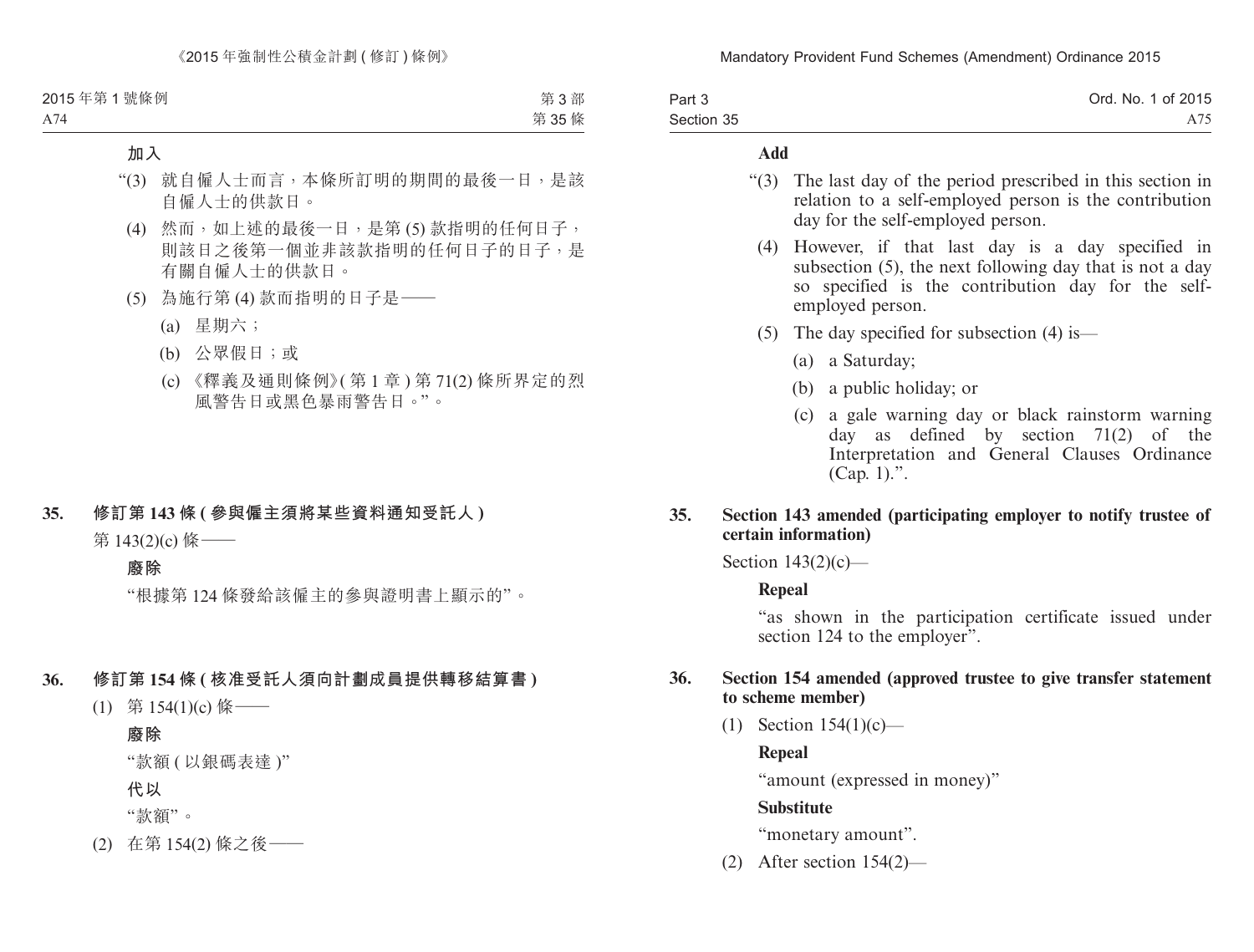**加入**

“(3) 就自僱人士而言，本條所訂明的期間的最後一日，是該自僱人士的供款日。

(4) 然而，如上述的最後一日，是第 (5) 款指明的任何日子，則該日之後第一個並非該款指明的任何日子的日子，是有關自僱人士的供款日。

(5) 為施行第 (4) 款而指明的日子是——

(a) 星期六；

(b) 公眾假日；或

(c) 《釋義及通則條例》(第 1 章 ) 第 71(2) 條所界定的烈風警告日或黑色暴雨警告日。”。

## 35. 修訂第 143 條 ( 參與僱主須將某些資料通知受託人 )

第 143(2)(c) 條——

**廢除**

“根據第 124 條發給該僱主的參與證明書上顯示的”。

## 36. 修訂第 154 條 ( 核准受託人須向計劃成員提供轉移結算書 )

(1) 第 154(1)(c) 條——

**廢除**

“款額 ( 以銀碼表達 )”

**代以**

“款額”。

(2) 在第 154(2) 條之後——

**Add**

“(3) The last day of the period prescribed in this section in relation to a self-employed person is the contribution day for the self-employed person.

(4) However, if that last day is a day specified in subsection (5), the next following day that is not a day so specified is the contribution day for the self-employed person.

(5) The day specified for subsection (4) is—

(a) a Saturday;

(b) a public holiday; or

(c) a gale warning day or black rainstorm warning day as defined by section 71(2) of the Interpretation and General Clauses Ordinance (Cap. 1).”.

## 35. Section 143 amended (participating employer to notify trustee of certain information)

Section 143(2)(c)—

**Repeal**

“as shown in the participation certificate issued under section 124 to the employer”.

## 36. Section 154 amended (approved trustee to give transfer statement to scheme member)

(1) Section 154(1)(c)—

**Repeal**

“amount (expressed in money)”

**Substitute**

“monetary amount”.

(2) After section 154(2)—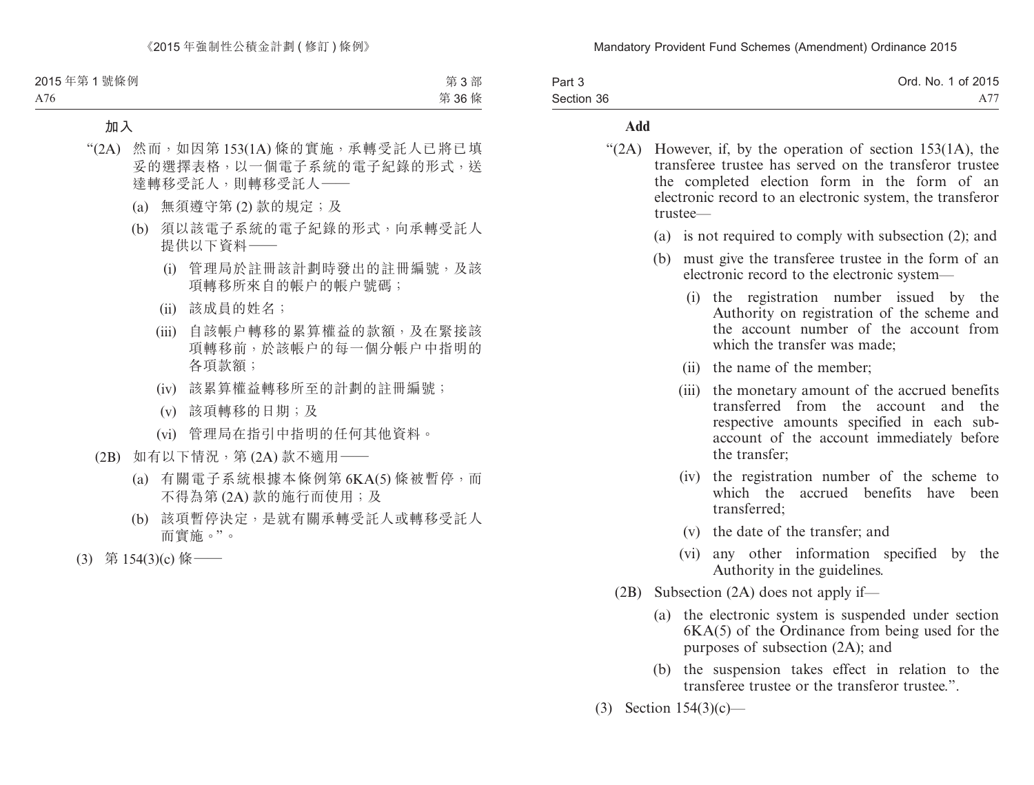**加入**

“(2A) 然而，如因第 153(1A) 條的實施，承轉受託人已將已填妥的選擇表格，以一個電子系統的電子紀錄的形式，送達轉移受託人，則轉移受託人——

(a) 無須遵守第 (2) 款的規定；及

(b) 須以該電子系統的電子紀錄的形式，向承轉受託人提供以下資料——

(i) 管理局於註冊該計劃時發出的註冊編號，及該項轉移所來自的帳户的帳户號碼；

(ii) 該成員的姓名；

(iii) 自該帳户轉移的累算權益的款額，及在緊接該項轉移前，於該帳户的每一個分帳户中指明的各項款額；

(iv) 該累算權益轉移所至的計劃的註冊編號；

(v) 該項轉移的日期；及

(vi) 管理局在指引中指明的任何其他資料。

(2B) 如有以下情況，第 (2A) 款不適用——

(a) 有關電子系統根據本條例第 6KA(5) 條被暫停，而不得為第 (2A) 款的施行而使用；及

(b) 該項暫停決定，是就有關承轉受託人或轉移受託人而實施。”。

(3) 第 154(3)(c) 條——

**Add**

“(2A) However, if, by the operation of section 153(1A), the transferee trustee has served on the transferor trustee the completed election form in the form of an electronic record to an electronic system, the transferor trustee—

(a) is not required to comply with subsection (2); and

(b) must give the transferee trustee in the form of an electronic record to the electronic system—

(i) the registration number issued by the Authority on registration of the scheme and the account number of the account from which the transfer was made;

(ii) the name of the member;

(iii) the monetary amount of the accrued benefits transferred from the account and the respective amounts specified in each sub-account of the account immediately before the transfer;

(iv) the registration number of the scheme to which the accrued benefits have been transferred;

(v) the date of the transfer; and

(vi) any other information specified by the Authority in the guidelines.

(2B) Subsection (2A) does not apply if—

(a) the electronic system is suspended under section 6KA(5) of the Ordinance from being used for the purposes of subsection (2A); and

(b) the suspension takes effect in relation to the transferee trustee or the transferor trustee.”.

(3) Section 154(3)(c)—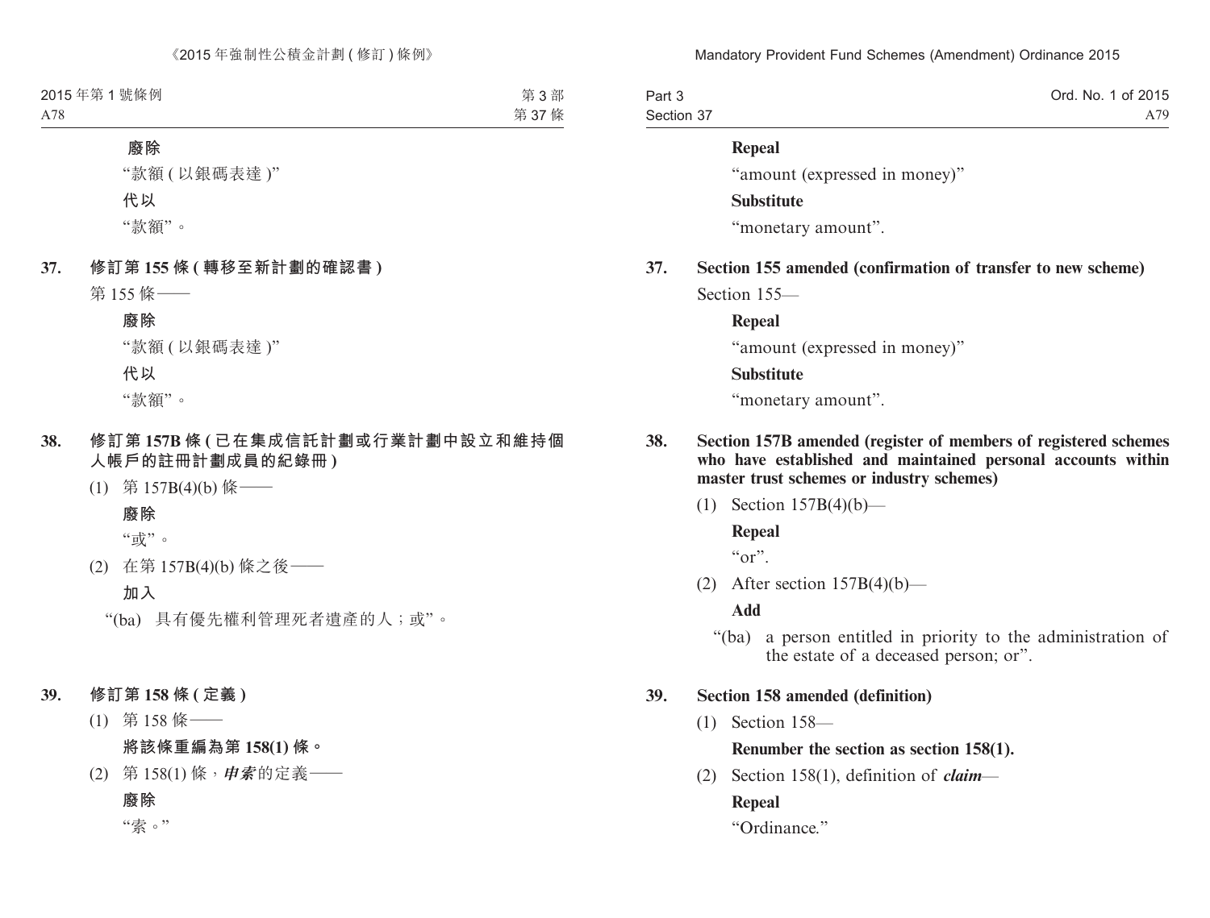**廢除**

"款額 ( 以銀碼表達 )"

**代以**

"款額"。

**37. 修訂第 155 條 ( 轉移至新計劃的確認書 )**

第 155 條——

**廢除**

"款額 ( 以銀碼表達 )"

**代以**

"款額"。

**38. 修訂第 157B 條 ( 已在集成信託計劃或行業計劃中設立和維持個人帳戶的註冊計劃成員的紀錄冊 )**

(1) 第 157B(4)(b) 條——

**廢除**

"或"。

(2) 在第 157B(4)(b) 條之後——

**加入**

"(ba) 具有優先權利管理死者遺產的人；或"。

**39. 修訂第 158 條 ( 定義 )**

(1) 第 158 條——

**將該條重編為第 158(1) 條。**

(2) 第 158(1) 條，***申索***的定義——

**廢除**

"索。"

**Repeal**

"amount (expressed in money)"

**Substitute**

"monetary amount".

**37. Section 155 amended (confirmation of transfer to new scheme)**

Section 155—

**Repeal**

"amount (expressed in money)"

**Substitute**

"monetary amount".

**38. Section 157B amended (register of members of registered schemes who have established and maintained personal accounts within master trust schemes or industry schemes)**

(1) Section 157B(4)(b)—

**Repeal**

"or".

(2) After section 157B(4)(b)—

**Add**

"(ba) a person entitled in priority to the administration of the estate of a deceased person; or".

**39. Section 158 amended (definition)**

(1) Section 158—

**Renumber the section as section 158(1).**

(2) Section 158(1), definition of ***claim***—

**Repeal**

"Ordinance."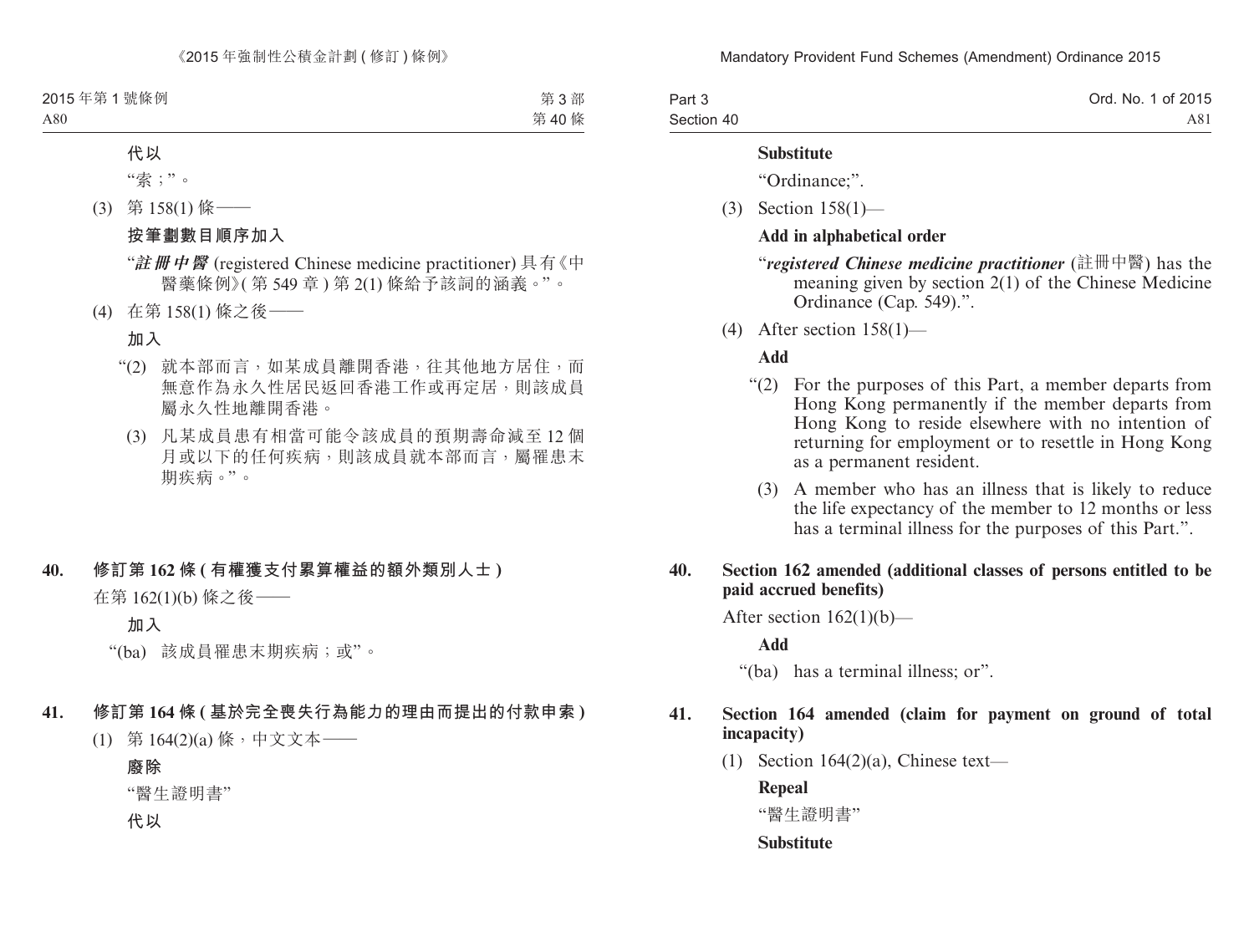**代以**

"索；"。

(3) 第 158(1) 條——

**按筆劃數目順序加入**

"***註冊中醫*** (registered Chinese medicine practitioner) 具有《中醫藥條例》(第 549 章 ) 第 2(1) 條給予該詞的涵義。"。

(4) 在第 158(1) 條之後——

**加入**

"(2) 就本部而言，如某成員離開香港，往其他地方居住，而無意作為永久性居民返回香港工作或再定居，則該成員屬永久性地離開香港。

(3) 凡某成員患有相當可能令該成員的預期壽命減至 12 個月或以下的任何疾病，則該成員就本部而言，屬罹患末期疾病。"。

**40. 修訂第 162 條 ( 有權獲支付累算權益的額外類別人士 )**

在第 162(1)(b) 條之後——

**加入**

"(ba) 該成員罹患末期疾病；或"。

**41. 修訂第 164 條 ( 基於完全喪失行為能力的理由而提出的付款申索 )**

(1) 第 164(2)(a) 條，中文文本——

**廢除**

"醫生證明書"

**代以**

**Substitute**

"Ordinance;".

(3) Section 158(1)—

**Add in alphabetical order**

"***registered Chinese medicine practitioner*** (註冊中醫) has the meaning given by section 2(1) of the Chinese Medicine Ordinance (Cap. 549).".

(4) After section 158(1)—

**Add**

"(2) For the purposes of this Part, a member departs from Hong Kong permanently if the member departs from Hong Kong to reside elsewhere with no intention of returning for employment or to resettle in Hong Kong as a permanent resident.

(3) A member who has an illness that is likely to reduce the life expectancy of the member to 12 months or less has a terminal illness for the purposes of this Part.".

**40. Section 162 amended (additional classes of persons entitled to be paid accrued benefits)**

After section 162(1)(b)—

**Add**

"(ba) has a terminal illness; or".

**41. Section 164 amended (claim for payment on ground of total incapacity)**

(1) Section 164(2)(a), Chinese text—

**Repeal**

"醫生證明書"

**Substitute**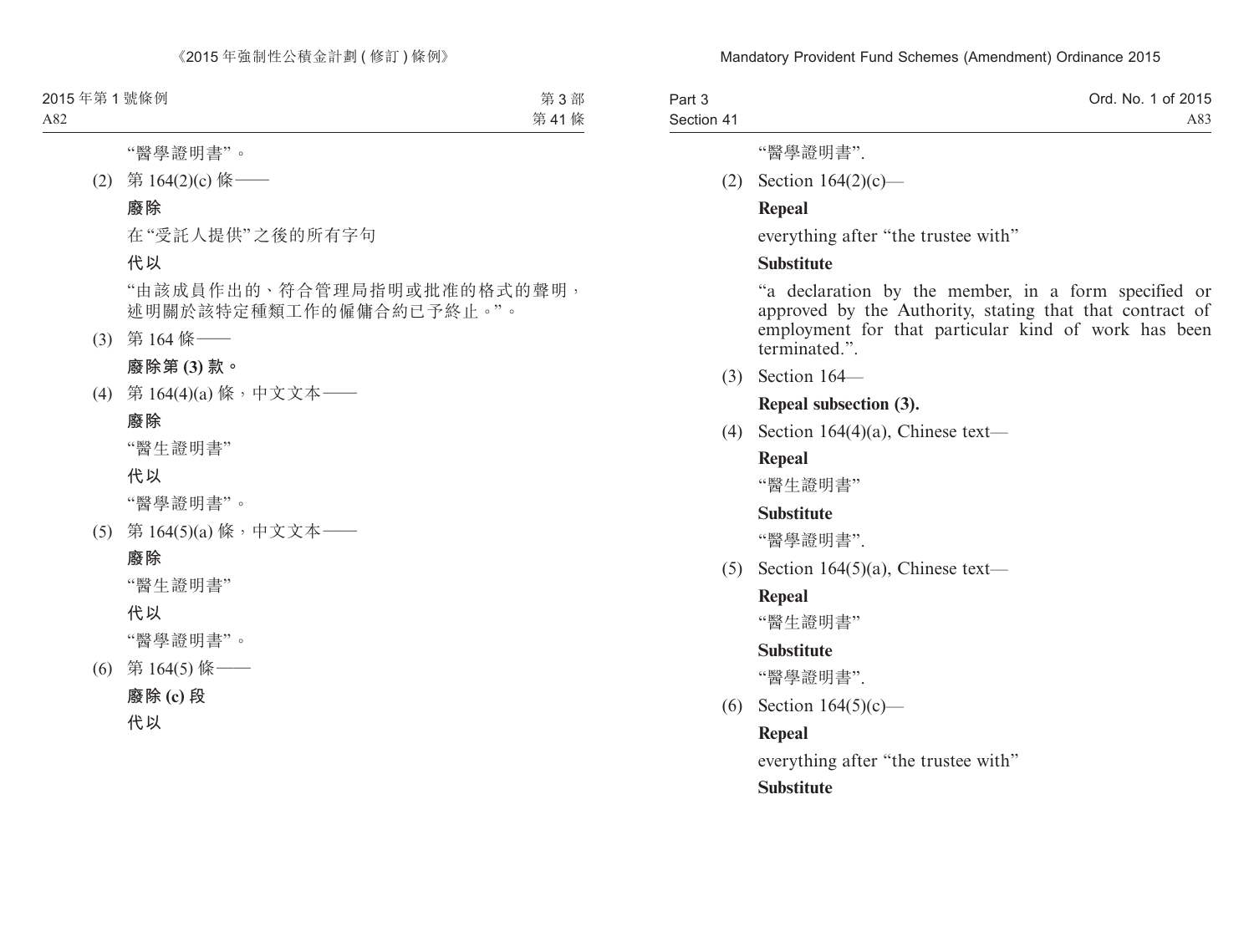"醫學證明書"。

(2) 第 164(2)(c) 條——

**廢除**

在"受託人提供"之後的所有字句

**代以**

"由該成員作出的、符合管理局指明或批准的格式的聲明，述明關於該特定種類工作的僱傭合約已予終止。"。

(3) 第 164 條——

**廢除第 (3) 款。**

(4) 第 164(4)(a) 條，中文文本——

**廢除**

"醫生證明書"

**代以**

"醫學證明書"。

(5) 第 164(5)(a) 條，中文文本——

**廢除**

"醫生證明書"

**代以**

"醫學證明書"。

(6) 第 164(5) 條——

**廢除 (c) 段**

**代以**

"醫學證明書".

(2) Section 164(2)(c)—

**Repeal**

everything after "the trustee with"

**Substitute**

"a declaration by the member, in a form specified or approved by the Authority, stating that that contract of employment for that particular kind of work has been terminated.".

(3) Section 164—

**Repeal subsection (3).**

(4) Section 164(4)(a), Chinese text—

**Repeal**

"醫生證明書"

**Substitute**

"醫學證明書".

(5) Section 164(5)(a), Chinese text—

**Repeal**

"醫生證明書"

**Substitute**

"醫學證明書".

(6) Section 164(5)(c)—

**Repeal**

everything after "the trustee with"

**Substitute**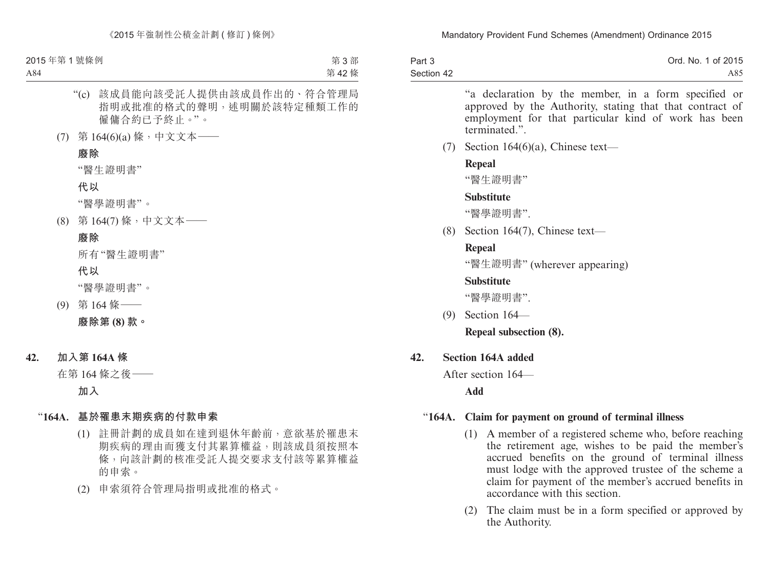"(c) 該成員能向該受託人提供由該成員作出的、符合管理局指明或批准的格式的聲明，述明關於該特定種類工作的僱傭合約已予終止。"。

(7) 第 164(6)(a) 條，中文文本——

**廢除**

"醫生證明書"

**代以**

"醫學證明書"。

(8) 第 164(7) 條，中文文本——

**廢除**

所有"醫生證明書"

**代以**

"醫學證明書"。

(9) 第 164 條——

**廢除第 (8) 款。**

## 42. 加入第 164A 條

在第 164 條之後——

**加入**

### "164A. 基於罹患末期疾病的付款申索

(1) 註冊計劃的成員如在達到退休年齡前，意欲基於罹患末期疾病的理由而獲支付其累算權益，則該成員須按照本條，向該計劃的核准受託人提交要求支付該等累算權益的申索。

(2) 申索須符合管理局指明或批准的格式。

---

"a declaration by the member, in a form specified or approved by the Authority, stating that that contract of employment for that particular kind of work has been terminated.".

(7) Section 164(6)(a), Chinese text—

**Repeal**

"醫生證明書"

**Substitute**

"醫學證明書".

(8) Section 164(7), Chinese text—

**Repeal**

"醫生證明書" (wherever appearing)

**Substitute**

"醫學證明書".

(9) Section 164—

**Repeal subsection (8).**

## 42. Section 164A added

After section 164—

**Add**

### "164A. Claim for payment on ground of terminal illness

(1) A member of a registered scheme who, before reaching the retirement age, wishes to be paid the member's accrued benefits on the ground of terminal illness must lodge with the approved trustee of the scheme a claim for payment of the member's accrued benefits in accordance with this section.

(2) The claim must be in a form specified or approved by the Authority.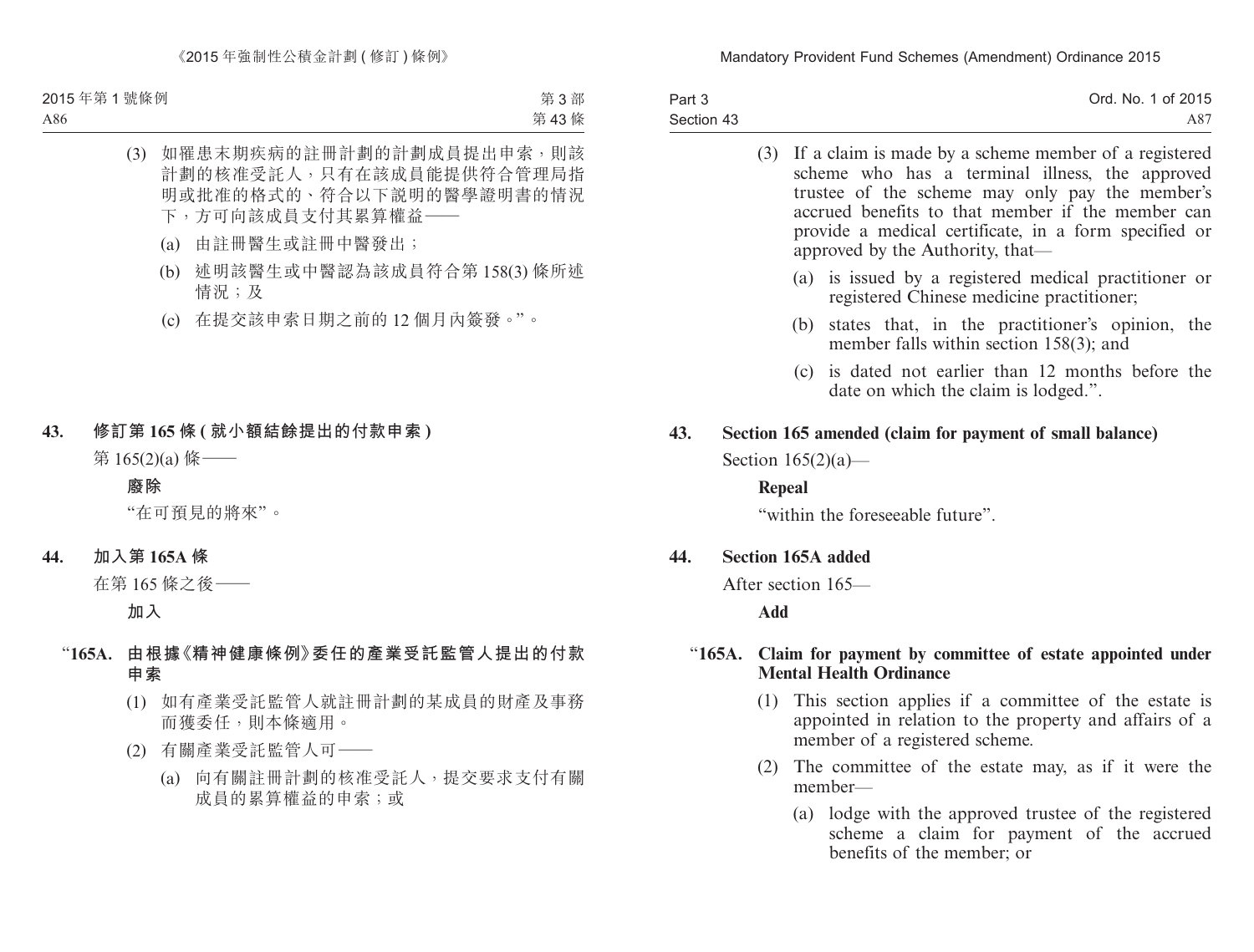(3) 如罹患末期疾病的註冊計劃的計劃成員提出申索，則該計劃的核准受託人，只有在該成員能提供符合管理局指明或批准的格式的、符合以下說明的醫學證明書的情況下，方可向該成員支付其累算權益——

(a) 由註冊醫生或註冊中醫發出；

(b) 述明該醫生或中醫認為該成員符合第 158(3) 條所述情況；及

(c) 在提交該申索日期之前的 12 個月內簽發。”。

**43. 修訂第 165 條 (就小額結餘提出的付款申索)**

第 165(2)(a) 條——

**廢除**

“在可預見的將來”。

**44. 加入第 165A 條**

在第 165 條之後——

**加入**

**“165A. 由根據《精神健康條例》委任的產業受託監管人提出的付款申索**

(1) 如有產業受託監管人就註冊計劃的某成員的財產及事務而獲委任，則本條適用。

(2) 有關產業受託監管人可——

(a) 向有關註冊計劃的核准受託人，提交要求支付有關成員的累算權益的申索；或

(3) If a claim is made by a scheme member of a registered scheme who has a terminal illness, the approved trustee of the scheme may only pay the member's accrued benefits to that member if the member can provide a medical certificate, in a form specified or approved by the Authority, that—

(a) is issued by a registered medical practitioner or registered Chinese medicine practitioner;

(b) states that, in the practitioner's opinion, the member falls within section 158(3); and

(c) is dated not earlier than 12 months before the date on which the claim is lodged.”.

**43. Section 165 amended (claim for payment of small balance)**

Section 165(2)(a)—

**Repeal**

“within the foreseeable future”.

**44. Section 165A added**

After section 165—

**Add**

**“165A. Claim for payment by committee of estate appointed under Mental Health Ordinance**

(1) This section applies if a committee of the estate is appointed in relation to the property and affairs of a member of a registered scheme.

(2) The committee of the estate may, as if it were the member—

(a) lodge with the approved trustee of the registered scheme a claim for payment of the accrued benefits of the member; or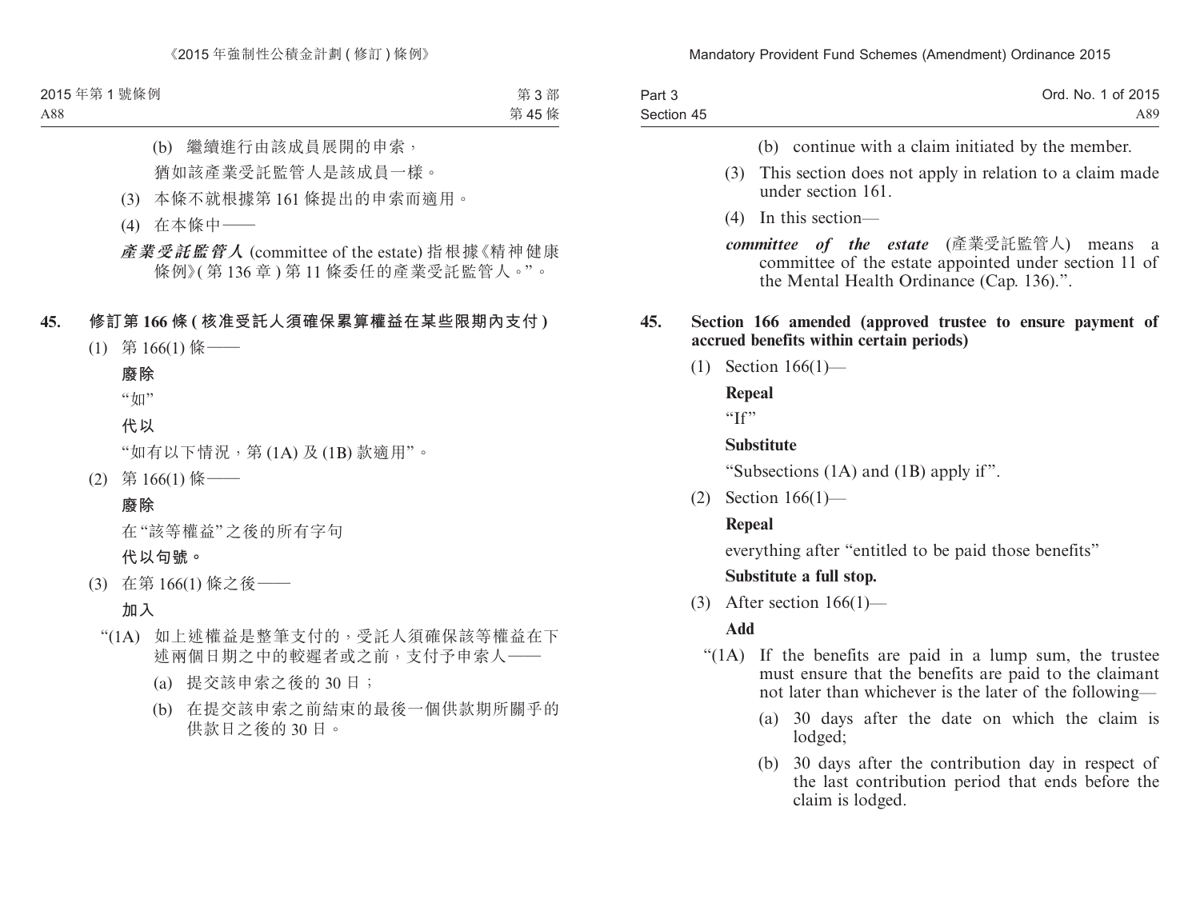(b) 繼續進行由該成員展開的申索，

猶如該產業受託監管人是該成員一樣。

(3) 本條不就根據第 161 條提出的申索而適用。

(4) 在本條中——

***產業受託監管人*** (committee of the estate) 指根據《精神健康條例》(第 136 章) 第 11 條委任的產業受託監管人。”。

## 45. 修訂第 166 條 (核准受託人須確保累算權益在某些限期內支付)

(1) 第 166(1) 條——

**廢除**

“如”

**代以**

“如有以下情況，第 (1A) 及 (1B) 款適用”。

(2) 第 166(1) 條——

**廢除**

在“該等權益”之後的所有字句

**代以句號。**

(3) 在第 166(1) 條之後——

**加入**

“(1A) 如上述權益是整筆支付的，受託人須確保該等權益在下述兩個日期之中的較遲者或之前，支付予申索人——

(a) 提交該申索之後的 30 日；

(b) 在提交該申索之前結束的最後一個供款期所關乎的供款日之後的 30 日。

---

(b) continue with a claim initiated by the member.

(3) This section does not apply in relation to a claim made under section 161.

(4) In this section—

***committee of the estate*** (產業受託監管人) means a committee of the estate appointed under section 11 of the Mental Health Ordinance (Cap. 136).”.

## 45. Section 166 amended (approved trustee to ensure payment of accrued benefits within certain periods)

(1) Section 166(1)—

**Repeal**

“If”

**Substitute**

“Subsections (1A) and (1B) apply if”.

(2) Section 166(1)—

**Repeal**

everything after “entitled to be paid those benefits”

**Substitute a full stop.**

(3) After section 166(1)—

**Add**

“(1A) If the benefits are paid in a lump sum, the trustee must ensure that the benefits are paid to the claimant not later than whichever is the later of the following—

(a) 30 days after the date on which the claim is lodged;

(b) 30 days after the contribution day in respect of the last contribution period that ends before the claim is lodged.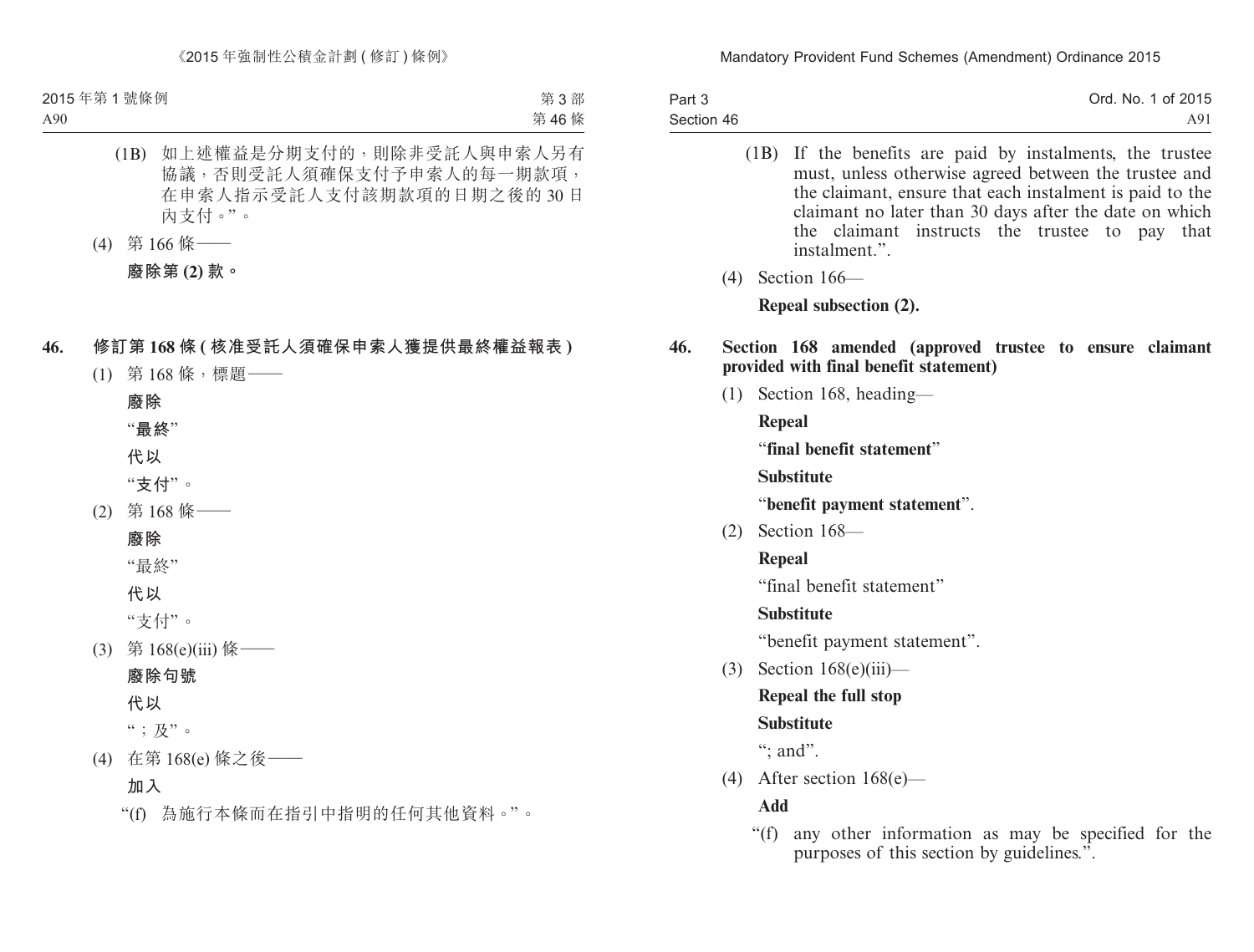(1B) 如上述權益是分期支付的，則除非受託人與申索人另有協議，否則受託人須確保支付予申索人的每一期款項，在申索人指示受託人支付該期款項的日期之後的 30 日內支付。”。

(4) 第 166 條——

**廢除第 (2) 款。**

## 46. 修訂第 168 條 (核准受託人須確保申索人獲提供最終權益報表)

(1) 第 168 條，標題——

**廢除**

“**最終**”

**代以**

“**支付**”。

(2) 第 168 條——

**廢除**

“最終”

**代以**

“支付”。

(3) 第 168(e)(iii) 條——

**廢除句號**

**代以**

“；及”。

(4) 在第 168(e) 條之後——

**加入**

“(f) 為施行本條而在指引中指明的任何其他資料。”。

(1B) If the benefits are paid by instalments, the trustee must, unless otherwise agreed between the trustee and the claimant, ensure that each instalment is paid to the claimant no later than 30 days after the date on which the claimant instructs the trustee to pay that instalment.”.

(4) Section 166—

**Repeal subsection (2).**

## 46. Section 168 amended (approved trustee to ensure claimant provided with final benefit statement)

(1) Section 168, heading—

**Repeal**

“**final benefit statement**”

**Substitute**

“**benefit payment statement**”.

(2) Section 168—

**Repeal**

“final benefit statement”

**Substitute**

“benefit payment statement”.

(3) Section 168(e)(iii)—

**Repeal the full stop**

**Substitute**

“; and”.

(4) After section 168(e)—

**Add**

“(f) any other information as may be specified for the purposes of this section by guidelines.”.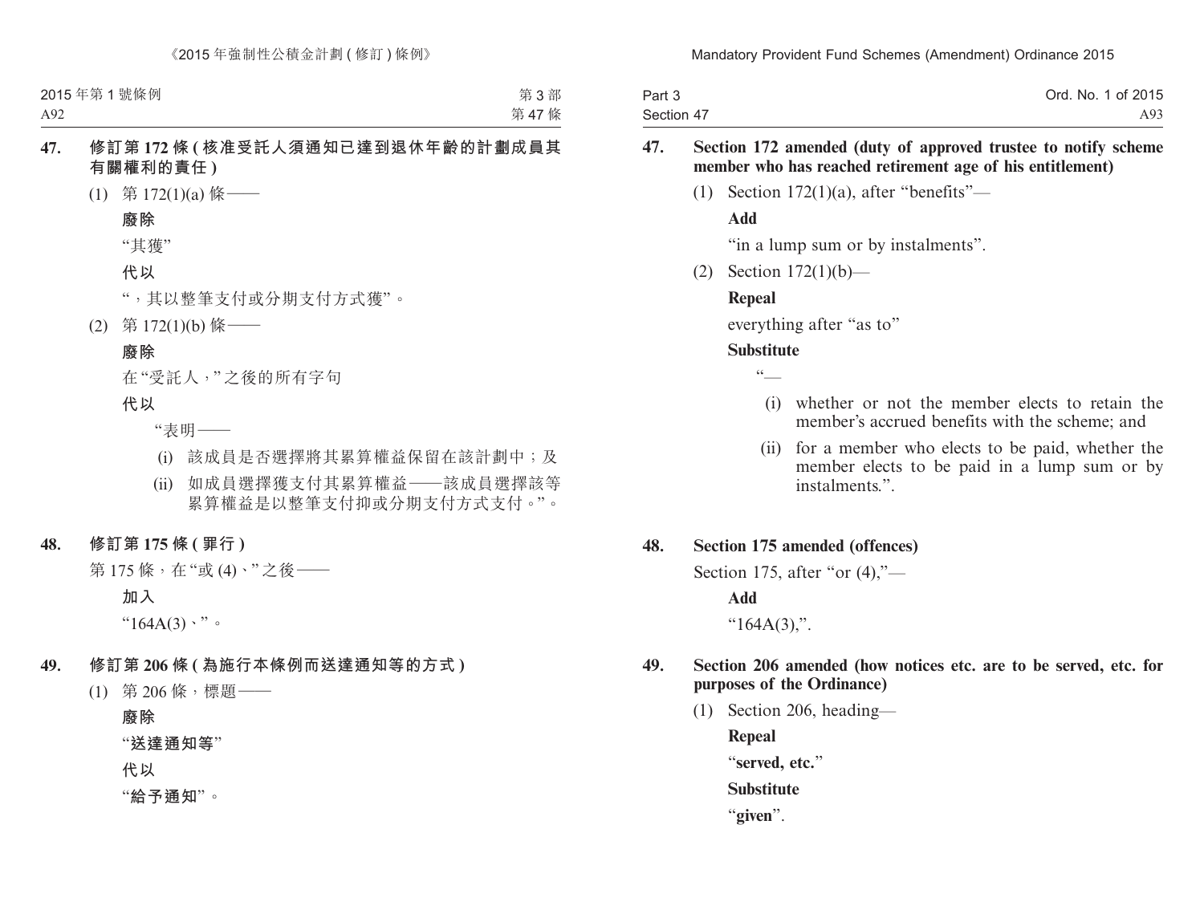**47. 修訂第 172 條 (核准受託人須通知已達到退休年齡的計劃成員其有關權利的責任)**

(1) 第 172(1)(a) 條——

**廢除**

“其獲”

**代以**

“，其以整筆支付或分期支付方式獲”。

(2) 第 172(1)(b) 條——

**廢除**

在“受託人，”之後的所有字句

**代以**

“表明——

(i) 該成員是否選擇將其累算權益保留在該計劃中；及

(ii) 如成員選擇獲支付其累算權益——該成員選擇該等累算權益是以整筆支付抑或分期支付方式支付。”。

**48. 修訂第 175 條 (罪行)**

第 175 條，在“或 (4)、”之後——

**加入**

“164A(3)、”。

**49. 修訂第 206 條 (為施行本條例而送達通知等的方式)**

(1) 第 206 條，標題——

**廢除**

“**送達通知等**”

**代以**

“**給予通知**”。

**47. Section 172 amended (duty of approved trustee to notify scheme member who has reached retirement age of his entitlement)**

(1) Section 172(1)(a), after “benefits”—

**Add**

“in a lump sum or by instalments”.

(2) Section 172(1)(b)—

**Repeal**

everything after “as to”

**Substitute**

“—

(i) whether or not the member elects to retain the member’s accrued benefits with the scheme; and

(ii) for a member who elects to be paid, whether the member elects to be paid in a lump sum or by instalments.”.

**48. Section 175 amended (offences)**

Section 175, after “or (4),”—

**Add**

“164A(3),”.

**49. Section 206 amended (how notices etc. are to be served, etc. for purposes of the Ordinance)**

(1) Section 206, heading—

**Repeal**

“**served, etc.**”

**Substitute**

“**given**”.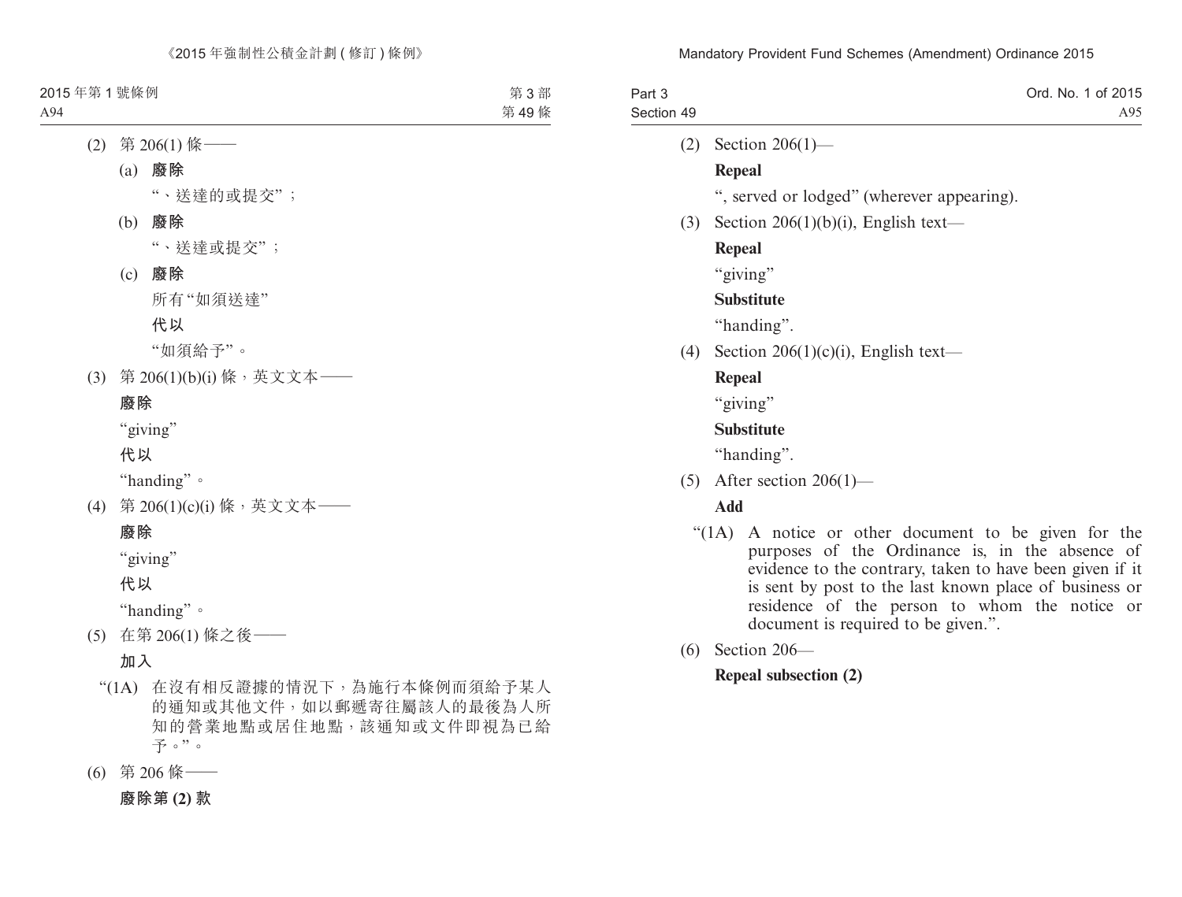(2) 第 206(1) 條——

(a) **廢除**

"、送達的或提交";

(b) **廢除**

"、送達或提交";

(c) **廢除**

所有"如須送達"

**代以**

"如須給予"。

(3) 第 206(1)(b)(i) 條，英文文本——

**廢除**

"giving"

**代以**

"handing"。

(4) 第 206(1)(c)(i) 條，英文文本——

**廢除**

"giving"

**代以**

"handing"。

(5) 在第 206(1) 條之後——

**加入**

"(1A) 在沒有相反證據的情況下，為施行本條例而須給予某人的通知或其他文件，如以郵遞寄往屬該人的最後為人所知的營業地點或居住地點，該通知或文件即視為已給予。"。

(6) 第 206 條——

**廢除第 (2) 款**

(2) Section 206(1)—

**Repeal**

", served or lodged" (wherever appearing).

(3) Section 206(1)(b)(i), English text—

**Repeal**

"giving"

**Substitute**

"handing".

(4) Section 206(1)(c)(i), English text—

**Repeal**

"giving"

**Substitute**

"handing".

(5) After section 206(1)—

**Add**

"(1A) A notice or other document to be given for the purposes of the Ordinance is, in the absence of evidence to the contrary, taken to have been given if it is sent by post to the last known place of business or residence of the person to whom the notice or document is required to be given.".

(6) Section 206—

**Repeal subsection (2)**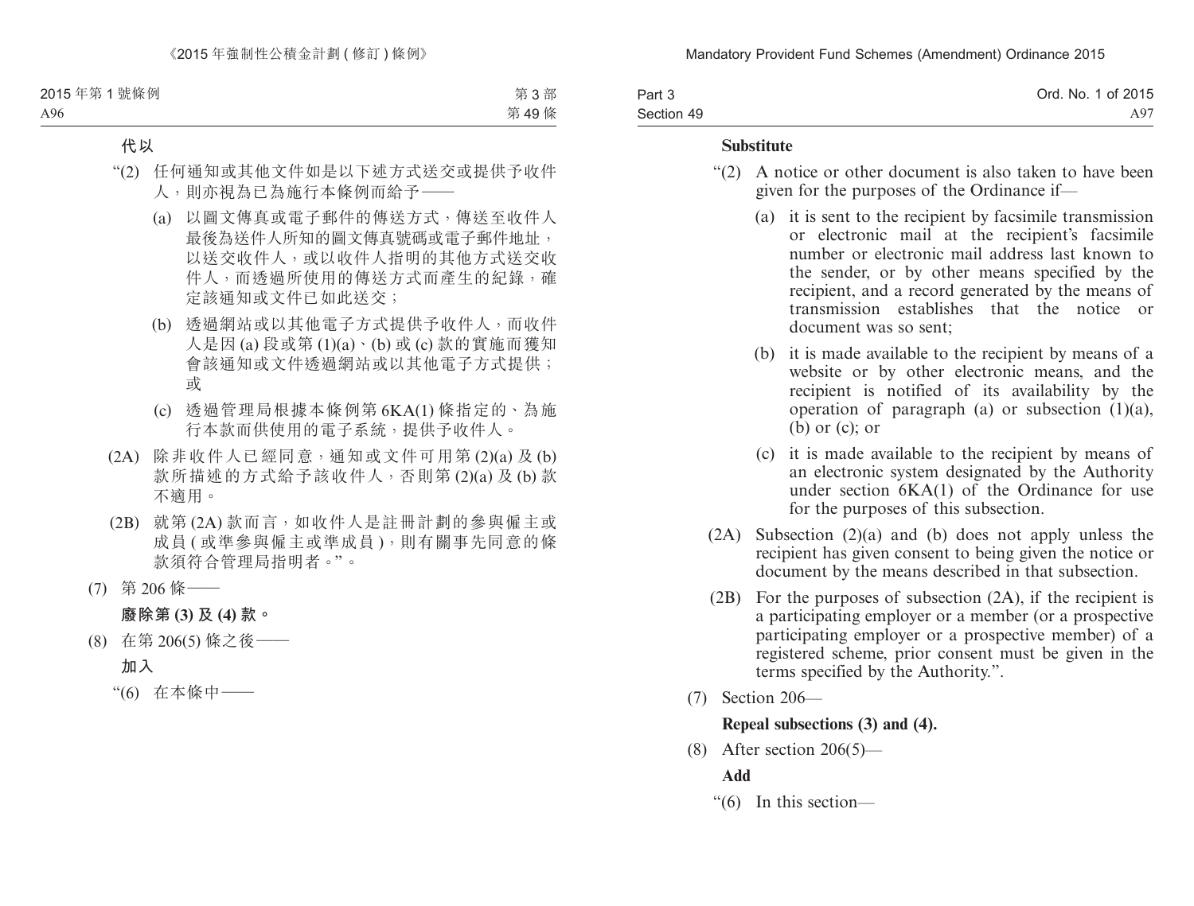**代以**

“(2) 任何通知或其他文件如是以下述方式送交或提供予收件人，則亦視為已為施行本條例而給予——

(a) 以圖文傳真或電子郵件的傳送方式，傳送至收件人最後為送件人所知的圖文傳真號碼或電子郵件地址，以送交收件人，或以收件人指明的其他方式送交收件人，而透過所使用的傳送方式而產生的紀錄，確定該通知或文件已如此送交；

(b) 透過網站或以其他電子方式提供予收件人，而收件人是因 (a) 段或第 (1)(a)、(b) 或 (c) 款的實施而獲知會該通知或文件透過網站或以其他電子方式提供；或

(c) 透過管理局根據本條例第 6KA(1) 條指定的、為施行本款而供使用的電子系統，提供予收件人。

(2A) 除非收件人已經同意，通知或文件可用第 (2)(a) 及 (b) 款所描述的方式給予該收件人，否則第 (2)(a) 及 (b) 款不適用。

(2B) 就第 (2A) 款而言，如收件人是註冊計劃的參與僱主或成員 (或準參與僱主或準成員)，則有關事先同意的條款須符合管理局指明者。”。

(7) 第 206 條——

**廢除第 (3) 及 (4) 款。**

(8) 在第 206(5) 條之後——

**加入**

“(6) 在本條中——

**Substitute**

“(2) A notice or other document is also taken to have been given for the purposes of the Ordinance if—

(a) it is sent to the recipient by facsimile transmission or electronic mail at the recipient’s facsimile number or electronic mail address last known to the sender, or by other means specified by the recipient, and a record generated by the means of transmission establishes that the notice or document was so sent;

(b) it is made available to the recipient by means of a website or by other electronic means, and the recipient is notified of its availability by the operation of paragraph (a) or subsection (1)(a), (b) or (c); or

(c) it is made available to the recipient by means of an electronic system designated by the Authority under section 6KA(1) of the Ordinance for use for the purposes of this subsection.

(2A) Subsection (2)(a) and (b) does not apply unless the recipient has given consent to being given the notice or document by the means described in that subsection.

(2B) For the purposes of subsection (2A), if the recipient is a participating employer or a member (or a prospective participating employer or a prospective member) of a registered scheme, prior consent must be given in the terms specified by the Authority.”.

(7) Section 206—

**Repeal subsections (3) and (4).**

(8) After section 206(5)—

**Add**

“(6) In this section—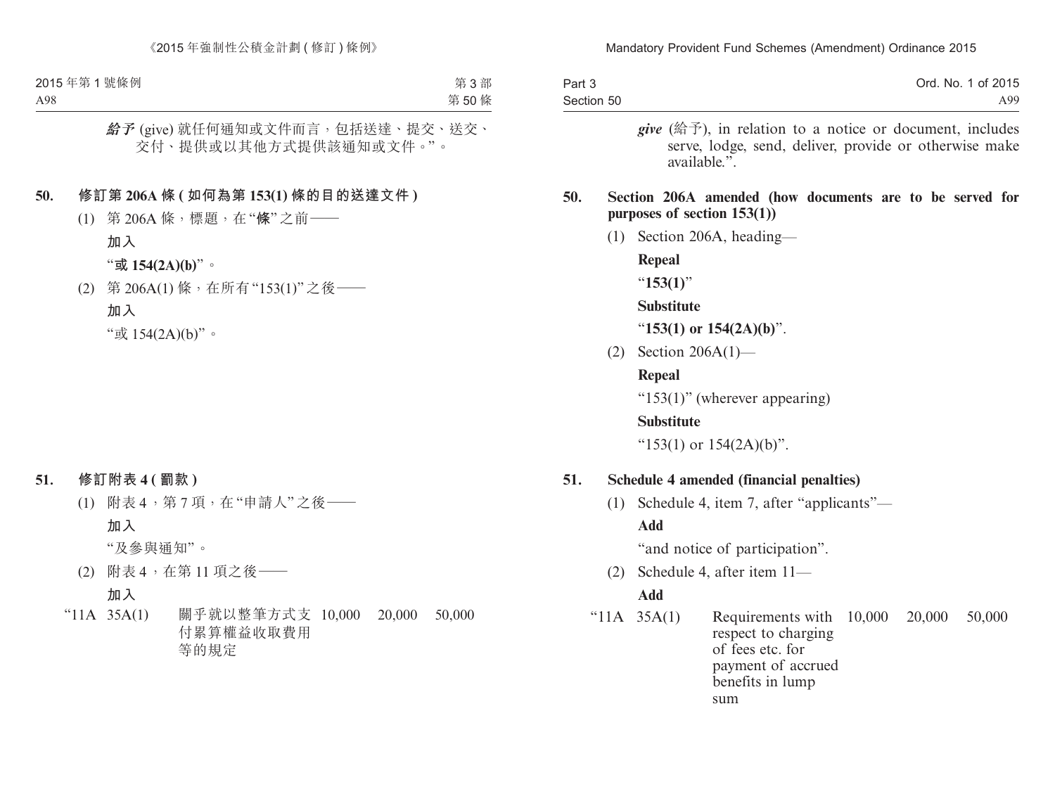***給予*** (give) 就任何通知或文件而言，包括送達、提交、送交、交付、提供或以其他方式提供該通知或文件。”。

**50. 修訂第 206A 條 (如何為第 153(1) 條的目的送達文件)**

(1) 第 206A 條，標題，在“**條**”之前——

**加入**

“**或 154(2A)(b)**”。

(2) 第 206A(1) 條，在所有“153(1)”之後——

**加入**

“或 154(2A)(b)”。

**51. 修訂附表 4 (罰款)**

(1) 附表 4，第 7 項，在“申請人”之後——

**加入**

“及參與通知”。

(2) 附表 4，在第 11 項之後——

**加入**

| “11A | 35A(1) | 關乎就以整筆方式支付累算權益收取費用等的規定 | 10,000 | 20,000 | 50,000 |
|---|---|---|---|---|---|

***give*** (給予), in relation to a notice or document, includes serve, lodge, send, deliver, provide or otherwise make available.”.

**50. Section 206A amended (how documents are to be served for purposes of section 153(1))**

(1) Section 206A, heading—

**Repeal**

“**153(1)**”

**Substitute**

“**153(1) or 154(2A)(b)**”.

(2) Section 206A(1)—

**Repeal**

“153(1)” (wherever appearing)

**Substitute**

“153(1) or 154(2A)(b)”.

**51. Schedule 4 amended (financial penalties)**

(1) Schedule 4, item 7, after “applicants”—

**Add**

“and notice of participation”.

(2) Schedule 4, after item 11—

**Add**

| “11A | 35A(1) | Requirements with respect to charging of fees etc. for payment of accrued benefits in lump sum | 10,000 | 20,000 | 50,000 |
|---|---|---|---|---|---|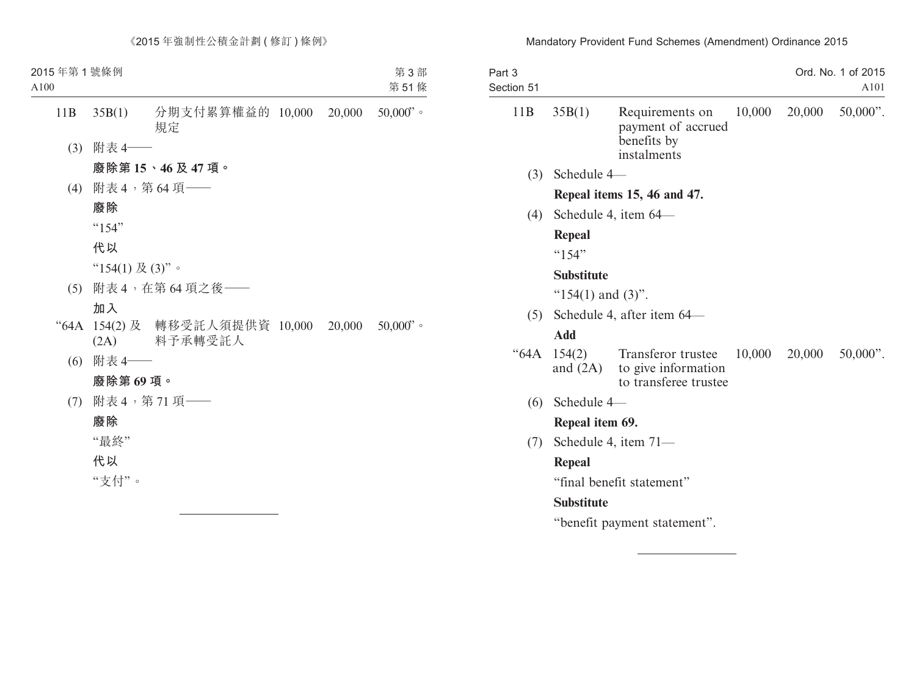| 11B | 35B(1) | 分期支付累算權益的規定 | 10,000 | 20,000 | 50,000”。 |
|---|---|---|---|---|---|

(3) 附表 4——

**廢除第 15、46 及 47 項。**

(4) 附表 4，第 64 項——

**廢除**

“154”

**代以**

“154(1) 及 (3)”。

(5) 附表 4，在第 64 項之後——

**加入**

| “64A | 154(2) 及 (2A) | 轉移受託人須提供資料予承轉受託人 | 10,000 | 20,000 | 50,000”。 |
|---|---|---|---|---|---|

(6) 附表 4——

**廢除第 69 項。**

(7) 附表 4，第 71 項——

**廢除**

“最終”

**代以**

“支付”。

---

| 11B | 35B(1) | Requirements on payment of accrued benefits by instalments | 10,000 | 20,000 | 50,000”. |
|---|---|---|---|---|---|

(3) Schedule 4—

**Repeal items 15, 46 and 47.**

(4) Schedule 4, item 64—

**Repeal**

“154”

**Substitute**

“154(1) and (3)”.

(5) Schedule 4, after item 64—

**Add**

| “64A | 154(2) and (2A) | Transferor trustee to give information to transferee trustee | 10,000 | 20,000 | 50,000”. |
|---|---|---|---|---|---|

(6) Schedule 4—

**Repeal item 69.**

(7) Schedule 4, item 71—

**Repeal**

“final benefit statement”

**Substitute**

“benefit payment statement”.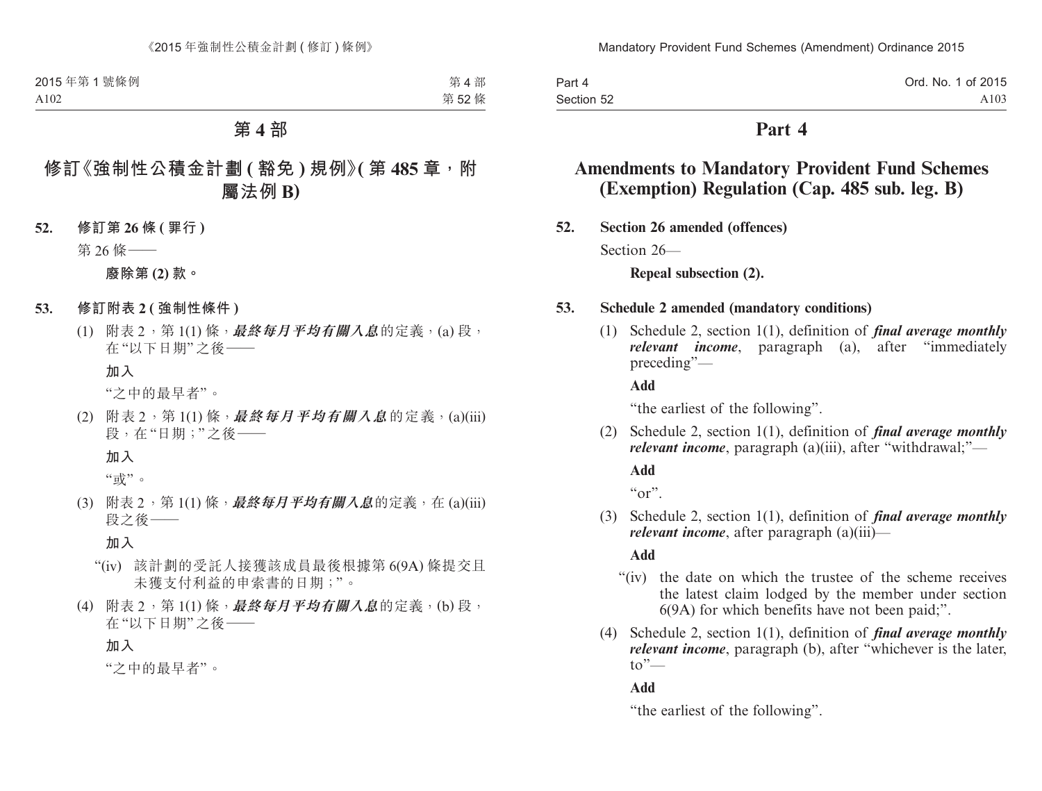# 第 4 部

## 修訂《強制性公積金計劃 (豁免) 規例》(第 485 章，附屬法例 B)

**52. 修訂第 26 條 (罪行)**

第 26 條——

**廢除第 (2) 款。**

**53. 修訂附表 2 (強制性條件)**

(1) 附表 2，第 1(1) 條，***最終每月平均有關入息***的定義，(a) 段，在 "以下日期" 之後——

**加入**

"之中的最早者"。

(2) 附表 2，第 1(1) 條，***最終每月平均有關入息***的定義，(a)(iii) 段，在 "日期；" 之後——

**加入**

"或"。

(3) 附表 2，第 1(1) 條，***最終每月平均有關入息***的定義，在 (a)(iii) 段之後——

**加入**

"(iv) 該計劃的受託人接獲該成員最後根據第 6(9A) 條提交且未獲支付利益的申索書的日期；"。

(4) 附表 2，第 1(1) 條，***最終每月平均有關入息***的定義，(b) 段，在 "以下日期" 之後——

**加入**

"之中的最早者"。

# Part 4

## Amendments to Mandatory Provident Fund Schemes (Exemption) Regulation (Cap. 485 sub. leg. B)

**52. Section 26 amended (offences)**

Section 26—

**Repeal subsection (2).**

**53. Schedule 2 amended (mandatory conditions)**

(1) Schedule 2, section 1(1), definition of ***final average monthly relevant income***, paragraph (a), after "immediately preceding"—

**Add**

"the earliest of the following".

(2) Schedule 2, section 1(1), definition of ***final average monthly relevant income***, paragraph (a)(iii), after "withdrawal;"—

**Add**

"or".

(3) Schedule 2, section 1(1), definition of ***final average monthly relevant income***, after paragraph (a)(iii)—

**Add**

"(iv) the date on which the trustee of the scheme receives the latest claim lodged by the member under section 6(9A) for which benefits have not been paid;".

(4) Schedule 2, section 1(1), definition of ***final average monthly relevant income***, paragraph (b), after "whichever is the later, to"—

**Add**

"the earliest of the following".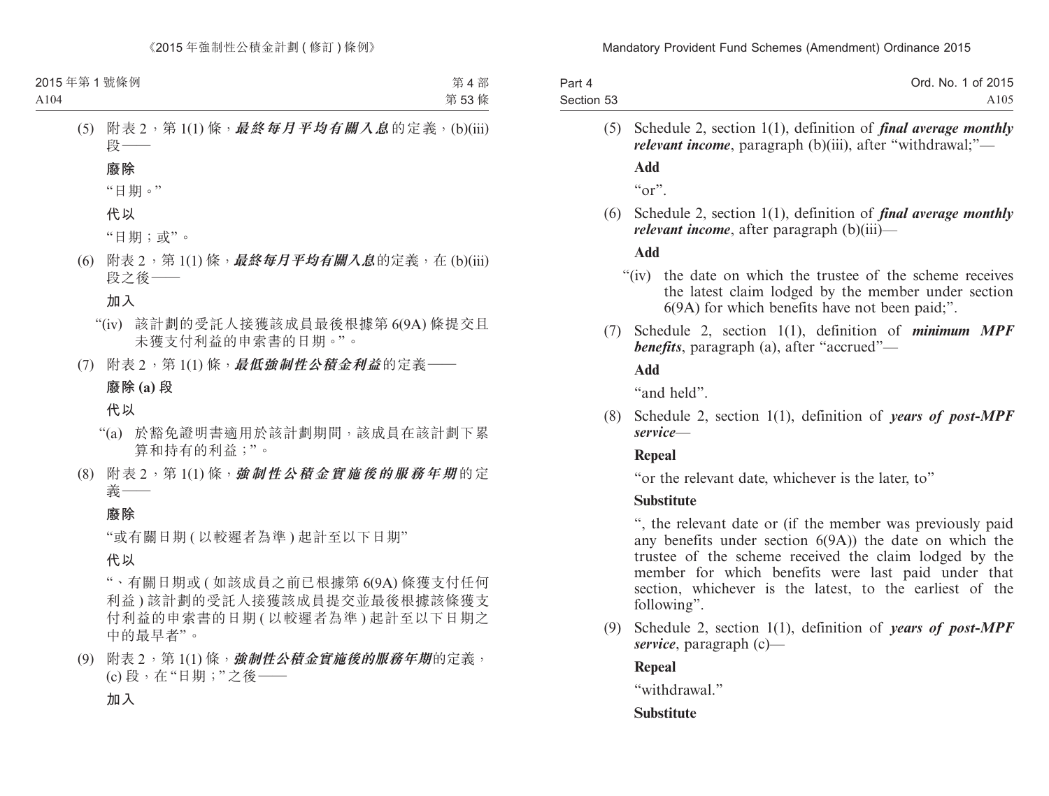(5) 附表 2，第 1(1) 條，***最終每月平均有關入息***的定義，(b)(iii) 段——

**廢除**

“日期。”

**代以**

“日期；或”。

(6) 附表 2，第 1(1) 條，***最終每月平均有關入息***的定義，在 (b)(iii) 段之後——

**加入**

“(iv) 該計劃的受託人接獲該成員最後根據第 6(9A) 條提交且未獲支付利益的申索書的日期。”。

(7) 附表 2，第 1(1) 條，***最低強制性公積金利益***的定義——

**廢除 (a) 段**

**代以**

“(a) 於豁免證明書適用於該計劃期間，該成員在該計劃下累算和持有的利益；”。

(8) 附表 2，第 1(1) 條，***強制性公積金實施後的服務年期***的定義——

**廢除**

“或有關日期 (以較遲者為準) 起計至以下日期”

**代以**

“、有關日期或 (如該成員之前已根據第 6(9A) 條獲支付任何利益) 該計劃的受託人接獲該成員提交並最後根據該條獲支付利益的申索書的日期 (以較遲者為準) 起計至以下日期之中的最早者”。

(9) 附表 2，第 1(1) 條，***強制性公積金實施後的服務年期***的定義，(c) 段，在“日期；”之後——

**加入**

(5) Schedule 2, section 1(1), definition of ***final average monthly relevant income***, paragraph (b)(iii), after “withdrawal;”—

**Add**

“or”.

(6) Schedule 2, section 1(1), definition of ***final average monthly relevant income***, after paragraph (b)(iii)—

**Add**

“(iv) the date on which the trustee of the scheme receives the latest claim lodged by the member under section 6(9A) for which benefits have not been paid;”.

(7) Schedule 2, section 1(1), definition of ***minimum MPF benefits***, paragraph (a), after “accrued”—

**Add**

“and held”.

(8) Schedule 2, section 1(1), definition of ***years of post-MPF service***—

**Repeal**

“or the relevant date, whichever is the later, to”

**Substitute**

“, the relevant date or (if the member was previously paid any benefits under section 6(9A)) the date on which the trustee of the scheme received the claim lodged by the member for which benefits were last paid under that section, whichever is the latest, to the earliest of the following”.

(9) Schedule 2, section 1(1), definition of ***years of post-MPF service***, paragraph (c)—

**Repeal**

“withdrawal.”

**Substitute**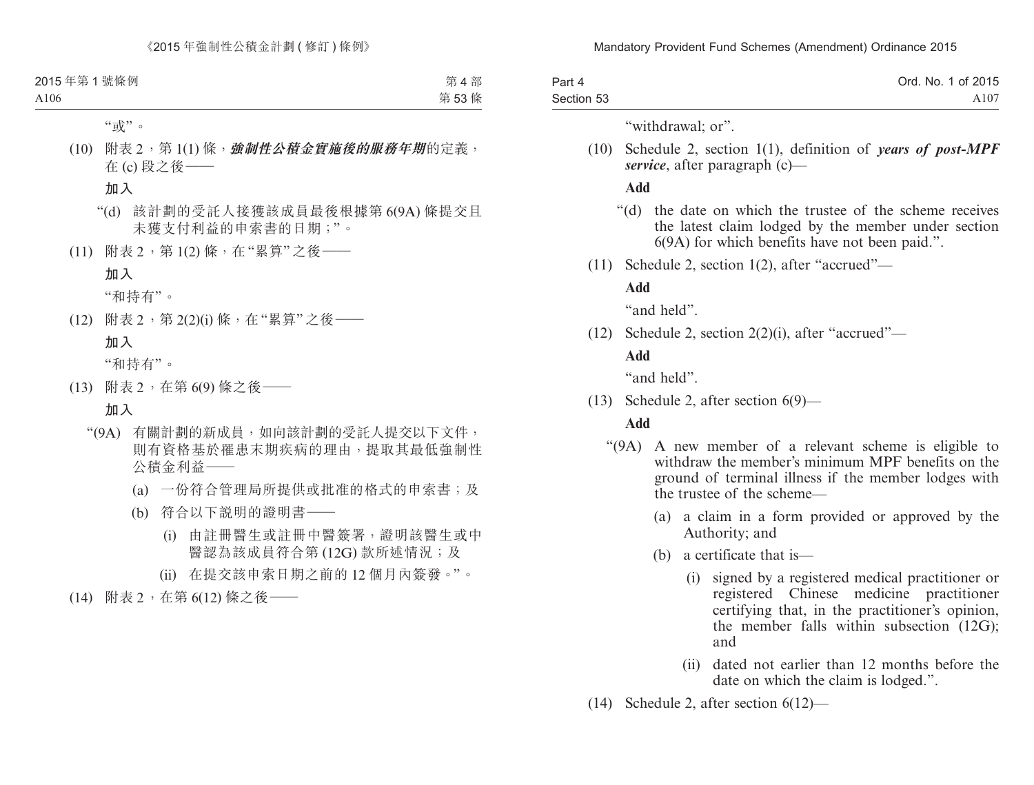"或"。

(10) 附表 2，第 1(1) 條，***強制性公積金實施後的服務年期***的定義，在 (c) 段之後——

**加入**

"(d) 該計劃的受託人接獲該成員最後根據第 6(9A) 條提交且未獲支付利益的申索書的日期；"。

(11) 附表 2，第 1(2) 條，在"累算"之後——

**加入**

"和持有"。

(12) 附表 2，第 2(2)(i) 條，在"累算"之後——

**加入**

"和持有"。

(13) 附表 2，在第 6(9) 條之後——

**加入**

"(9A) 有關計劃的新成員，如向該計劃的受託人提交以下文件，則有資格基於罹患末期疾病的理由，提取其最低強制性公積金利益——

(a) 一份符合管理局所提供或批准的格式的申索書；及

(b) 符合以下說明的證明書——

(i) 由註冊醫生或註冊中醫簽署，證明該醫生或中醫認為該成員符合第 (12G) 款所述情況；及

(ii) 在提交該申索日期之前的 12 個月內簽發。"。

(14) 附表 2，在第 6(12) 條之後——

"withdrawal; or".

(10) Schedule 2, section 1(1), definition of ***years of post-MPF service***, after paragraph (c)—

**Add**

"(d) the date on which the trustee of the scheme receives the latest claim lodged by the member under section 6(9A) for which benefits have not been paid.".

(11) Schedule 2, section 1(2), after "accrued"—

**Add**

"and held".

(12) Schedule 2, section 2(2)(i), after "accrued"—

**Add**

"and held".

(13) Schedule 2, after section 6(9)—

**Add**

"(9A) A new member of a relevant scheme is eligible to withdraw the member's minimum MPF benefits on the ground of terminal illness if the member lodges with the trustee of the scheme—

(a) a claim in a form provided or approved by the Authority; and

(b) a certificate that is—

(i) signed by a registered medical practitioner or registered Chinese medicine practitioner certifying that, in the practitioner's opinion, the member falls within subsection (12G); and

(ii) dated not earlier than 12 months before the date on which the claim is lodged.".

(14) Schedule 2, after section 6(12)—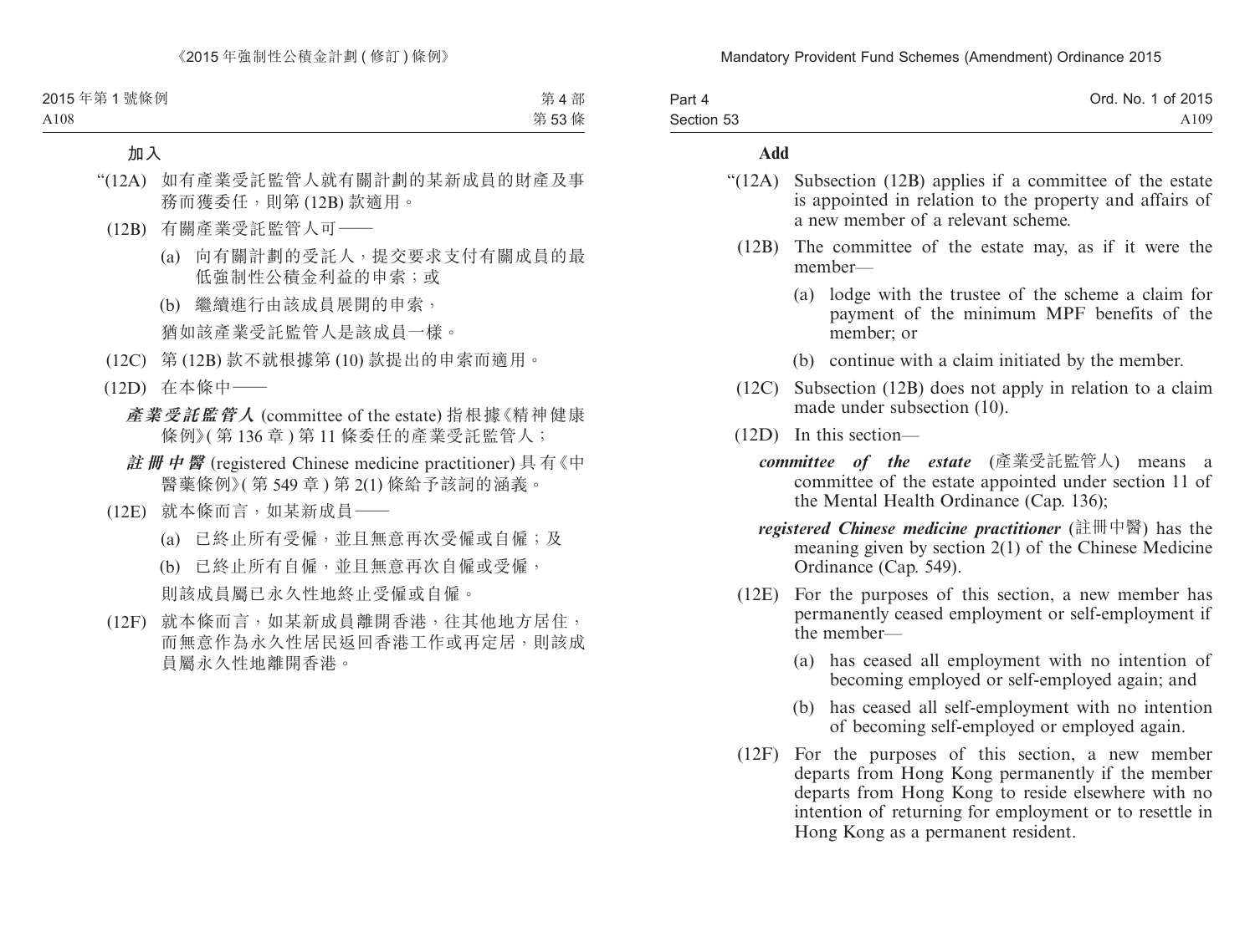**加入**

“(12A) 如有產業受託監管人就有關計劃的某新成員的財產及事務而獲委任，則第 (12B) 款適用。

(12B) 有關產業受託監管人可——

(a) 向有關計劃的受託人，提交要求支付有關成員的最低強制性公積金利益的申索；或

(b) 繼續進行由該成員展開的申索，

猶如該產業受託監管人是該成員一樣。

(12C) 第 (12B) 款不就根據第 (10) 款提出的申索而適用。

(12D) 在本條中——

***產業受託監管人*** (committee of the estate) 指根據《精神健康條例》(第 136 章) 第 11 條委任的產業受託監管人；

***註冊中醫*** (registered Chinese medicine practitioner) 具有《中醫藥條例》(第 549 章) 第 2(1) 條給予該詞的涵義。

(12E) 就本條而言，如某新成員——

(a) 已終止所有受僱，並且無意再次受僱或自僱；及

(b) 已終止所有自僱，並且無意再次自僱或受僱，

則該成員屬已永久性地終止受僱或自僱。

(12F) 就本條而言，如某新成員離開香港，往其他地方居住，而無意作為永久性居民返回香港工作或再定居，則該成員屬永久性地離開香港。

**Add**

“(12A) Subsection (12B) applies if a committee of the estate is appointed in relation to the property and affairs of a new member of a relevant scheme.

(12B) The committee of the estate may, as if it were the member—

(a) lodge with the trustee of the scheme a claim for payment of the minimum MPF benefits of the member; or

(b) continue with a claim initiated by the member.

(12C) Subsection (12B) does not apply in relation to a claim made under subsection (10).

(12D) In this section—

***committee of the estate*** (產業受託監管人) means a committee of the estate appointed under section 11 of the Mental Health Ordinance (Cap. 136);

***registered Chinese medicine practitioner*** (註冊中醫) has the meaning given by section 2(1) of the Chinese Medicine Ordinance (Cap. 549).

(12E) For the purposes of this section, a new member has permanently ceased employment or self-employment if the member—

(a) has ceased all employment with no intention of becoming employed or self-employed again; and

(b) has ceased all self-employment with no intention of becoming self-employed or employed again.

(12F) For the purposes of this section, a new member departs from Hong Kong permanently if the member departs from Hong Kong to reside elsewhere with no intention of returning for employment or to resettle in Hong Kong as a permanent resident.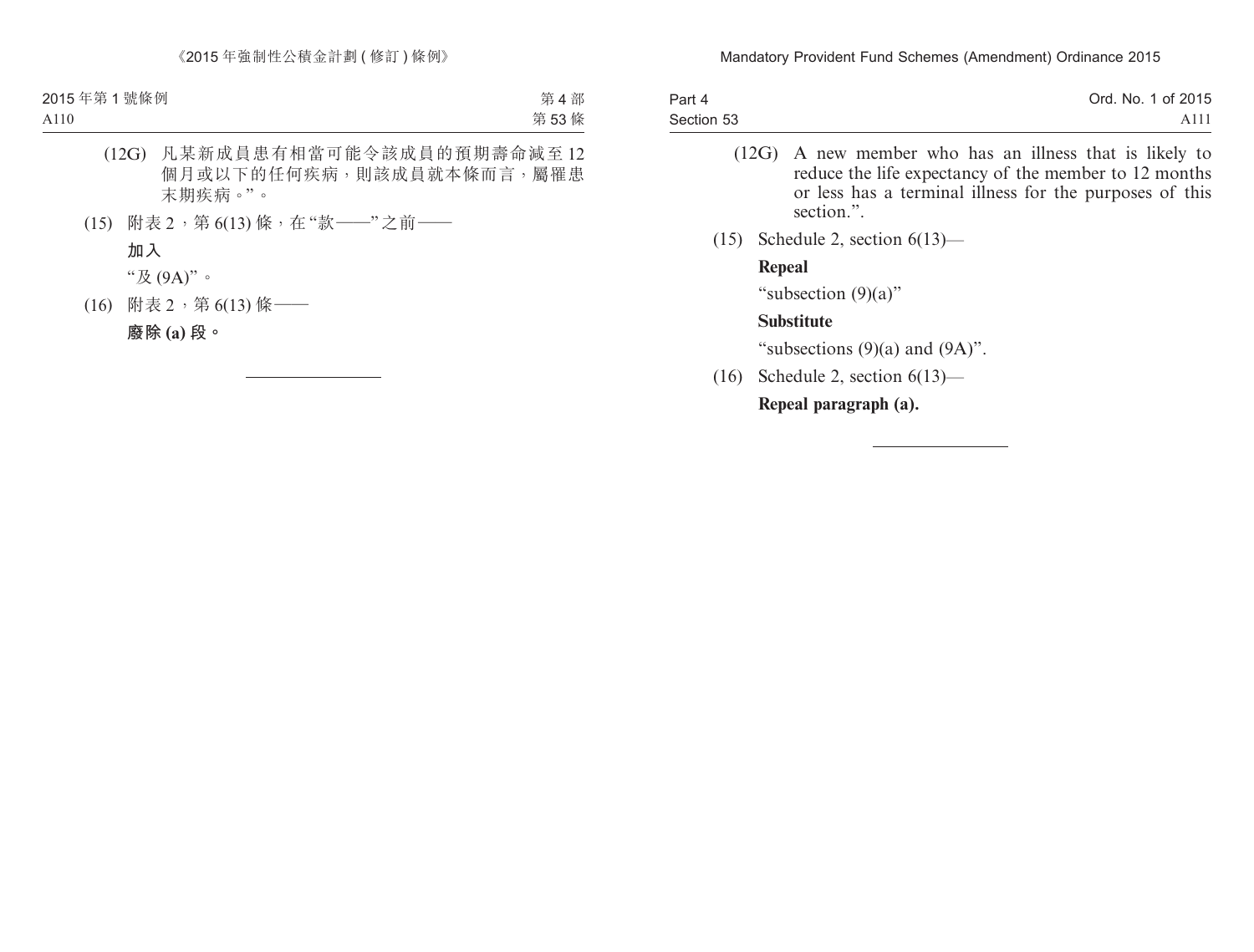(12G) 凡某新成員患有相當可能令該成員的預期壽命減至 12 個月或以下的任何疾病，則該成員就本條而言，屬罹患末期疾病。”。

(15) 附表 2，第 6(13) 條，在“款——”之前——

**加入**

“及 (9A)”。

(16) 附表 2，第 6(13) 條——

**廢除 (a) 段。**

(12G) A new member who has an illness that is likely to reduce the life expectancy of the member to 12 months or less has a terminal illness for the purposes of this section.”.

(15) Schedule 2, section 6(13)—

**Repeal**

“subsection (9)(a)”

**Substitute**

“subsections (9)(a) and (9A)”.

(16) Schedule 2, section 6(13)—

**Repeal paragraph (a).**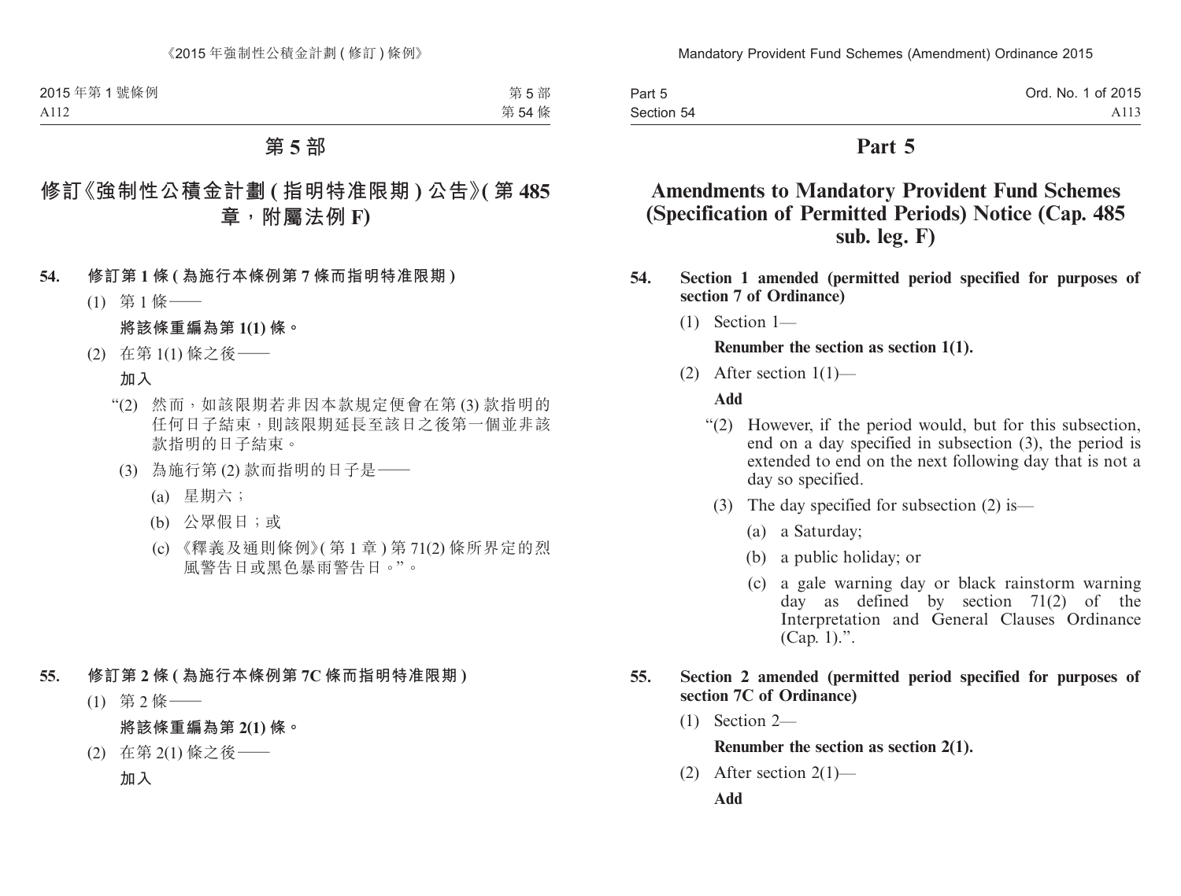# 第 5 部

## 修訂《強制性公積金計劃 (指明特准限期) 公告》(第 485 章，附屬法例 F)

**54. 修訂第 1 條 (為施行本條例第 7 條而指明特准限期)**

(1) 第 1 條——

**將該條重編為第 1(1) 條。**

(2) 在第 1(1) 條之後——

**加入**

“(2) 然而，如該限期若非因本款規定便會在第 (3) 款指明的任何日子結束，則該限期延長至該日之後第一個並非該款指明的日子結束。

(3) 為施行第 (2) 款而指明的日子是——

(a) 星期六；

(b) 公眾假日；或

(c) 《釋義及通則條例》(第 1 章) 第 71(2) 條所界定的烈風警告日或黑色暴雨警告日。”。

**55. 修訂第 2 條 (為施行本條例第 7C 條而指明特准限期)**

(1) 第 2 條——

**將該條重編為第 2(1) 條。**

(2) 在第 2(1) 條之後——

**加入**

# Part 5

## Amendments to Mandatory Provident Fund Schemes (Specification of Permitted Periods) Notice (Cap. 485 sub. leg. F)

**54. Section 1 amended (permitted period specified for purposes of section 7 of Ordinance)**

(1) Section 1—

**Renumber the section as section 1(1).**

(2) After section 1(1)—

**Add**

“(2) However, if the period would, but for this subsection, end on a day specified in subsection (3), the period is extended to end on the next following day that is not a day so specified.

(3) The day specified for subsection (2) is—

(a) a Saturday;

(b) a public holiday; or

(c) a gale warning day or black rainstorm warning day as defined by section 71(2) of the Interpretation and General Clauses Ordinance (Cap. 1).”.

**55. Section 2 amended (permitted period specified for purposes of section 7C of Ordinance)**

(1) Section 2—

**Renumber the section as section 2(1).**

(2) After section 2(1)—

**Add**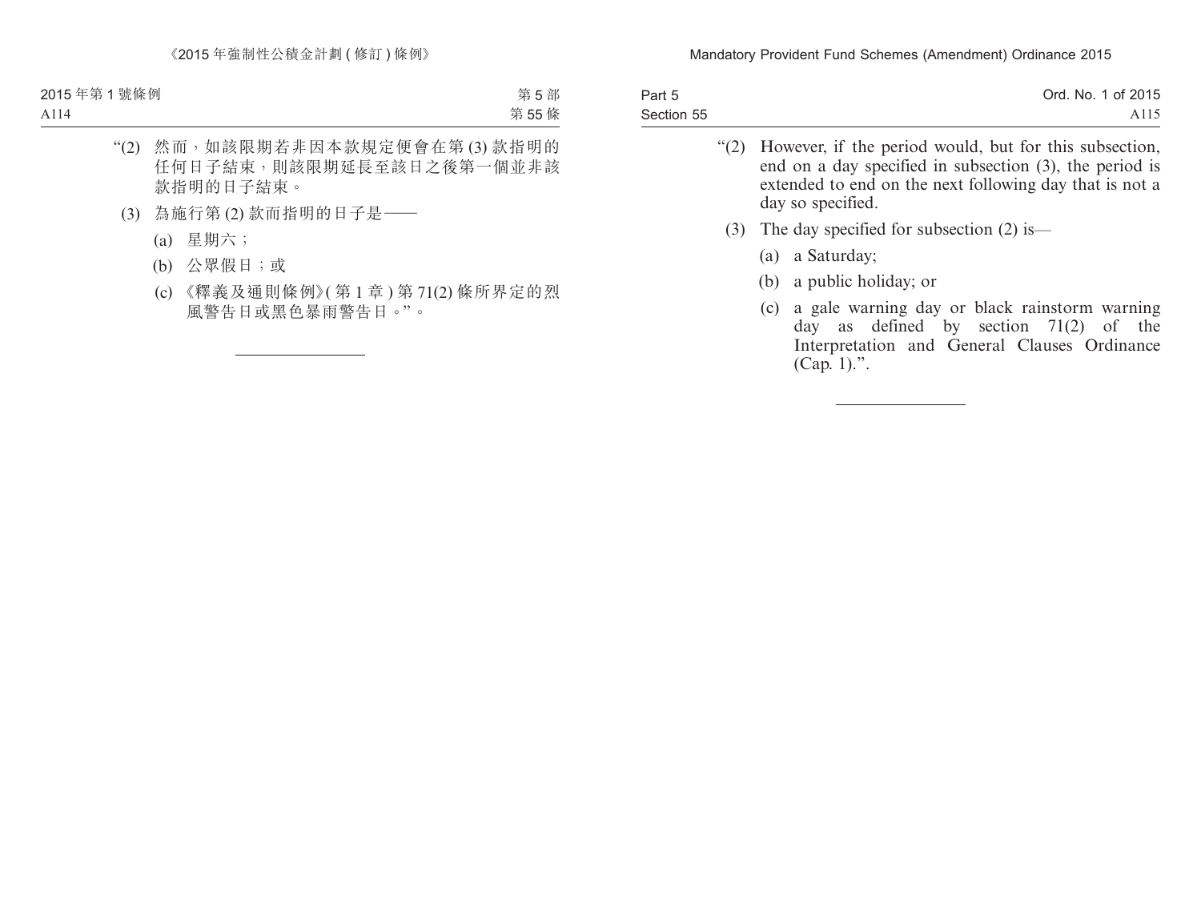“(2) 然而，如該限期若非因本款規定便會在第 (3) 款指明的任何日子結束，則該限期延長至該日之後第一個並非該款指明的日子結束。

(3) 為施行第 (2) 款而指明的日子是——

(a) 星期六；

(b) 公眾假日；或

(c) 《釋義及通則條例》(第 1 章) 第 71(2) 條所界定的烈風警告日或黑色暴雨警告日。”。

---

“(2) However, if the period would, but for this subsection, end on a day specified in subsection (3), the period is extended to end on the next following day that is not a day so specified.

(3) The day specified for subsection (2) is—

(a) a Saturday;

(b) a public holiday; or

(c) a gale warning day or black rainstorm warning day as defined by section 71(2) of the Interpretation and General Clauses Ordinance (Cap. 1).”.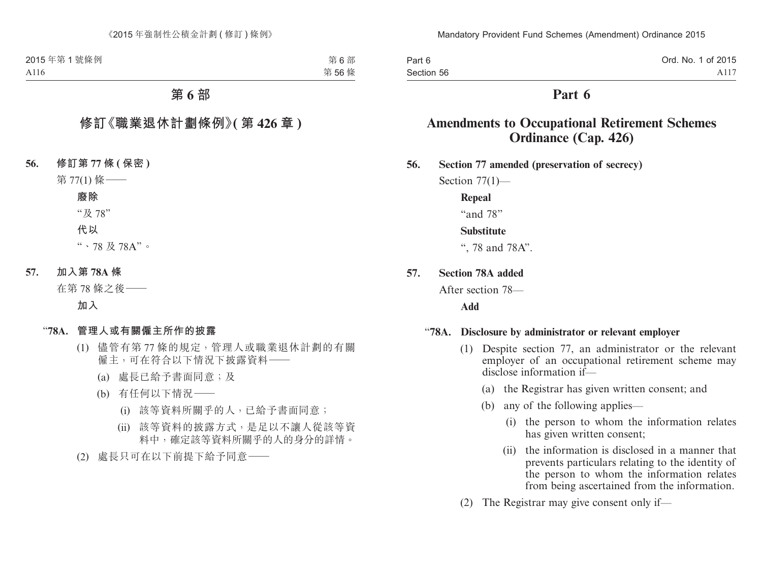# 第 6 部

## 修訂《職業退休計劃條例》(第 426 章)

**56. 修訂第 77 條 (保密)**

第 77(1) 條——

**廢除**

“及 78”

**代以**

“、78 及 78A”。

**57. 加入第 78A 條**

在第 78 條之後——

**加入**

**“78A. 管理人或有關僱主所作的披露**

(1) 儘管有第 77 條的規定，管理人或職業退休計劃的有關僱主，可在符合以下情況下披露資料——

(a) 處長已給予書面同意；及

(b) 有任何以下情況——

(i) 該等資料所關乎的人，已給予書面同意；

(ii) 該等資料的披露方式，是足以不讓人從該等資料中，確定該等資料所關乎的人的身分的詳情。

(2) 處長只可在以下前提下給予同意——

# Part 6

## Amendments to Occupational Retirement Schemes Ordinance (Cap. 426)

**56. Section 77 amended (preservation of secrecy)**

Section 77(1)—

**Repeal**

“and 78”

**Substitute**

“, 78 and 78A”.

**57. Section 78A added**

After section 78—

**Add**

**“78A. Disclosure by administrator or relevant employer**

(1) Despite section 77, an administrator or the relevant employer of an occupational retirement scheme may disclose information if—

(a) the Registrar has given written consent; and

(b) any of the following applies—

(i) the person to whom the information relates has given written consent;

(ii) the information is disclosed in a manner that prevents particulars relating to the identity of the person to whom the information relates from being ascertained from the information.

(2) The Registrar may give consent only if—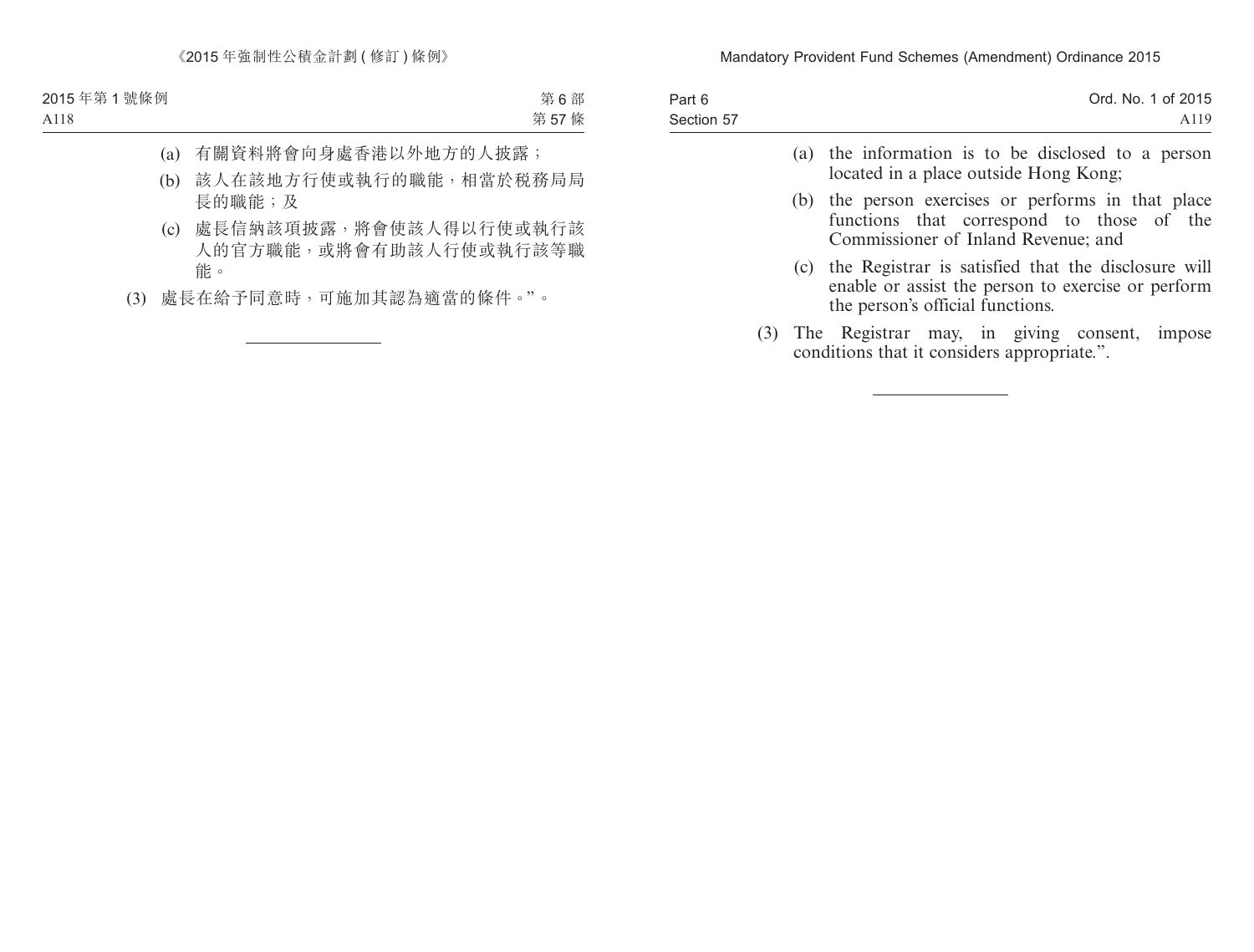(a) 有關資料將會向身處香港以外地方的人披露；

(b) 該人在該地方行使或執行的職能，相當於稅務局局長的職能；及

(c) 處長信納該項披露，將會使該人得以行使或執行該人的官方職能，或將會有助該人行使或執行該等職能。

(3) 處長在給予同意時，可施加其認為適當的條件。”。

---

(a) the information is to be disclosed to a person located in a place outside Hong Kong;

(b) the person exercises or performs in that place functions that correspond to those of the Commissioner of Inland Revenue; and

(c) the Registrar is satisfied that the disclosure will enable or assist the person to exercise or perform the person's official functions.

(3) The Registrar may, in giving consent, impose conditions that it considers appropriate.”.

---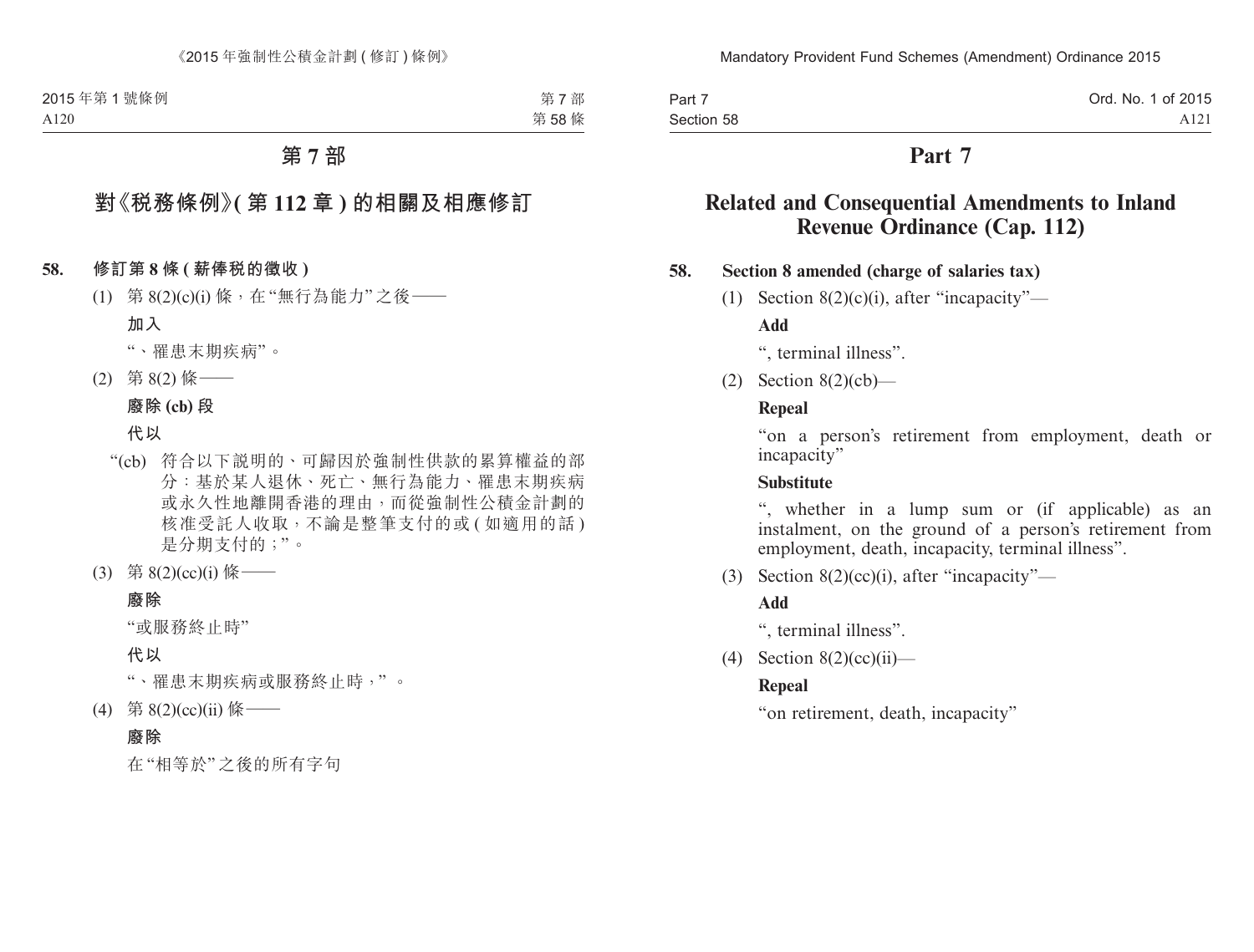# 第 7 部

## 對《稅務條例》(第 112 章) 的相關及相應修訂

**58. 修訂第 8 條 (薪俸稅的徵收)**

(1) 第 8(2)(c)(i) 條，在“無行為能力”之後——

**加入**

“、罹患末期疾病”。

(2) 第 8(2) 條——

**廢除 (cb) 段**

**代以**

“(cb) 符合以下說明的、可歸因於強制性供款的累算權益的部分：基於某人退休、死亡、無行為能力、罹患末期疾病或永久性地離開香港的理由，而從強制性公積金計劃的核准受託人收取，不論是整筆支付的或 (如適用的話) 是分期支付的；”。

(3) 第 8(2)(cc)(i) 條——

**廢除**

“或服務終止時”

**代以**

“、罹患末期疾病或服務終止時，”。

(4) 第 8(2)(cc)(ii) 條——

**廢除**

在“相等於”之後的所有字句

# Part 7

## Related and Consequential Amendments to Inland Revenue Ordinance (Cap. 112)

**58. Section 8 amended (charge of salaries tax)**

(1) Section 8(2)(c)(i), after “incapacity”—

**Add**

“, terminal illness”.

(2) Section 8(2)(cb)—

**Repeal**

“on a person’s retirement from employment, death or incapacity”

**Substitute**

“, whether in a lump sum or (if applicable) as an instalment, on the ground of a person’s retirement from employment, death, incapacity, terminal illness”.

(3) Section 8(2)(cc)(i), after “incapacity”—

**Add**

“, terminal illness”.

(4) Section 8(2)(cc)(ii)—

**Repeal**

“on retirement, death, incapacity”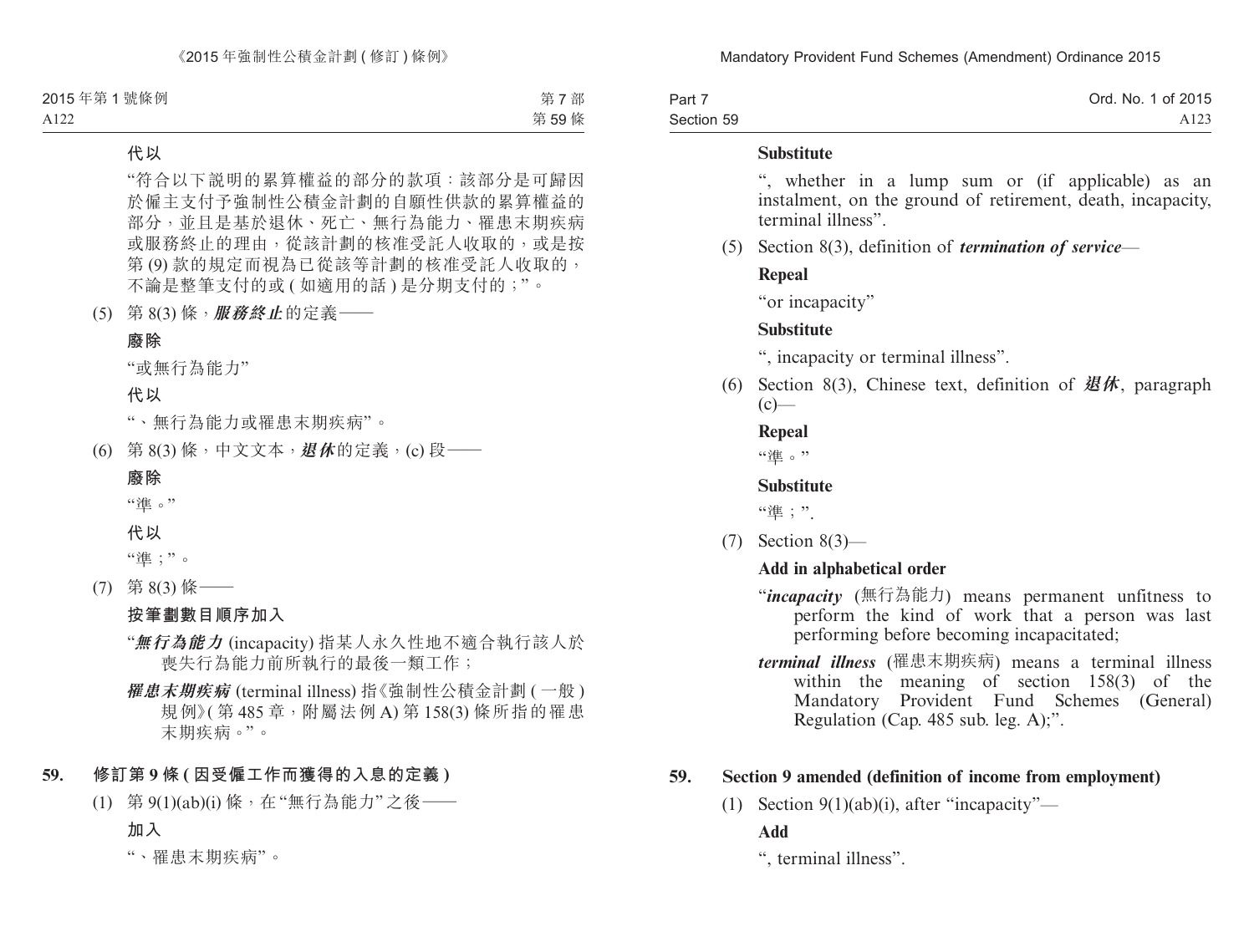**代以**

"符合以下說明的累算權益的部分的款項：該部分是可歸因於僱主支付予強制性公積金計劃的自願性供款的累算權益的部分，並且是基於退休、死亡、無行為能力、罹患末期疾病或服務終止的理由，從該計劃的核准受託人收取的，或是按第 (9) 款的規定而視為已從該等計劃的核准受託人收取的，不論是整筆支付的或 ( 如適用的話 ) 是分期支付的；"。

(5) 第 8(3) 條，***服務終止***的定義——

**廢除**

"或無行為能力"

**代以**

"、無行為能力或罹患末期疾病"。

(6) 第 8(3) 條，中文文本，***退休***的定義，(c) 段——

**廢除**

"準。"

**代以**

"準；"。

(7) 第 8(3) 條——

**按筆劃數目順序加入**

"***無行為能力*** (incapacity) 指某人永久性地不適合執行該人於喪失行為能力前所執行的最後一類工作；

***罹患末期疾病*** (terminal illness) 指《強制性公積金計劃 ( 一般 ) 規例》( 第 485 章，附屬法例 A) 第 158(3) 條所指的罹患末期疾病。"。

**59. 修訂第 9 條 ( 因受僱工作而獲得的入息的定義 )**

(1) 第 9(1)(ab)(i) 條，在"無行為能力"之後——

**加入**

"、罹患末期疾病"。

**Substitute**

", whether in a lump sum or (if applicable) as an instalment, on the ground of retirement, death, incapacity, terminal illness".

(5) Section 8(3), definition of ***termination of service***—

**Repeal**

"or incapacity"

**Substitute**

", incapacity or terminal illness".

(6) Section 8(3), Chinese text, definition of ***退休***, paragraph (c)—

**Repeal**

"準。"

**Substitute**

"準；".

(7) Section 8(3)—

**Add in alphabetical order**

"***incapacity*** (無行為能力) means permanent unfitness to perform the kind of work that a person was last performing before becoming incapacitated;

***terminal illness*** (罹患末期疾病) means a terminal illness within the meaning of section 158(3) of the Mandatory Provident Fund Schemes (General) Regulation (Cap. 485 sub. leg. A);".

**59. Section 9 amended (definition of income from employment)**

(1) Section 9(1)(ab)(i), after "incapacity"—

**Add**

", terminal illness".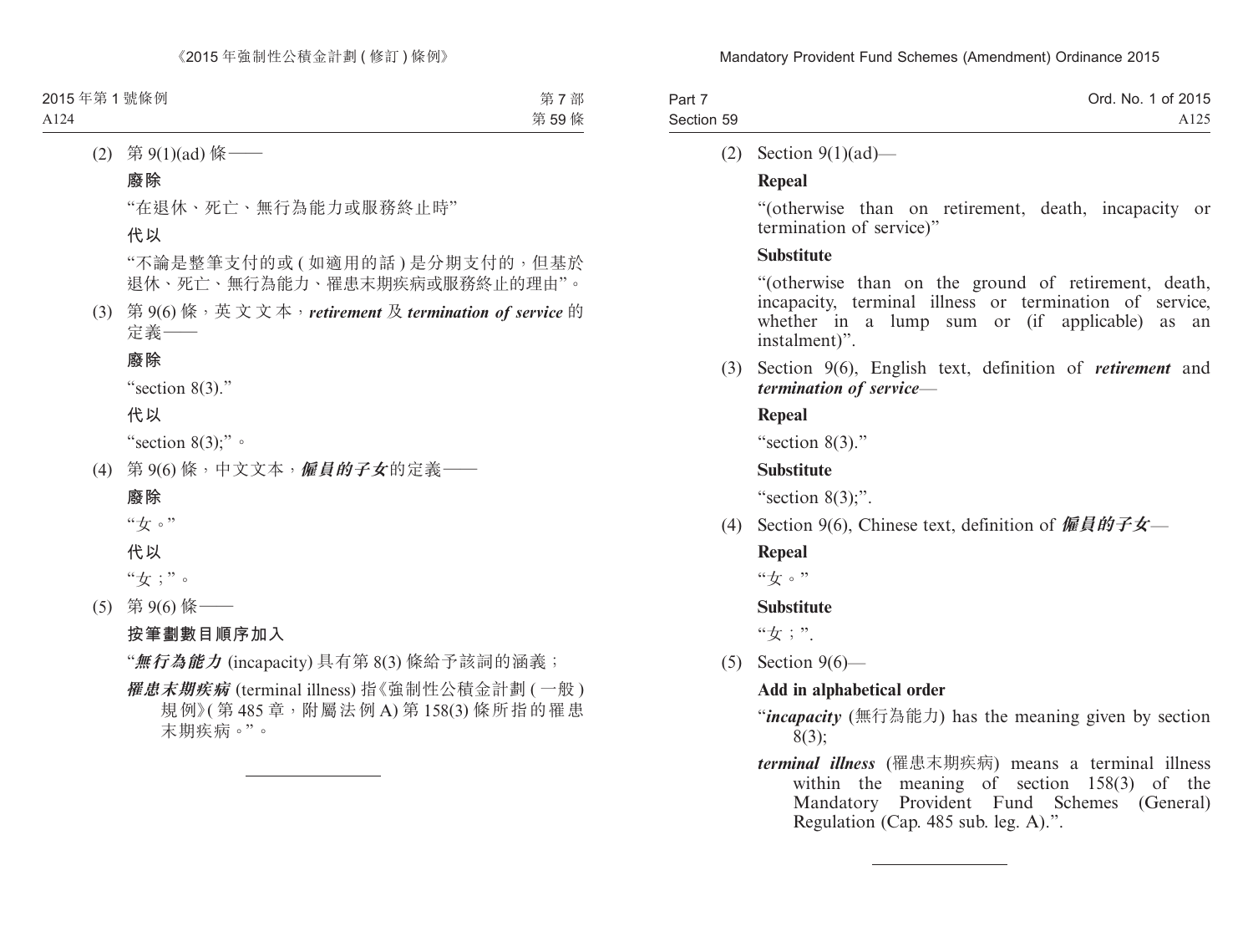(2) 第 9(1)(ad) 條——

**廢除**

“在退休、死亡、無行為能力或服務終止時”

**代以**

“不論是整筆支付的或 ( 如適用的話 ) 是分期支付的，但基於退休、死亡、無行為能力、罹患末期疾病或服務終止的理由”。

(3) 第 9(6) 條，英文文本，***retirement*** 及 ***termination of service*** 的定義——

**廢除**

“section 8(3).”

**代以**

“section 8(3);”。

(4) 第 9(6) 條，中文文本，***僱員的子女***的定義——

**廢除**

“女。”

**代以**

“女；”。

(5) 第 9(6) 條——

**按筆劃數目順序加入**

“***無行為能力*** (incapacity) 具有第 8(3) 條給予該詞的涵義；

***罹患末期疾病*** (terminal illness) 指《強制性公積金計劃 ( 一般 ) 規例》( 第 485 章，附屬法例 A) 第 158(3) 條所指的罹患末期疾病。”。

---

(2) Section 9(1)(ad)—

**Repeal**

“(otherwise than on retirement, death, incapacity or termination of service)”

**Substitute**

“(otherwise than on the ground of retirement, death, incapacity, terminal illness or termination of service, whether in a lump sum or (if applicable) as an instalment)”.

(3) Section 9(6), English text, definition of ***retirement*** and ***termination of service***—

**Repeal**

“section 8(3).”

**Substitute**

“section 8(3);”.

(4) Section 9(6), Chinese text, definition of ***僱員的子女***—

**Repeal**

“女。”

**Substitute**

“女；”.

(5) Section 9(6)—

**Add in alphabetical order**

“***incapacity*** (無行為能力) has the meaning given by section 8(3);

***terminal illness*** (罹患末期疾病) means a terminal illness within the meaning of section 158(3) of the Mandatory Provident Fund Schemes (General) Regulation (Cap. 485 sub. leg. A).”.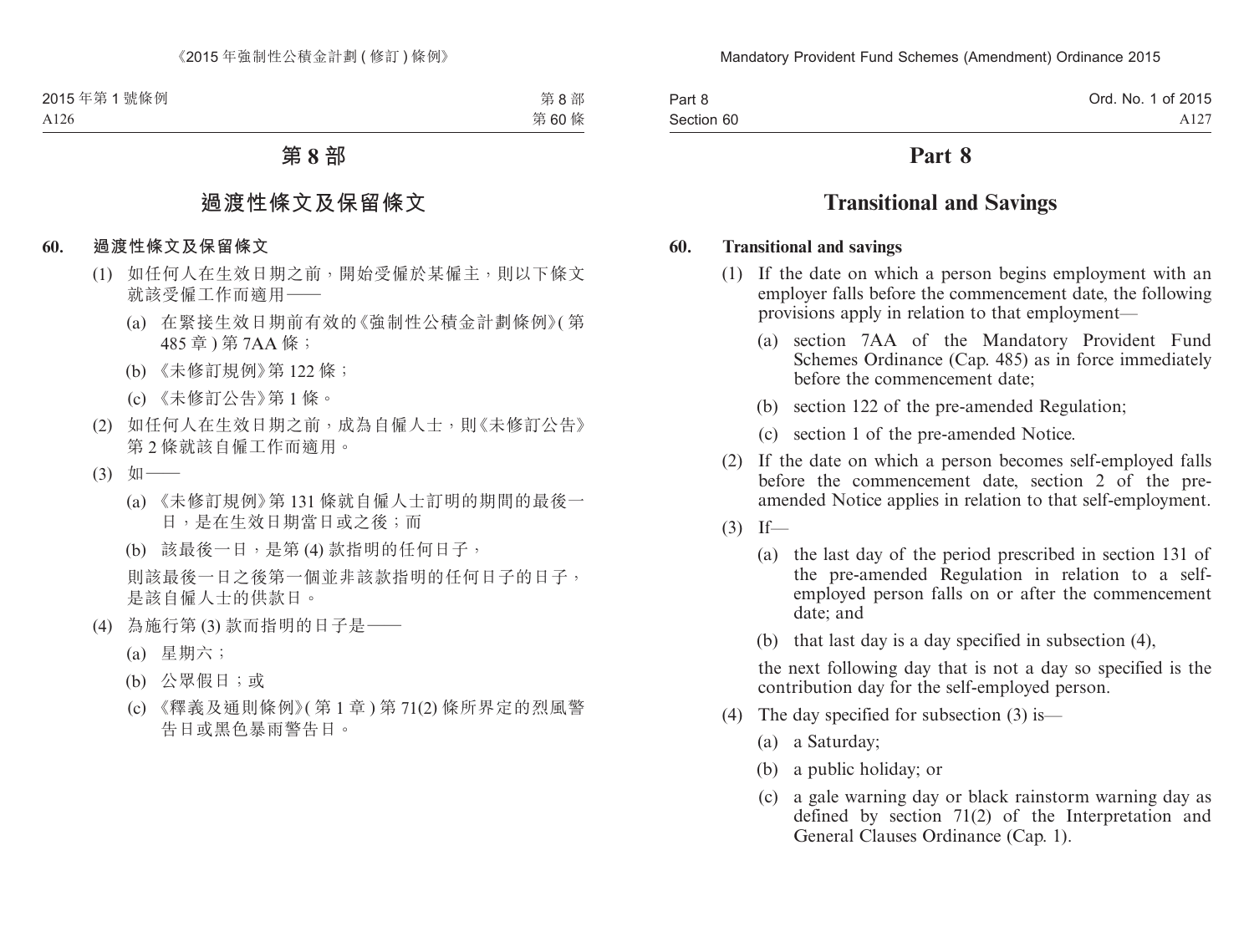# 第 8 部

## 過渡性條文及保留條文

**60. 過渡性條文及保留條文**

(1) 如任何人在生效日期之前，開始受僱於某僱主，則以下條文就該受僱工作而適用——

(a) 在緊接生效日期前有效的《強制性公積金計劃條例》(第 485 章 ) 第 7AA 條；

(b) 《未修訂規例》第 122 條；

(c) 《未修訂公告》第 1 條。

(2) 如任何人在生效日期之前，成為自僱人士，則《未修訂公告》第 2 條就該自僱工作而適用。

(3) 如——

(a) 《未修訂規例》第 131 條就自僱人士訂明的期間的最後一日，是在生效日期當日或之後；而

(b) 該最後一日，是第 (4) 款指明的任何日子，

則該最後一日之後第一個並非該款指明的任何日子的日子，是該自僱人士的供款日。

(4) 為施行第 (3) 款而指明的日子是——

(a) 星期六；

(b) 公眾假日；或

(c) 《釋義及通則條例》( 第 1 章 ) 第 71(2) 條所界定的烈風警告日或黑色暴雨警告日。

# Part 8

## Transitional and Savings

**60. Transitional and savings**

(1) If the date on which a person begins employment with an employer falls before the commencement date, the following provisions apply in relation to that employment—

(a) section 7AA of the Mandatory Provident Fund Schemes Ordinance (Cap. 485) as in force immediately before the commencement date;

(b) section 122 of the pre-amended Regulation;

(c) section 1 of the pre-amended Notice.

(2) If the date on which a person becomes self-employed falls before the commencement date, section 2 of the pre-amended Notice applies in relation to that self-employment.

(3) If—

(a) the last day of the period prescribed in section 131 of the pre-amended Regulation in relation to a self-employed person falls on or after the commencement date; and

(b) that last day is a day specified in subsection (4),

the next following day that is not a day so specified is the contribution day for the self-employed person.

(4) The day specified for subsection (3) is—

(a) a Saturday;

(b) a public holiday; or

(c) a gale warning day or black rainstorm warning day as defined by section 71(2) of the Interpretation and General Clauses Ordinance (Cap. 1).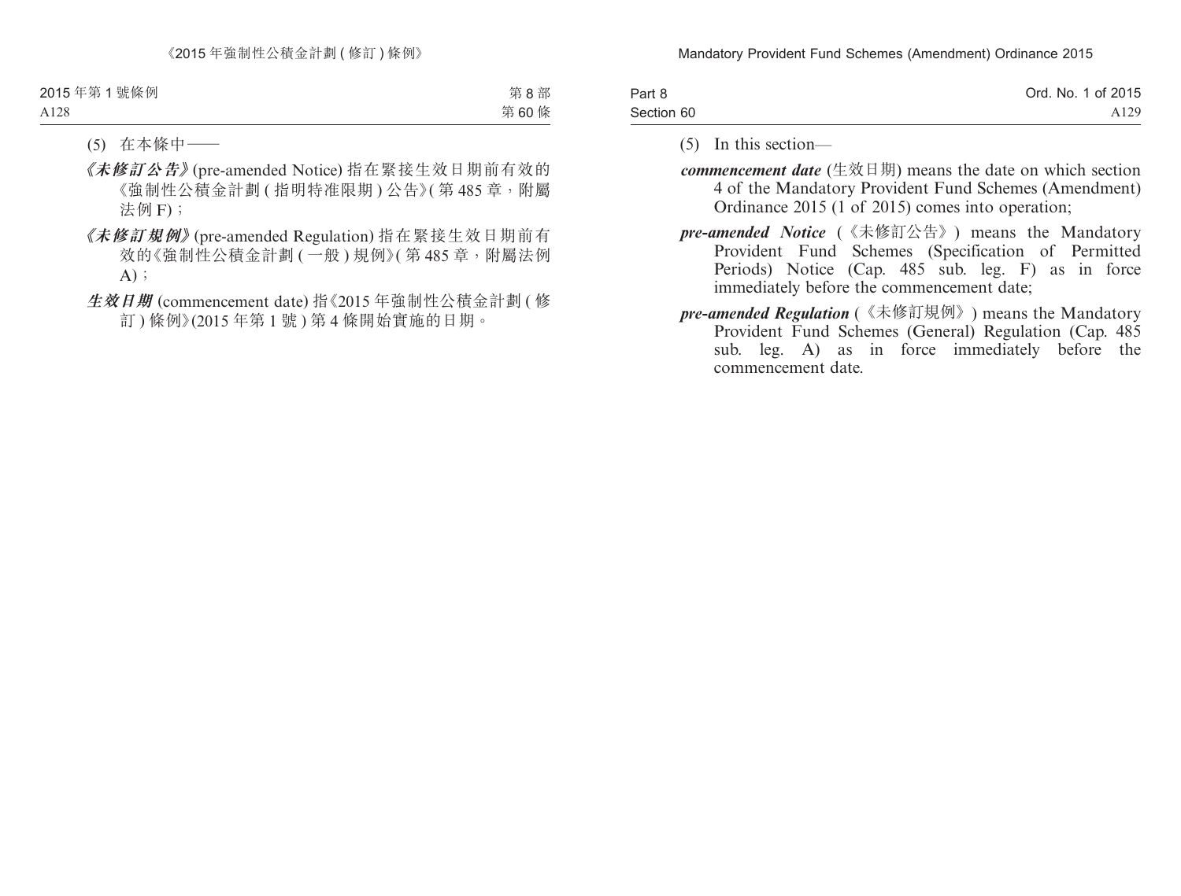(5) 在本條中——

***《未修訂公告》***(pre-amended Notice) 指在緊接生效日期前有效的《強制性公積金計劃 ( 指明特准限期 ) 公告》( 第 485 章，附屬法例 F)；

***《未修訂規例》***(pre-amended Regulation) 指在緊接生效日期前有效的《強制性公積金計劃 ( 一般 ) 規例》( 第 485 章，附屬法例 A)；

***生效日期*** (commencement date) 指《2015 年強制性公積金計劃 ( 修訂 ) 條例》(2015 年第 1 號 ) 第 4 條開始實施的日期。

(5) In this section—

***commencement date*** (生效日期) means the date on which section 4 of the Mandatory Provident Fund Schemes (Amendment) Ordinance 2015 (1 of 2015) comes into operation;

***pre-amended Notice*** (《未修訂公告》) means the Mandatory Provident Fund Schemes (Specification of Permitted Periods) Notice (Cap. 485 sub. leg. F) as in force immediately before the commencement date;

***pre-amended Regulation*** (《未修訂規例》) means the Mandatory Provident Fund Schemes (General) Regulation (Cap. 485 sub. leg. A) as in force immediately before the commencement date.